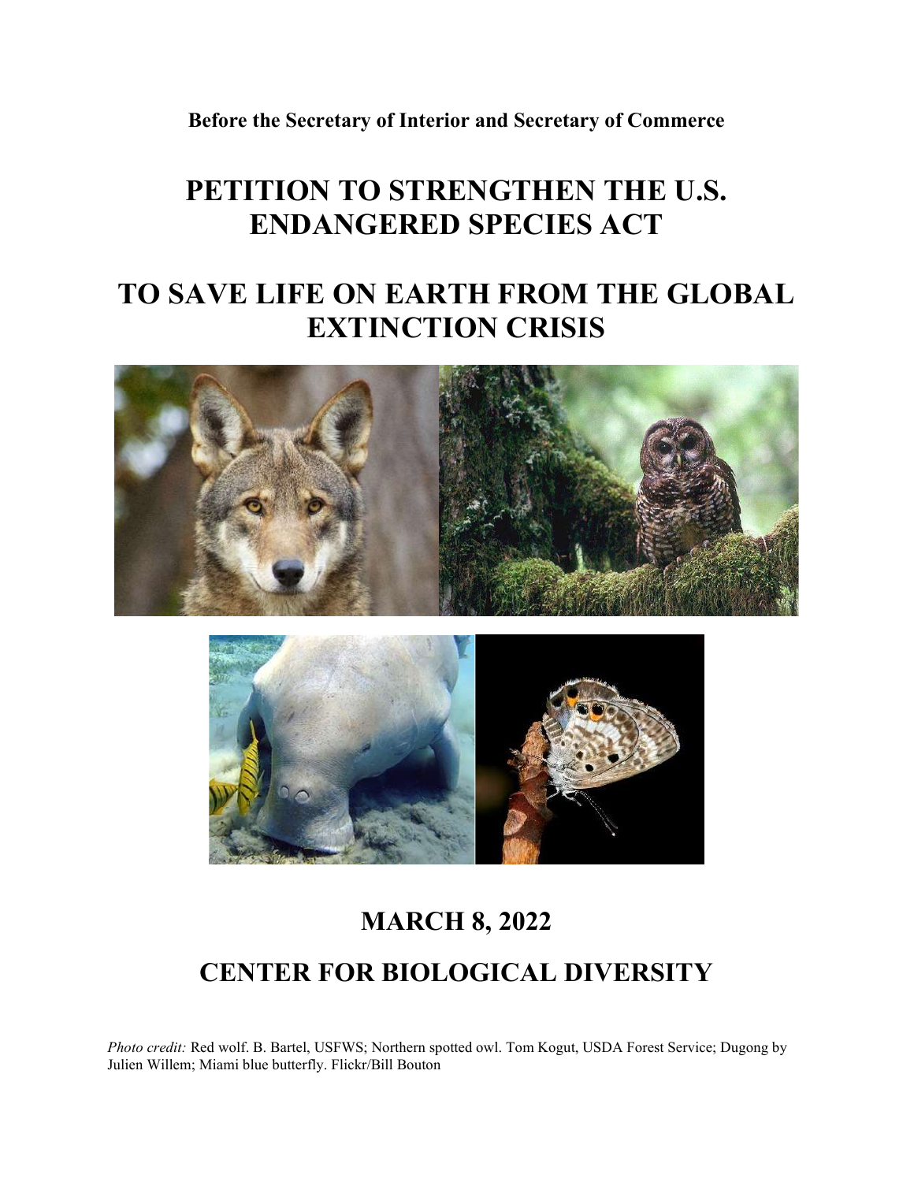**Before the Secretary of Interior and Secretary of Commerce**

# PETITION TO STRENGTHEN THE U.S. ENDANGERED SPECIES ACT

# TO SAVE LIFE ON EARTH FROM THE GLOBAL EXTINCTION CRISIS

## MARCH 8, 2022

## CENTER FOR BIOLOGICAL DIVERSITY

*Photo credit:* Red wolf. B. Bartel, USFWS; Northern spotted owl. Tom Kogut, USDA Forest Service; Dugong by Julien Willem; Miami blue butterfly. Flickr/Bill Bouton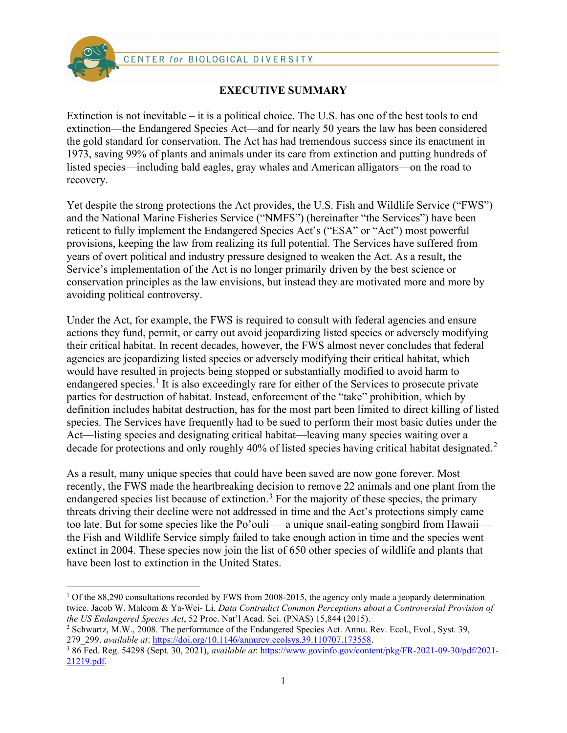CENTER *for* BIOLOGICAL DIVERSITY

## EXECUTIVE SUMMARY

Extinction is not inevitable – it is a political choice. The U.S. has one of the best tools to end extinction—the Endangered Species Act—and for nearly 50 years the law has been considered the gold standard for conservation. The Act has had tremendous success since its enactment in 1973, saving 99% of plants and animals under its care from extinction and putting hundreds of listed species—including bald eagles, gray whales and American alligators—on the road to recovery.

Yet despite the strong protections the Act provides, the U.S. Fish and Wildlife Service ("FWS") and the National Marine Fisheries Service ("NMFS") (hereinafter "the Services") have been reticent to fully implement the Endangered Species Act's ("ESA" or "Act") most powerful provisions, keeping the law from realizing its full potential. The Services have suffered from years of overt political and industry pressure designed to weaken the Act. As a result, the Service's implementation of the Act is no longer primarily driven by the best science or conservation principles as the law envisions, but instead they are motivated more and more by avoiding political controversy.

Under the Act, for example, the FWS is required to consult with federal agencies and ensure actions they fund, permit, or carry out avoid jeopardizing listed species or adversely modifying their critical habitat. In recent decades, however, the FWS almost never concludes that federal agencies are jeopardizing listed species or adversely modifying their critical habitat, which would have resulted in projects being stopped or substantially modified to avoid harm to endangered species.[1] It is also exceedingly rare for either of the Services to prosecute private parties for destruction of habitat. Instead, enforcement of the "take" prohibition, which by definition includes habitat destruction, has for the most part been limited to direct killing of listed species. The Services have frequently had to be sued to perform their most basic duties under the Act—listing species and designating critical habitat—leaving many species waiting over a decade for protections and only roughly 40% of listed species having critical habitat designated.[2]

As a result, many unique species that could have been saved are now gone forever. Most recently, the FWS made the heartbreaking decision to remove 22 animals and one plant from the endangered species list because of extinction.[3] For the majority of these species, the primary threats driving their decline were not addressed in time and the Act's protections simply came too late. But for some species like the Po'ouli — a unique snail-eating songbird from Hawaii — the Fish and Wildlife Service simply failed to take enough action in time and the species went extinct in 2004. These species now join the list of 650 other species of wildlife and plants that have been lost to extinction in the United States.

---

[1] Of the 88,290 consultations recorded by FWS from 2008-2015, the agency only made a jeopardy determination twice. Jacob W. Malcom & Ya-Wei- Li, *Data Contradict Common Perceptions about a Controversial Provision of the US Endangered Species Act*, 52 Proc. Nat'l Acad. Sci. (PNAS) 15,844 (2015).

[2] Schwartz, M.W., 2008. The performance of the Endangered Species Act. Annu. Rev. Ecol., Evol., Syst. 39, 279_299. *available at*: https://doi.org/10.1146/annurev.ecolsys.39.110707.173558.

[3] 86 Fed. Reg. 54298 (Sept. 30, 2021), *available at*: https://www.govinfo.gov/content/pkg/FR-2021-09-30/pdf/2021-21219.pdf.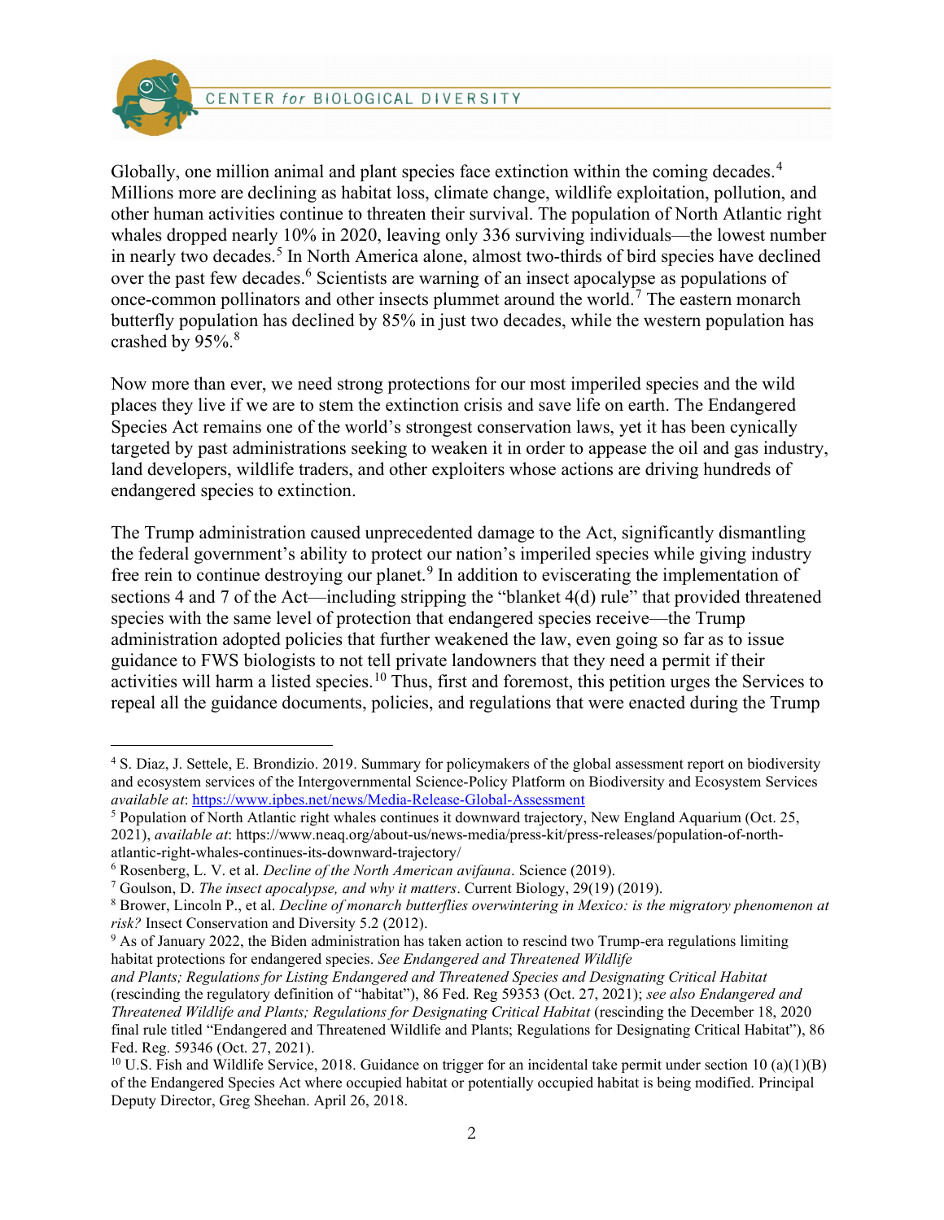Globally, one million animal and plant species face extinction within the coming decades.[4] Millions more are declining as habitat loss, climate change, wildlife exploitation, pollution, and other human activities continue to threaten their survival. The population of North Atlantic right whales dropped nearly 10% in 2020, leaving only 336 surviving individuals—the lowest number in nearly two decades.[5] In North America alone, almost two-thirds of bird species have declined over the past few decades.[6] Scientists are warning of an insect apocalypse as populations of once-common pollinators and other insects plummet around the world.[7] The eastern monarch butterfly population has declined by 85% in just two decades, while the western population has crashed by 95%.[8]

Now more than ever, we need strong protections for our most imperiled species and the wild places they live if we are to stem the extinction crisis and save life on earth. The Endangered Species Act remains one of the world's strongest conservation laws, yet it has been cynically targeted by past administrations seeking to weaken it in order to appease the oil and gas industry, land developers, wildlife traders, and other exploiters whose actions are driving hundreds of endangered species to extinction.

The Trump administration caused unprecedented damage to the Act, significantly dismantling the federal government's ability to protect our nation's imperiled species while giving industry free rein to continue destroying our planet.[9] In addition to eviscerating the implementation of sections 4 and 7 of the Act—including stripping the "blanket 4(d) rule" that provided threatened species with the same level of protection that endangered species receive—the Trump administration adopted policies that further weakened the law, even going so far as to issue guidance to FWS biologists to not tell private landowners that they need a permit if their activities will harm a listed species.[10] Thus, first and foremost, this petition urges the Services to repeal all the guidance documents, policies, and regulations that were enacted during the Trump

---

[4] S. Diaz, J. Settele, E. Brondizio. 2019. Summary for policymakers of the global assessment report on biodiversity and ecosystem services of the Intergovernmental Science-Policy Platform on Biodiversity and Ecosystem Services *available at*: https://www.ipbes.net/news/Media-Release-Global-Assessment

[5] Population of North Atlantic right whales continues it downward trajectory, New England Aquarium (Oct. 25, 2021), *available at*: https://www.neaq.org/about-us/news-media/press-kit/press-releases/population-of-north-atlantic-right-whales-continues-its-downward-trajectory/

[6] Rosenberg, L. V. et al. *Decline of the North American avifauna*. Science (2019).

[7] Goulson, D. *The insect apocalypse, and why it matters*. Current Biology, 29(19) (2019).

[8] Brower, Lincoln P., et al. *Decline of monarch butterflies overwintering in Mexico: is the migratory phenomenon at risk?* Insect Conservation and Diversity 5.2 (2012).

[9] As of January 2022, the Biden administration has taken action to rescind two Trump-era regulations limiting habitat protections for endangered species. *See Endangered and Threatened Wildlife and Plants; Regulations for Listing Endangered and Threatened Species and Designating Critical Habitat* (rescinding the regulatory definition of "habitat"), 86 Fed. Reg 59353 (Oct. 27, 2021); *see also Endangered and Threatened Wildlife and Plants; Regulations for Designating Critical Habitat* (rescinding the December 18, 2020 final rule titled "Endangered and Threatened Wildlife and Plants; Regulations for Designating Critical Habitat"), 86 Fed. Reg. 59346 (Oct. 27, 2021).

[10] U.S. Fish and Wildlife Service, 2018. Guidance on trigger for an incidental take permit under section 10 (a)(1)(B) of the Endangered Species Act where occupied habitat or potentially occupied habitat is being modified. Principal Deputy Director, Greg Sheehan. April 26, 2018.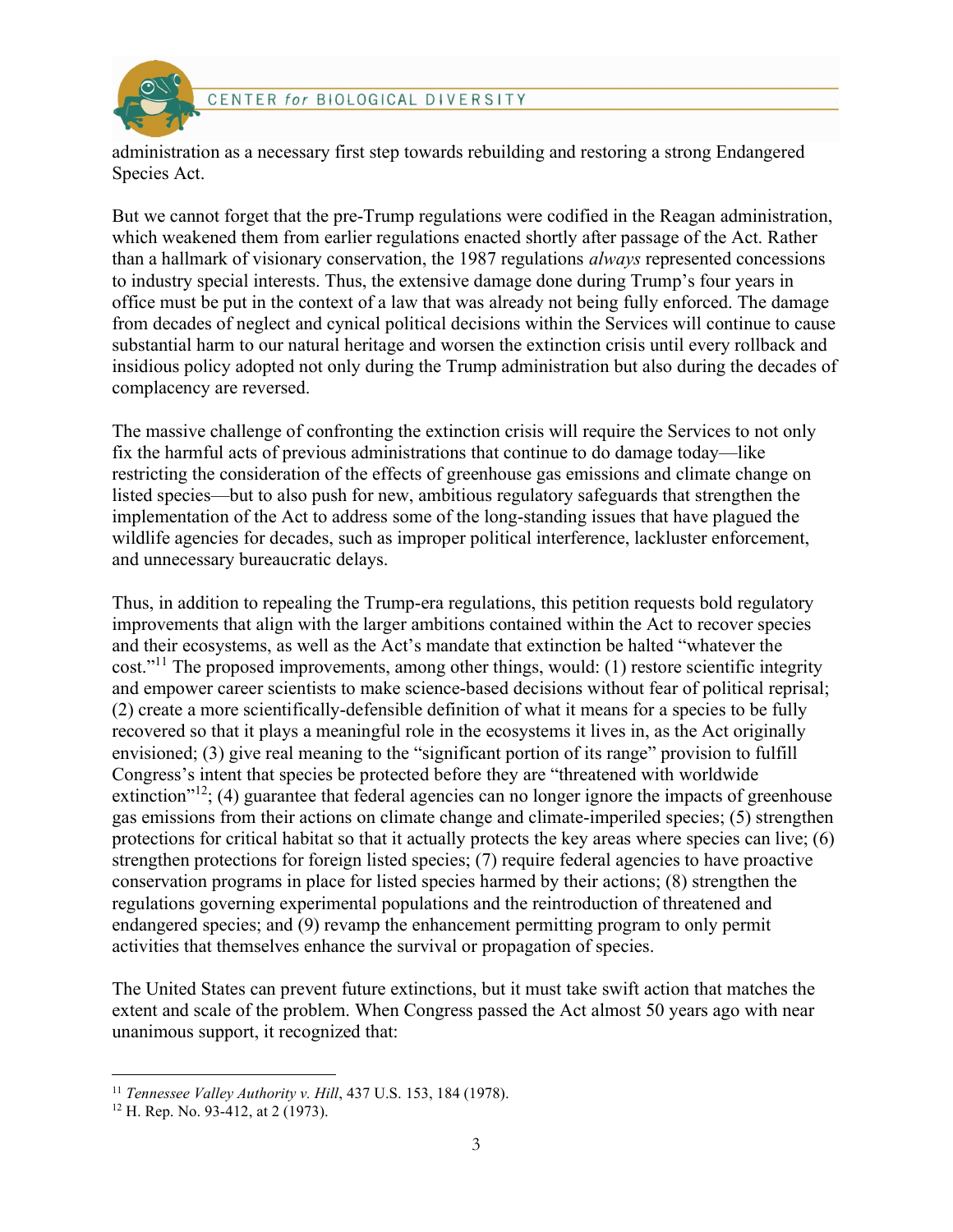administration as a necessary first step towards rebuilding and restoring a strong Endangered Species Act.

But we cannot forget that the pre-Trump regulations were codified in the Reagan administration, which weakened them from earlier regulations enacted shortly after passage of the Act. Rather than a hallmark of visionary conservation, the 1987 regulations *always* represented concessions to industry special interests. Thus, the extensive damage done during Trump's four years in office must be put in the context of a law that was already not being fully enforced. The damage from decades of neglect and cynical political decisions within the Services will continue to cause substantial harm to our natural heritage and worsen the extinction crisis until every rollback and insidious policy adopted not only during the Trump administration but also during the decades of complacency are reversed.

The massive challenge of confronting the extinction crisis will require the Services to not only fix the harmful acts of previous administrations that continue to do damage today—like restricting the consideration of the effects of greenhouse gas emissions and climate change on listed species—but to also push for new, ambitious regulatory safeguards that strengthen the implementation of the Act to address some of the long-standing issues that have plagued the wildlife agencies for decades, such as improper political interference, lackluster enforcement, and unnecessary bureaucratic delays.

Thus, in addition to repealing the Trump-era regulations, this petition requests bold regulatory improvements that align with the larger ambitions contained within the Act to recover species and their ecosystems, as well as the Act's mandate that extinction be halted "whatever the cost."[11] The proposed improvements, among other things, would: (1) restore scientific integrity and empower career scientists to make science-based decisions without fear of political reprisal; (2) create a more scientifically-defensible definition of what it means for a species to be fully recovered so that it plays a meaningful role in the ecosystems it lives in, as the Act originally envisioned; (3) give real meaning to the "significant portion of its range" provision to fulfill Congress's intent that species be protected before they are "threatened with worldwide extinction"[12]; (4) guarantee that federal agencies can no longer ignore the impacts of greenhouse gas emissions from their actions on climate change and climate-imperiled species; (5) strengthen protections for critical habitat so that it actually protects the key areas where species can live; (6) strengthen protections for foreign listed species; (7) require federal agencies to have proactive conservation programs in place for listed species harmed by their actions; (8) strengthen the regulations governing experimental populations and the reintroduction of threatened and endangered species; and (9) revamp the enhancement permitting program to only permit activities that themselves enhance the survival or propagation of species.

The United States can prevent future extinctions, but it must take swift action that matches the extent and scale of the problem. When Congress passed the Act almost 50 years ago with near unanimous support, it recognized that:

---

[11] *Tennessee Valley Authority v. Hill*, 437 U.S. 153, 184 (1978).

[12] H. Rep. No. 93-412, at 2 (1973).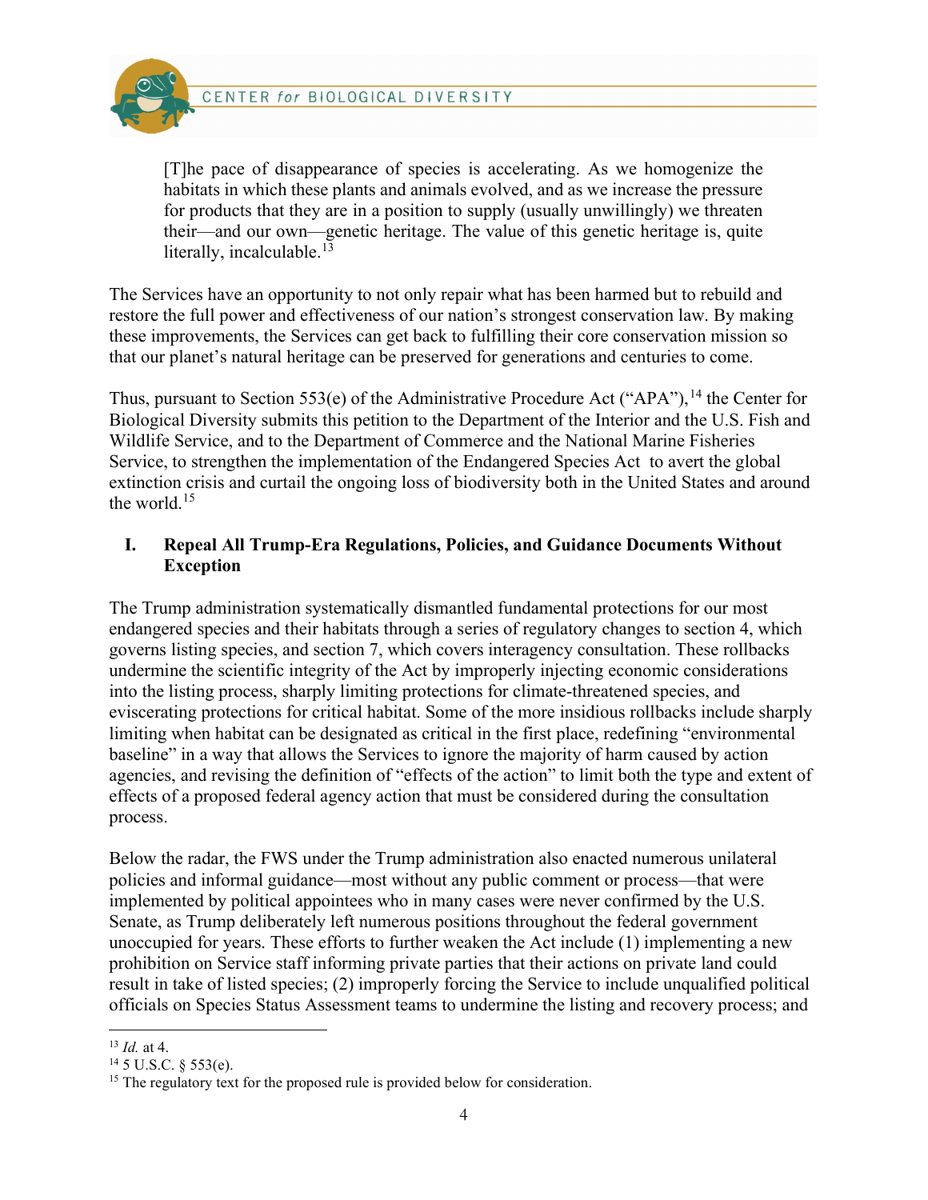> [T]he pace of disappearance of species is accelerating. As we homogenize the habitats in which these plants and animals evolved, and as we increase the pressure for products that they are in a position to supply (usually unwillingly) we threaten their—and our own—genetic heritage. The value of this genetic heritage is, quite literally, incalculable.[13]

The Services have an opportunity to not only repair what has been harmed but to rebuild and restore the full power and effectiveness of our nation's strongest conservation law. By making these improvements, the Services can get back to fulfilling their core conservation mission so that our planet's natural heritage can be preserved for generations and centuries to come.

Thus, pursuant to Section 553(e) of the Administrative Procedure Act ("APA"),[14] the Center for Biological Diversity submits this petition to the Department of the Interior and the U.S. Fish and Wildlife Service, and to the Department of Commerce and the National Marine Fisheries Service, to strengthen the implementation of the Endangered Species Act to avert the global extinction crisis and curtail the ongoing loss of biodiversity both in the United States and around the world.[15]

## I. Repeal All Trump-Era Regulations, Policies, and Guidance Documents Without Exception

The Trump administration systematically dismantled fundamental protections for our most endangered species and their habitats through a series of regulatory changes to section 4, which governs listing species, and section 7, which covers interagency consultation. These rollbacks undermine the scientific integrity of the Act by improperly injecting economic considerations into the listing process, sharply limiting protections for climate-threatened species, and eviscerating protections for critical habitat. Some of the more insidious rollbacks include sharply limiting when habitat can be designated as critical in the first place, redefining "environmental baseline" in a way that allows the Services to ignore the majority of harm caused by action agencies, and revising the definition of "effects of the action" to limit both the type and extent of effects of a proposed federal agency action that must be considered during the consultation process.

Below the radar, the FWS under the Trump administration also enacted numerous unilateral policies and informal guidance—most without any public comment or process—that were implemented by political appointees who in many cases were never confirmed by the U.S. Senate, as Trump deliberately left numerous positions throughout the federal government unoccupied for years. These efforts to further weaken the Act include (1) implementing a new prohibition on Service staff informing private parties that their actions on private land could result in take of listed species; (2) improperly forcing the Service to include unqualified political officials on Species Status Assessment teams to undermine the listing and recovery process; and

---

[13] *Id.* at 4.

[14] 5 U.S.C. § 553(e).

[15] The regulatory text for the proposed rule is provided below for consideration.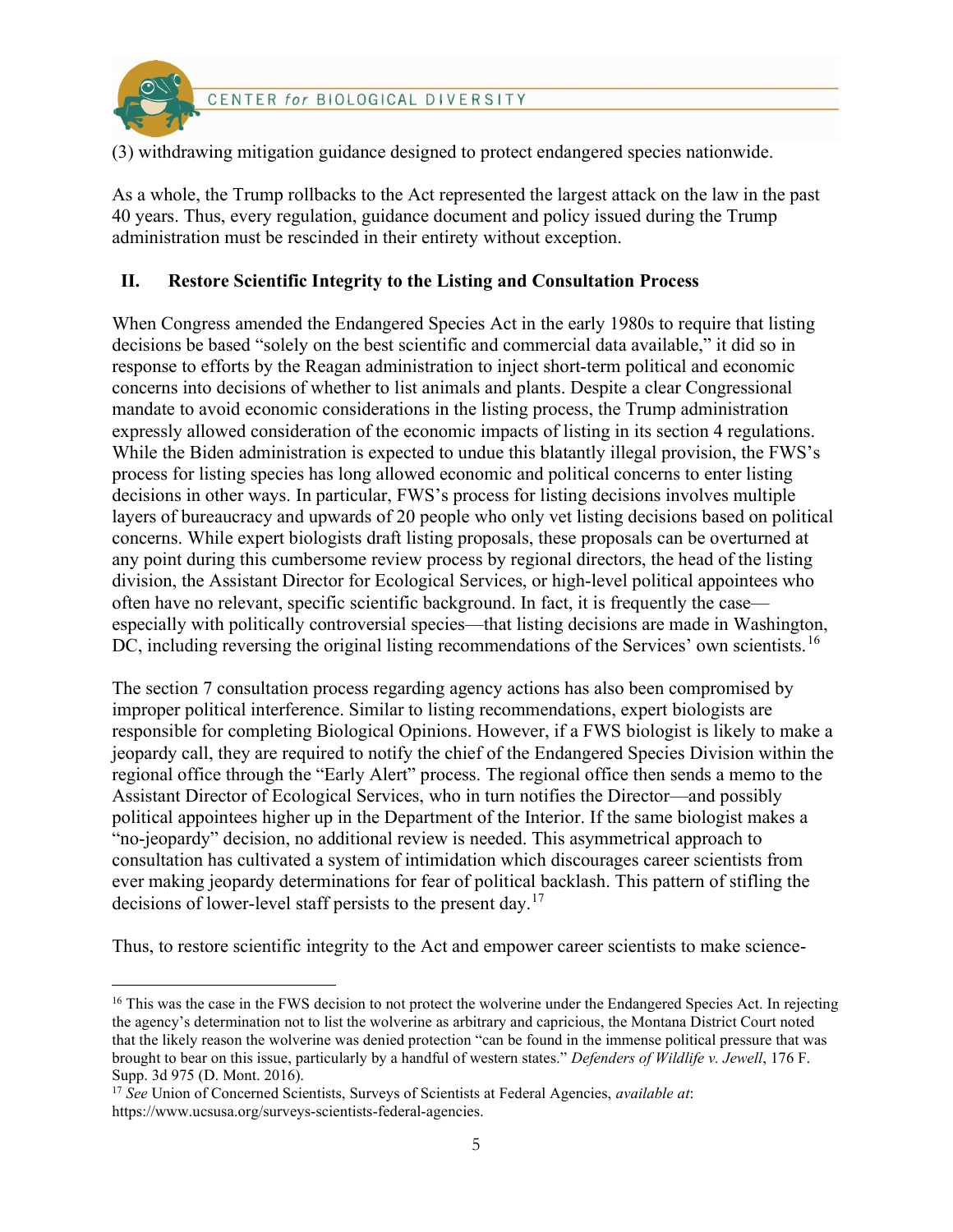(3) withdrawing mitigation guidance designed to protect endangered species nationwide.

As a whole, the Trump rollbacks to the Act represented the largest attack on the law in the past 40 years. Thus, every regulation, guidance document and policy issued during the Trump administration must be rescinded in their entirety without exception.

## II. Restore Scientific Integrity to the Listing and Consultation Process

When Congress amended the Endangered Species Act in the early 1980s to require that listing decisions be based "solely on the best scientific and commercial data available," it did so in response to efforts by the Reagan administration to inject short-term political and economic concerns into decisions of whether to list animals and plants. Despite a clear Congressional mandate to avoid economic considerations in the listing process, the Trump administration expressly allowed consideration of the economic impacts of listing in its section 4 regulations. While the Biden administration is expected to undue this blatantly illegal provision, the FWS's process for listing species has long allowed economic and political concerns to enter listing decisions in other ways. In particular, FWS's process for listing decisions involves multiple layers of bureaucracy and upwards of 20 people who only vet listing decisions based on political concerns. While expert biologists draft listing proposals, these proposals can be overturned at any point during this cumbersome review process by regional directors, the head of the listing division, the Assistant Director for Ecological Services, or high-level political appointees who often have no relevant, specific scientific background. In fact, it is frequently the case—especially with politically controversial species—that listing decisions are made in Washington, DC, including reversing the original listing recommendations of the Services' own scientists.[16]

The section 7 consultation process regarding agency actions has also been compromised by improper political interference. Similar to listing recommendations, expert biologists are responsible for completing Biological Opinions. However, if a FWS biologist is likely to make a jeopardy call, they are required to notify the chief of the Endangered Species Division within the regional office through the "Early Alert" process. The regional office then sends a memo to the Assistant Director of Ecological Services, who in turn notifies the Director—and possibly political appointees higher up in the Department of the Interior. If the same biologist makes a "no-jeopardy" decision, no additional review is needed. This asymmetrical approach to consultation has cultivated a system of intimidation which discourages career scientists from ever making jeopardy determinations for fear of political backlash. This pattern of stifling the decisions of lower-level staff persists to the present day.[17]

Thus, to restore scientific integrity to the Act and empower career scientists to make science-

---

[16] This was the case in the FWS decision to not protect the wolverine under the Endangered Species Act. In rejecting the agency's determination not to list the wolverine as arbitrary and capricious, the Montana District Court noted that the likely reason the wolverine was denied protection "can be found in the immense political pressure that was brought to bear on this issue, particularly by a handful of western states." *Defenders of Wildlife v. Jewell*, 176 F. Supp. 3d 975 (D. Mont. 2016).

[17] *See* Union of Concerned Scientists, Surveys of Scientists at Federal Agencies, *available at*: https://www.ucsusa.org/surveys-scientists-federal-agencies.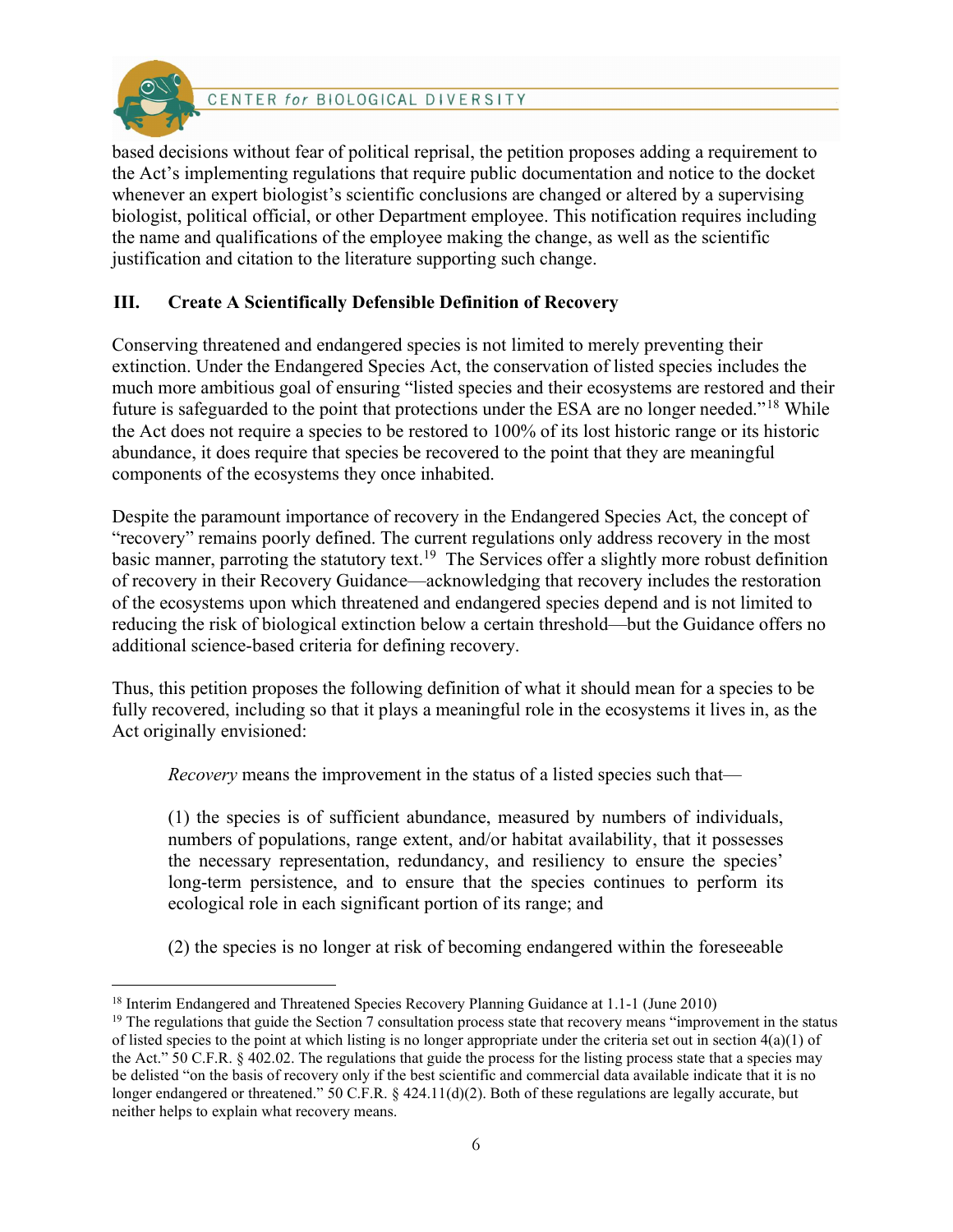based decisions without fear of political reprisal, the petition proposes adding a requirement to the Act's implementing regulations that require public documentation and notice to the docket whenever an expert biologist's scientific conclusions are changed or altered by a supervising biologist, political official, or other Department employee. This notification requires including the name and qualifications of the employee making the change, as well as the scientific justification and citation to the literature supporting such change.

## III. Create A Scientifically Defensible Definition of Recovery

Conserving threatened and endangered species is not limited to merely preventing their extinction. Under the Endangered Species Act, the conservation of listed species includes the much more ambitious goal of ensuring "listed species and their ecosystems are restored and their future is safeguarded to the point that protections under the ESA are no longer needed."[18] While the Act does not require a species to be restored to 100% of its lost historic range or its historic abundance, it does require that species be recovered to the point that they are meaningful components of the ecosystems they once inhabited.

Despite the paramount importance of recovery in the Endangered Species Act, the concept of "recovery" remains poorly defined. The current regulations only address recovery in the most basic manner, parroting the statutory text.[19] The Services offer a slightly more robust definition of recovery in their Recovery Guidance—acknowledging that recovery includes the restoration of the ecosystems upon which threatened and endangered species depend and is not limited to reducing the risk of biological extinction below a certain threshold—but the Guidance offers no additional science-based criteria for defining recovery.

Thus, this petition proposes the following definition of what it should mean for a species to be fully recovered, including so that it plays a meaningful role in the ecosystems it lives in, as the Act originally envisioned:

> *Recovery* means the improvement in the status of a listed species such that—
>
> (1) the species is of sufficient abundance, measured by numbers of individuals, numbers of populations, range extent, and/or habitat availability, that it possesses the necessary representation, redundancy, and resiliency to ensure the species' long-term persistence, and to ensure that the species continues to perform its ecological role in each significant portion of its range; and
>
> (2) the species is no longer at risk of becoming endangered within the foreseeable

---

[18] Interim Endangered and Threatened Species Recovery Planning Guidance at 1.1-1 (June 2010)

[19] The regulations that guide the Section 7 consultation process state that recovery means "improvement in the status of listed species to the point at which listing is no longer appropriate under the criteria set out in section 4(a)(1) of the Act." 50 C.F.R. § 402.02. The regulations that guide the process for the listing process state that a species may be delisted "on the basis of recovery only if the best scientific and commercial data available indicate that it is no longer endangered or threatened." 50 C.F.R. § 424.11(d)(2). Both of these regulations are legally accurate, but neither helps to explain what recovery means.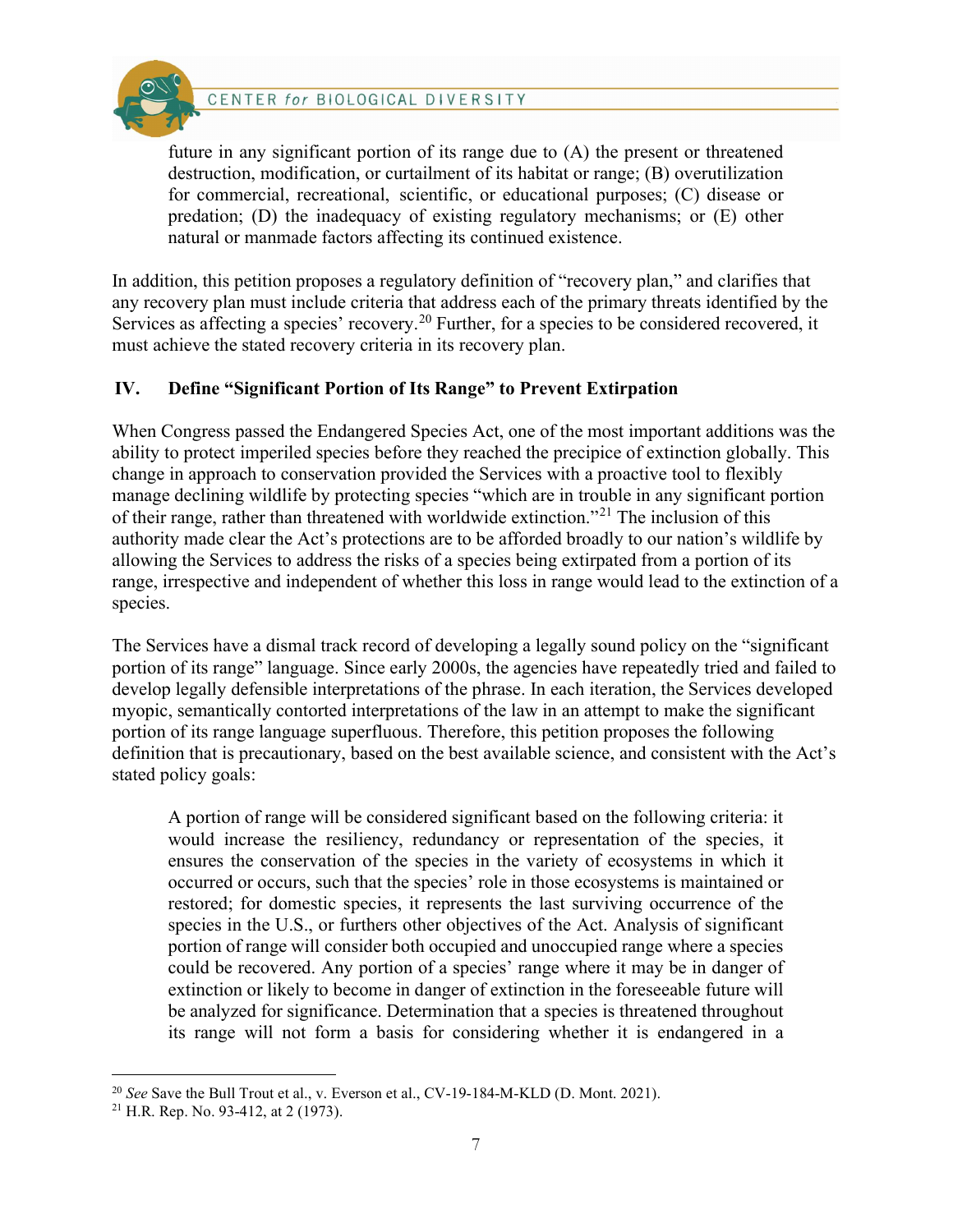> future in any significant portion of its range due to (A) the present or threatened destruction, modification, or curtailment of its habitat or range; (B) overutilization for commercial, recreational, scientific, or educational purposes; (C) disease or predation; (D) the inadequacy of existing regulatory mechanisms; or (E) other natural or manmade factors affecting its continued existence.

In addition, this petition proposes a regulatory definition of "recovery plan," and clarifies that any recovery plan must include criteria that address each of the primary threats identified by the Services as affecting a species' recovery.[20] Further, for a species to be considered recovered, it must achieve the stated recovery criteria in its recovery plan.

## IV. Define "Significant Portion of Its Range" to Prevent Extirpation

When Congress passed the Endangered Species Act, one of the most important additions was the ability to protect imperiled species before they reached the precipice of extinction globally. This change in approach to conservation provided the Services with a proactive tool to flexibly manage declining wildlife by protecting species "which are in trouble in any significant portion of their range, rather than threatened with worldwide extinction."[21] The inclusion of this authority made clear the Act's protections are to be afforded broadly to our nation's wildlife by allowing the Services to address the risks of a species being extirpated from a portion of its range, irrespective and independent of whether this loss in range would lead to the extinction of a species.

The Services have a dismal track record of developing a legally sound policy on the "significant portion of its range" language. Since early 2000s, the agencies have repeatedly tried and failed to develop legally defensible interpretations of the phrase. In each iteration, the Services developed myopic, semantically contorted interpretations of the law in an attempt to make the significant portion of its range language superfluous. Therefore, this petition proposes the following definition that is precautionary, based on the best available science, and consistent with the Act's stated policy goals:

> A portion of range will be considered significant based on the following criteria: it would increase the resiliency, redundancy or representation of the species, it ensures the conservation of the species in the variety of ecosystems in which it occurred or occurs, such that the species' role in those ecosystems is maintained or restored; for domestic species, it represents the last surviving occurrence of the species in the U.S., or furthers other objectives of the Act. Analysis of significant portion of range will consider both occupied and unoccupied range where a species could be recovered. Any portion of a species' range where it may be in danger of extinction or likely to become in danger of extinction in the foreseeable future will be analyzed for significance. Determination that a species is threatened throughout its range will not form a basis for considering whether it is endangered in a

[20] *See* Save the Bull Trout et al., v. Everson et al., CV-19-184-M-KLD (D. Mont. 2021).

[21] H.R. Rep. No. 93-412, at 2 (1973).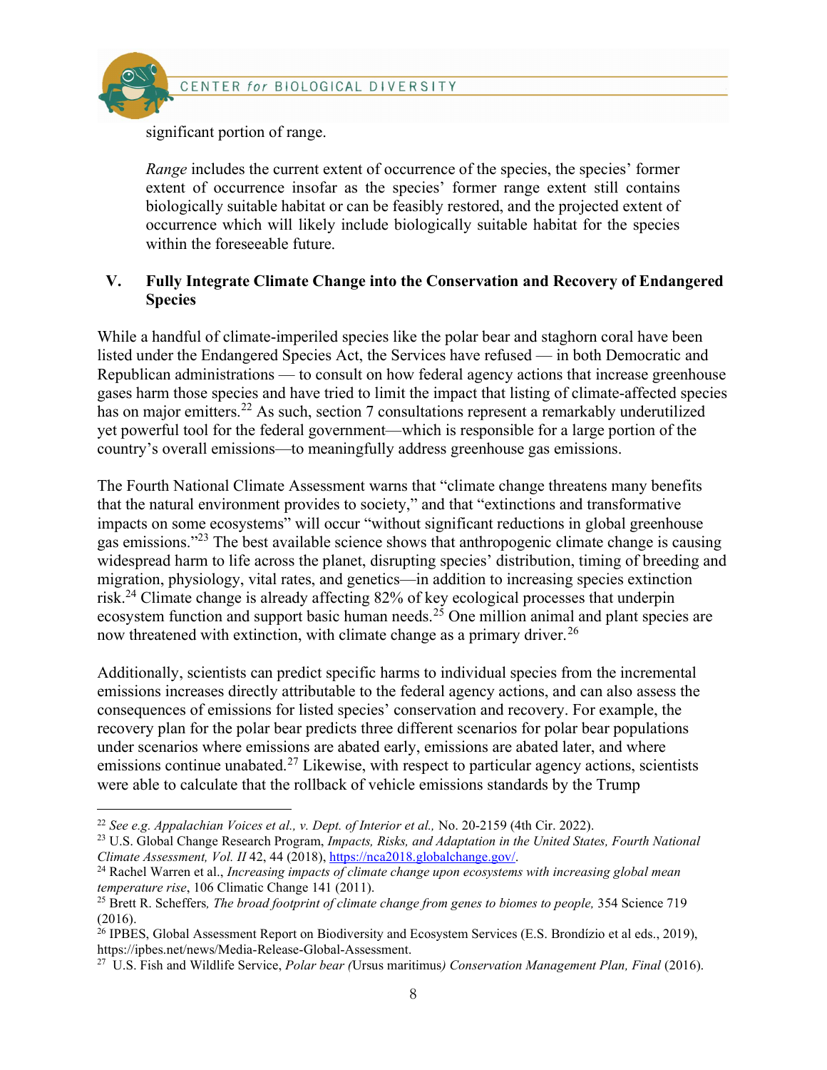significant portion of range.

> *Range* includes the current extent of occurrence of the species, the species' former extent of occurrence insofar as the species' former range extent still contains biologically suitable habitat or can be feasibly restored, and the projected extent of occurrence which will likely include biologically suitable habitat for the species within the foreseeable future.

## V. Fully Integrate Climate Change into the Conservation and Recovery of Endangered Species

While a handful of climate-imperiled species like the polar bear and staghorn coral have been listed under the Endangered Species Act, the Services have refused — in both Democratic and Republican administrations — to consult on how federal agency actions that increase greenhouse gases harm those species and have tried to limit the impact that listing of climate-affected species has on major emitters.[22] As such, section 7 consultations represent a remarkably underutilized yet powerful tool for the federal government—which is responsible for a large portion of the country's overall emissions—to meaningfully address greenhouse gas emissions.

The Fourth National Climate Assessment warns that "climate change threatens many benefits that the natural environment provides to society," and that "extinctions and transformative impacts on some ecosystems" will occur "without significant reductions in global greenhouse gas emissions."[23] The best available science shows that anthropogenic climate change is causing widespread harm to life across the planet, disrupting species' distribution, timing of breeding and migration, physiology, vital rates, and genetics—in addition to increasing species extinction risk.[24] Climate change is already affecting 82% of key ecological processes that underpin ecosystem function and support basic human needs.[25] One million animal and plant species are now threatened with extinction, with climate change as a primary driver.[26]

Additionally, scientists can predict specific harms to individual species from the incremental emissions increases directly attributable to the federal agency actions, and can also assess the consequences of emissions for listed species' conservation and recovery. For example, the recovery plan for the polar bear predicts three different scenarios for polar bear populations under scenarios where emissions are abated early, emissions are abated later, and where emissions continue unabated.[27] Likewise, with respect to particular agency actions, scientists were able to calculate that the rollback of vehicle emissions standards by the Trump

---

[22] *See e.g. Appalachian Voices et al., v. Dept. of Interior et al.,* No. 20-2159 (4th Cir. 2022).

[23] U.S. Global Change Research Program, *Impacts, Risks, and Adaptation in the United States, Fourth National Climate Assessment, Vol. II* 42, 44 (2018), https://nca2018.globalchange.gov/.

[24] Rachel Warren et al., *Increasing impacts of climate change upon ecosystems with increasing global mean temperature rise*, 106 Climatic Change 141 (2011).

[25] Brett R. Scheffers*, The broad footprint of climate change from genes to biomes to people,* 354 Science 719 (2016).

[26] IPBES, Global Assessment Report on Biodiversity and Ecosystem Services (E.S. Brondízio et al eds., 2019), https://ipbes.net/news/Media-Release-Global-Assessment.

[27] U.S. Fish and Wildlife Service, *Polar bear (*Ursus maritimus*) Conservation Management Plan, Final* (2016).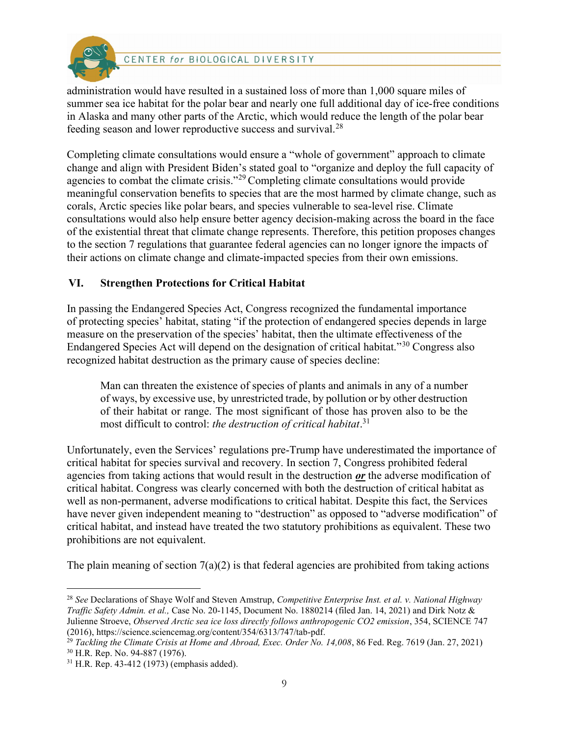administration would have resulted in a sustained loss of more than 1,000 square miles of summer sea ice habitat for the polar bear and nearly one full additional day of ice-free conditions in Alaska and many other parts of the Arctic, which would reduce the length of the polar bear feeding season and lower reproductive success and survival.[28]

Completing climate consultations would ensure a "whole of government" approach to climate change and align with President Biden's stated goal to "organize and deploy the full capacity of agencies to combat the climate crisis."[29] Completing climate consultations would provide meaningful conservation benefits to species that are the most harmed by climate change, such as corals, Arctic species like polar bears, and species vulnerable to sea-level rise. Climate consultations would also help ensure better agency decision-making across the board in the face of the existential threat that climate change represents. Therefore, this petition proposes changes to the section 7 regulations that guarantee federal agencies can no longer ignore the impacts of their actions on climate change and climate-impacted species from their own emissions.

## VI. Strengthen Protections for Critical Habitat

In passing the Endangered Species Act, Congress recognized the fundamental importance of protecting species' habitat, stating "if the protection of endangered species depends in large measure on the preservation of the species' habitat, then the ultimate effectiveness of the Endangered Species Act will depend on the designation of critical habitat."[30] Congress also recognized habitat destruction as the primary cause of species decline:

> Man can threaten the existence of species of plants and animals in any of a number of ways, by excessive use, by unrestricted trade, by pollution or by other destruction of their habitat or range. The most significant of those has proven also to be the most difficult to control: *the destruction of critical habitat*.[31]

Unfortunately, even the Services' regulations pre-Trump have underestimated the importance of critical habitat for species survival and recovery. In section 7, Congress prohibited federal agencies from taking actions that would result in the destruction ***or*** the adverse modification of critical habitat. Congress was clearly concerned with both the destruction of critical habitat as well as non-permanent, adverse modifications to critical habitat. Despite this fact, the Services have never given independent meaning to "destruction" as opposed to "adverse modification" of critical habitat, and instead have treated the two statutory prohibitions as equivalent. These two prohibitions are not equivalent.

The plain meaning of section 7(a)(2) is that federal agencies are prohibited from taking actions

---

[28] *See* Declarations of Shaye Wolf and Steven Amstrup, *Competitive Enterprise Inst. et al. v. National Highway Traffic Safety Admin. et al.,* Case No. 20-1145, Document No. 1880214 (filed Jan. 14, 2021) and Dirk Notz & Julienne Stroeve, *Observed Arctic sea ice loss directly follows anthropogenic CO2 emission*, 354, SCIENCE 747 (2016), https://science.sciencemag.org/content/354/6313/747/tab-pdf.

[29] *Tackling the Climate Crisis at Home and Abroad, Exec. Order No. 14,008*, 86 Fed. Reg. 7619 (Jan. 27, 2021)

[30] H.R. Rep. No. 94-887 (1976).

[31] H.R. Rep. 43-412 (1973) (emphasis added).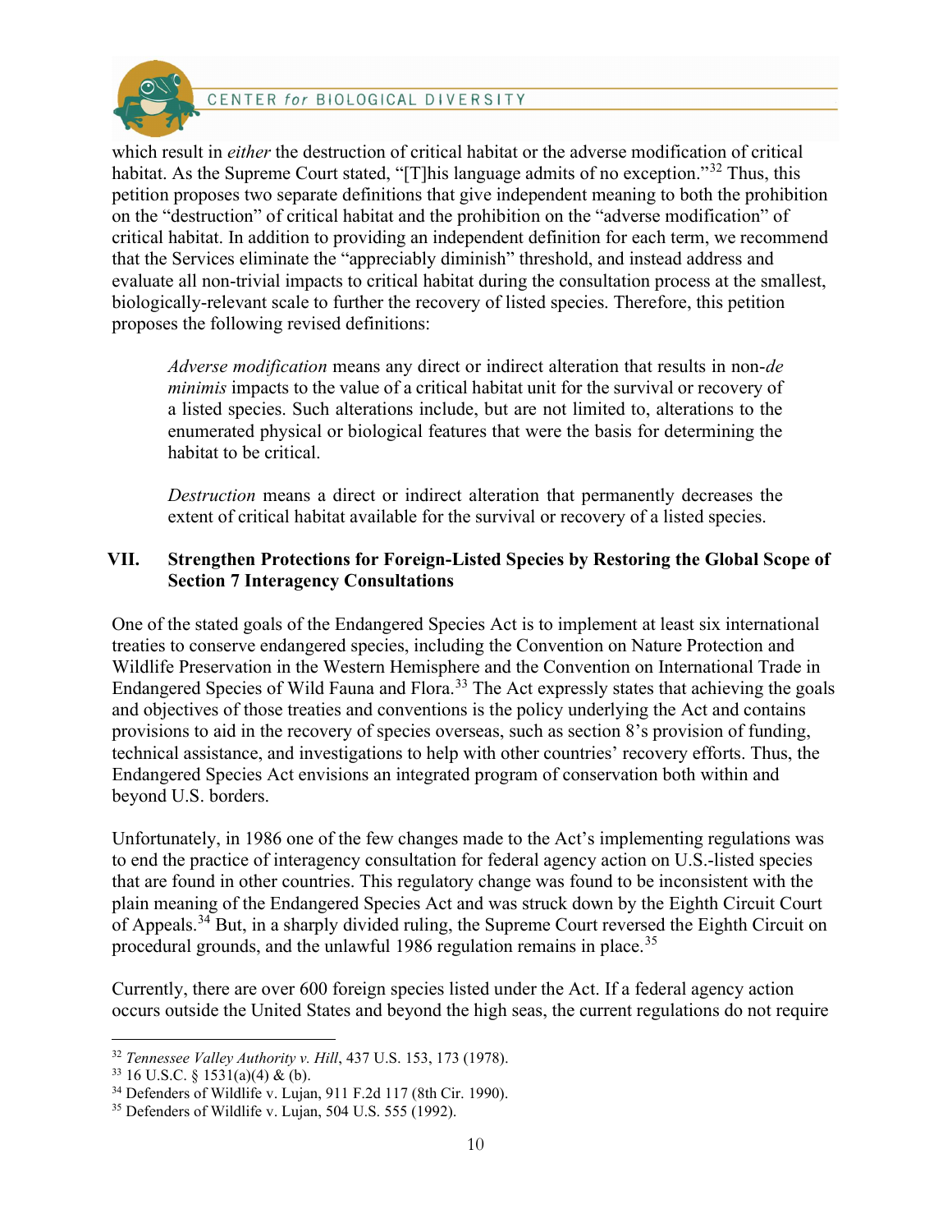which result in *either* the destruction of critical habitat or the adverse modification of critical habitat. As the Supreme Court stated, "[T]his language admits of no exception."[32] Thus, this petition proposes two separate definitions that give independent meaning to both the prohibition on the "destruction" of critical habitat and the prohibition on the "adverse modification" of critical habitat. In addition to providing an independent definition for each term, we recommend that the Services eliminate the "appreciably diminish" threshold, and instead address and evaluate all non-trivial impacts to critical habitat during the consultation process at the smallest, biologically-relevant scale to further the recovery of listed species. Therefore, this petition proposes the following revised definitions:

> *Adverse modification* means any direct or indirect alteration that results in non-*de minimis* impacts to the value of a critical habitat unit for the survival or recovery of a listed species. Such alterations include, but are not limited to, alterations to the enumerated physical or biological features that were the basis for determining the habitat to be critical.
>
> *Destruction* means a direct or indirect alteration that permanently decreases the extent of critical habitat available for the survival or recovery of a listed species.

## VII. Strengthen Protections for Foreign-Listed Species by Restoring the Global Scope of Section 7 Interagency Consultations

One of the stated goals of the Endangered Species Act is to implement at least six international treaties to conserve endangered species, including the Convention on Nature Protection and Wildlife Preservation in the Western Hemisphere and the Convention on International Trade in Endangered Species of Wild Fauna and Flora.[33] The Act expressly states that achieving the goals and objectives of those treaties and conventions is the policy underlying the Act and contains provisions to aid in the recovery of species overseas, such as section 8's provision of funding, technical assistance, and investigations to help with other countries' recovery efforts. Thus, the Endangered Species Act envisions an integrated program of conservation both within and beyond U.S. borders.

Unfortunately, in 1986 one of the few changes made to the Act's implementing regulations was to end the practice of interagency consultation for federal agency action on U.S.-listed species that are found in other countries. This regulatory change was found to be inconsistent with the plain meaning of the Endangered Species Act and was struck down by the Eighth Circuit Court of Appeals.[34] But, in a sharply divided ruling, the Supreme Court reversed the Eighth Circuit on procedural grounds, and the unlawful 1986 regulation remains in place.[35]

Currently, there are over 600 foreign species listed under the Act. If a federal agency action occurs outside the United States and beyond the high seas, the current regulations do not require

---

[32] *Tennessee Valley Authority v. Hill*, 437 U.S. 153, 173 (1978).

[33] 16 U.S.C. § 1531(a)(4) & (b).

[34] Defenders of Wildlife v. Lujan, 911 F.2d 117 (8th Cir. 1990).

[35] Defenders of Wildlife v. Lujan, 504 U.S. 555 (1992).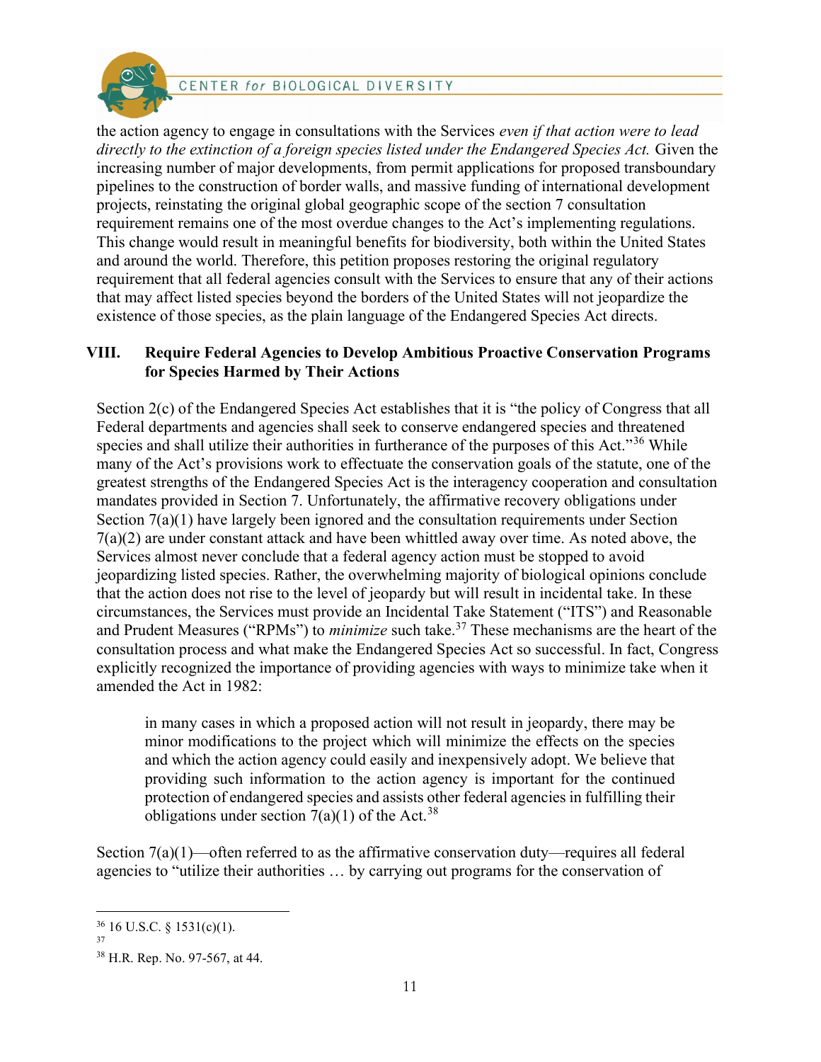the action agency to engage in consultations with the Services *even if that action were to lead directly to the extinction of a foreign species listed under the Endangered Species Act.* Given the increasing number of major developments, from permit applications for proposed transboundary pipelines to the construction of border walls, and massive funding of international development projects, reinstating the original global geographic scope of the section 7 consultation requirement remains one of the most overdue changes to the Act's implementing regulations. This change would result in meaningful benefits for biodiversity, both within the United States and around the world. Therefore, this petition proposes restoring the original regulatory requirement that all federal agencies consult with the Services to ensure that any of their actions that may affect listed species beyond the borders of the United States will not jeopardize the existence of those species, as the plain language of the Endangered Species Act directs.

## VIII. Require Federal Agencies to Develop Ambitious Proactive Conservation Programs for Species Harmed by Their Actions

Section 2(c) of the Endangered Species Act establishes that it is "the policy of Congress that all Federal departments and agencies shall seek to conserve endangered species and threatened species and shall utilize their authorities in furtherance of the purposes of this Act."[36] While many of the Act's provisions work to effectuate the conservation goals of the statute, one of the greatest strengths of the Endangered Species Act is the interagency cooperation and consultation mandates provided in Section 7. Unfortunately, the affirmative recovery obligations under Section 7(a)(1) have largely been ignored and the consultation requirements under Section 7(a)(2) are under constant attack and have been whittled away over time. As noted above, the Services almost never conclude that a federal agency action must be stopped to avoid jeopardizing listed species. Rather, the overwhelming majority of biological opinions conclude that the action does not rise to the level of jeopardy but will result in incidental take. In these circumstances, the Services must provide an Incidental Take Statement ("ITS") and Reasonable and Prudent Measures ("RPMs") to *minimize* such take.[37] These mechanisms are the heart of the consultation process and what make the Endangered Species Act so successful. In fact, Congress explicitly recognized the importance of providing agencies with ways to minimize take when it amended the Act in 1982:

> in many cases in which a proposed action will not result in jeopardy, there may be minor modifications to the project which will minimize the effects on the species and which the action agency could easily and inexpensively adopt. We believe that providing such information to the action agency is important for the continued protection of endangered species and assists other federal agencies in fulfilling their obligations under section 7(a)(1) of the Act.[38]

Section 7(a)(1)—often referred to as the affirmative conservation duty—requires all federal agencies to "utilize their authorities … by carrying out programs for the conservation of

---

[36] 16 U.S.C. § 1531(c)(1).

[37]

[38] H.R. Rep. No. 97-567, at 44.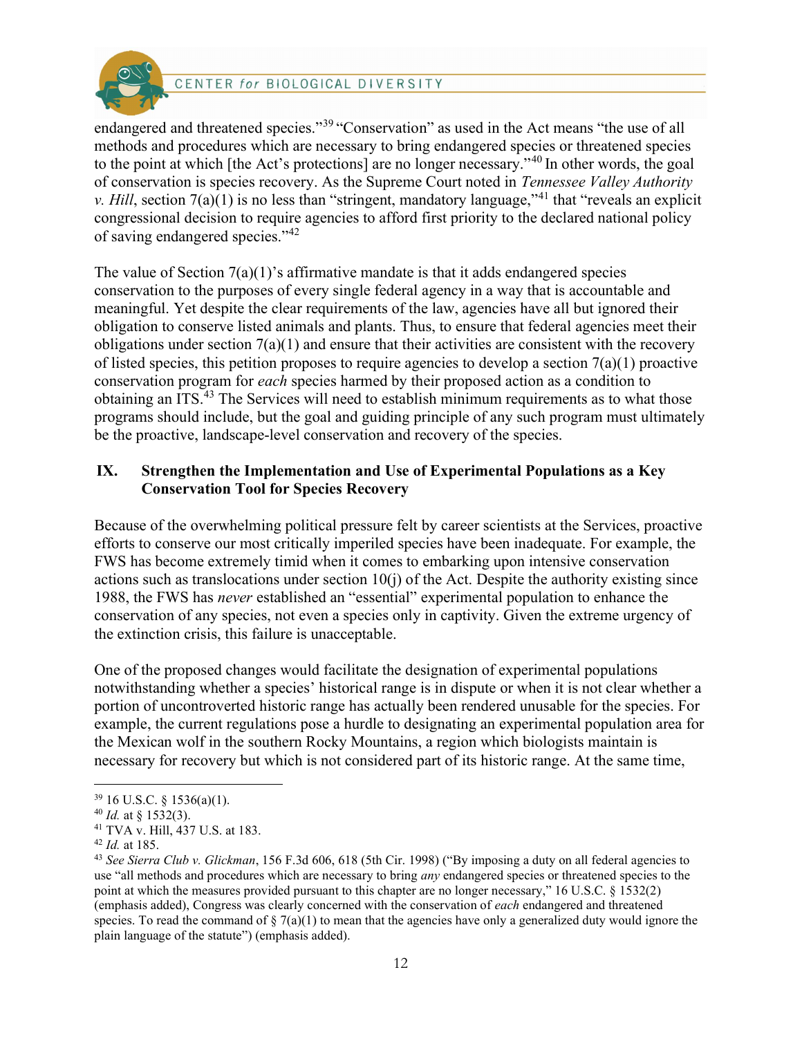endangered and threatened species."[39] "Conservation" as used in the Act means "the use of all methods and procedures which are necessary to bring endangered species or threatened species to the point at which [the Act's protections] are no longer necessary."[40] In other words, the goal of conservation is species recovery. As the Supreme Court noted in *Tennessee Valley Authority v. Hill*, section 7(a)(1) is no less than "stringent, mandatory language,"[41] that "reveals an explicit congressional decision to require agencies to afford first priority to the declared national policy of saving endangered species."[42]

The value of Section 7(a)(1)'s affirmative mandate is that it adds endangered species conservation to the purposes of every single federal agency in a way that is accountable and meaningful. Yet despite the clear requirements of the law, agencies have all but ignored their obligation to conserve listed animals and plants. Thus, to ensure that federal agencies meet their obligations under section 7(a)(1) and ensure that their activities are consistent with the recovery of listed species, this petition proposes to require agencies to develop a section 7(a)(1) proactive conservation program for *each* species harmed by their proposed action as a condition to obtaining an ITS.[43] The Services will need to establish minimum requirements as to what those programs should include, but the goal and guiding principle of any such program must ultimately be the proactive, landscape-level conservation and recovery of the species.

## IX. Strengthen the Implementation and Use of Experimental Populations as a Key Conservation Tool for Species Recovery

Because of the overwhelming political pressure felt by career scientists at the Services, proactive efforts to conserve our most critically imperiled species have been inadequate. For example, the FWS has become extremely timid when it comes to embarking upon intensive conservation actions such as translocations under section 10(j) of the Act. Despite the authority existing since 1988, the FWS has *never* established an "essential" experimental population to enhance the conservation of any species, not even a species only in captivity. Given the extreme urgency of the extinction crisis, this failure is unacceptable.

One of the proposed changes would facilitate the designation of experimental populations notwithstanding whether a species' historical range is in dispute or when it is not clear whether a portion of uncontroverted historic range has actually been rendered unusable for the species. For example, the current regulations pose a hurdle to designating an experimental population area for the Mexican wolf in the southern Rocky Mountains, a region which biologists maintain is necessary for recovery but which is not considered part of its historic range. At the same time,

---

[39] 16 U.S.C. § 1536(a)(1).

[40] *Id.* at § 1532(3).

[41] TVA v. Hill, 437 U.S. at 183.

[42] *Id.* at 185.

[43] *See Sierra Club v. Glickman*, 156 F.3d 606, 618 (5th Cir. 1998) ("By imposing a duty on all federal agencies to use "all methods and procedures which are necessary to bring *any* endangered species or threatened species to the point at which the measures provided pursuant to this chapter are no longer necessary," 16 U.S.C. § 1532(2) (emphasis added), Congress was clearly concerned with the conservation of *each* endangered and threatened species. To read the command of § 7(a)(1) to mean that the agencies have only a generalized duty would ignore the plain language of the statute") (emphasis added).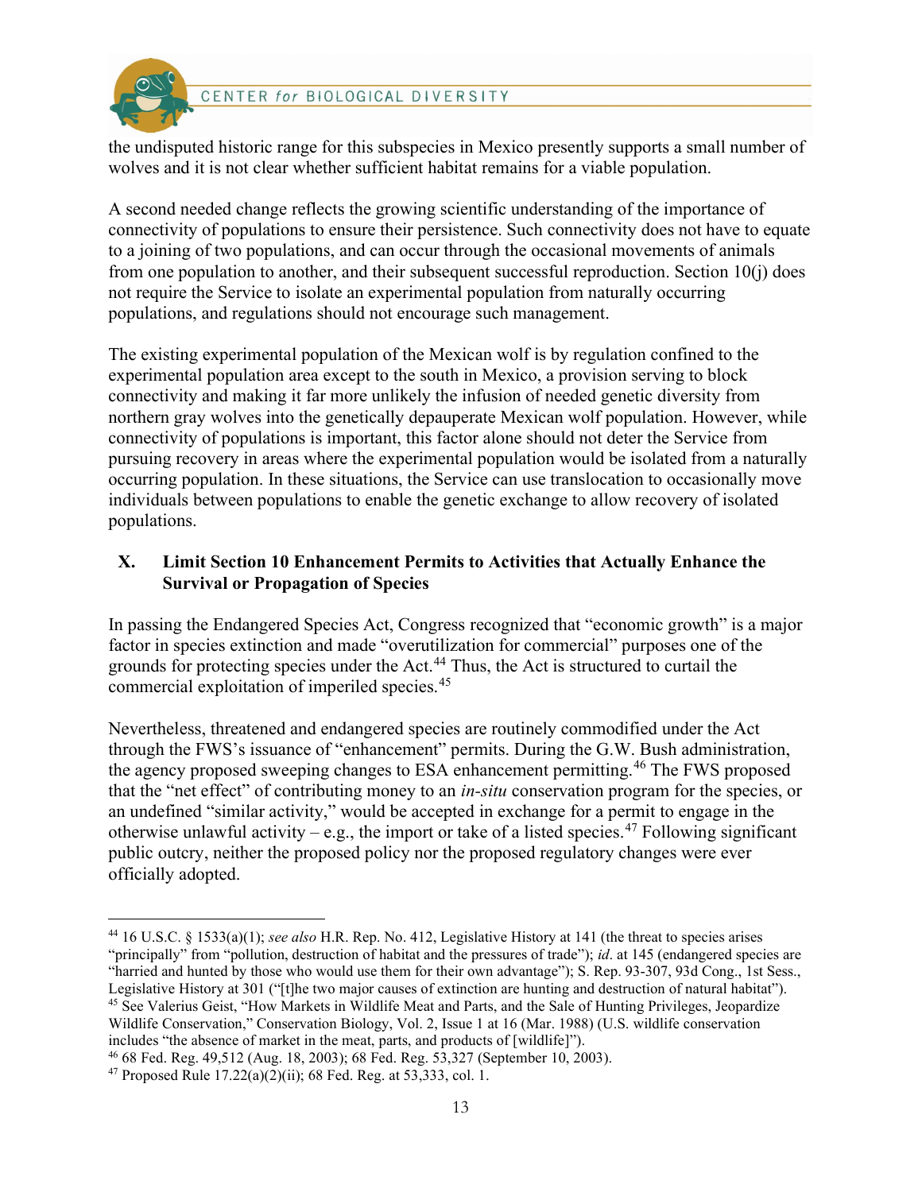the undisputed historic range for this subspecies in Mexico presently supports a small number of wolves and it is not clear whether sufficient habitat remains for a viable population.

A second needed change reflects the growing scientific understanding of the importance of connectivity of populations to ensure their persistence. Such connectivity does not have to equate to a joining of two populations, and can occur through the occasional movements of animals from one population to another, and their subsequent successful reproduction. Section 10(j) does not require the Service to isolate an experimental population from naturally occurring populations, and regulations should not encourage such management.

The existing experimental population of the Mexican wolf is by regulation confined to the experimental population area except to the south in Mexico, a provision serving to block connectivity and making it far more unlikely the infusion of needed genetic diversity from northern gray wolves into the genetically depauperate Mexican wolf population. However, while connectivity of populations is important, this factor alone should not deter the Service from pursuing recovery in areas where the experimental population would be isolated from a naturally occurring population. In these situations, the Service can use translocation to occasionally move individuals between populations to enable the genetic exchange to allow recovery of isolated populations.

## X. Limit Section 10 Enhancement Permits to Activities that Actually Enhance the Survival or Propagation of Species

In passing the Endangered Species Act, Congress recognized that "economic growth" is a major factor in species extinction and made "overutilization for commercial" purposes one of the grounds for protecting species under the Act.[44] Thus, the Act is structured to curtail the commercial exploitation of imperiled species.[45]

Nevertheless, threatened and endangered species are routinely commodified under the Act through the FWS's issuance of "enhancement" permits. During the G.W. Bush administration, the agency proposed sweeping changes to ESA enhancement permitting.[46] The FWS proposed that the "net effect" of contributing money to an *in-situ* conservation program for the species, or an undefined "similar activity," would be accepted in exchange for a permit to engage in the otherwise unlawful activity – e.g., the import or take of a listed species.[47] Following significant public outcry, neither the proposed policy nor the proposed regulatory changes were ever officially adopted.

---

[44] 16 U.S.C. § 1533(a)(1); *see also* H.R. Rep. No. 412, Legislative History at 141 (the threat to species arises "principally" from "pollution, destruction of habitat and the pressures of trade"); *id*. at 145 (endangered species are "harried and hunted by those who would use them for their own advantage"); S. Rep. 93-307, 93d Cong., 1st Sess., Legislative History at 301 ("[t]he two major causes of extinction are hunting and destruction of natural habitat").

[45] See Valerius Geist, "How Markets in Wildlife Meat and Parts, and the Sale of Hunting Privileges, Jeopardize Wildlife Conservation," Conservation Biology, Vol. 2, Issue 1 at 16 (Mar. 1988) (U.S. wildlife conservation includes "the absence of market in the meat, parts, and products of [wildlife]").

[46] 68 Fed. Reg. 49,512 (Aug. 18, 2003); 68 Fed. Reg. 53,327 (September 10, 2003).

[47] Proposed Rule 17.22(a)(2)(ii); 68 Fed. Reg. at 53,333, col. 1.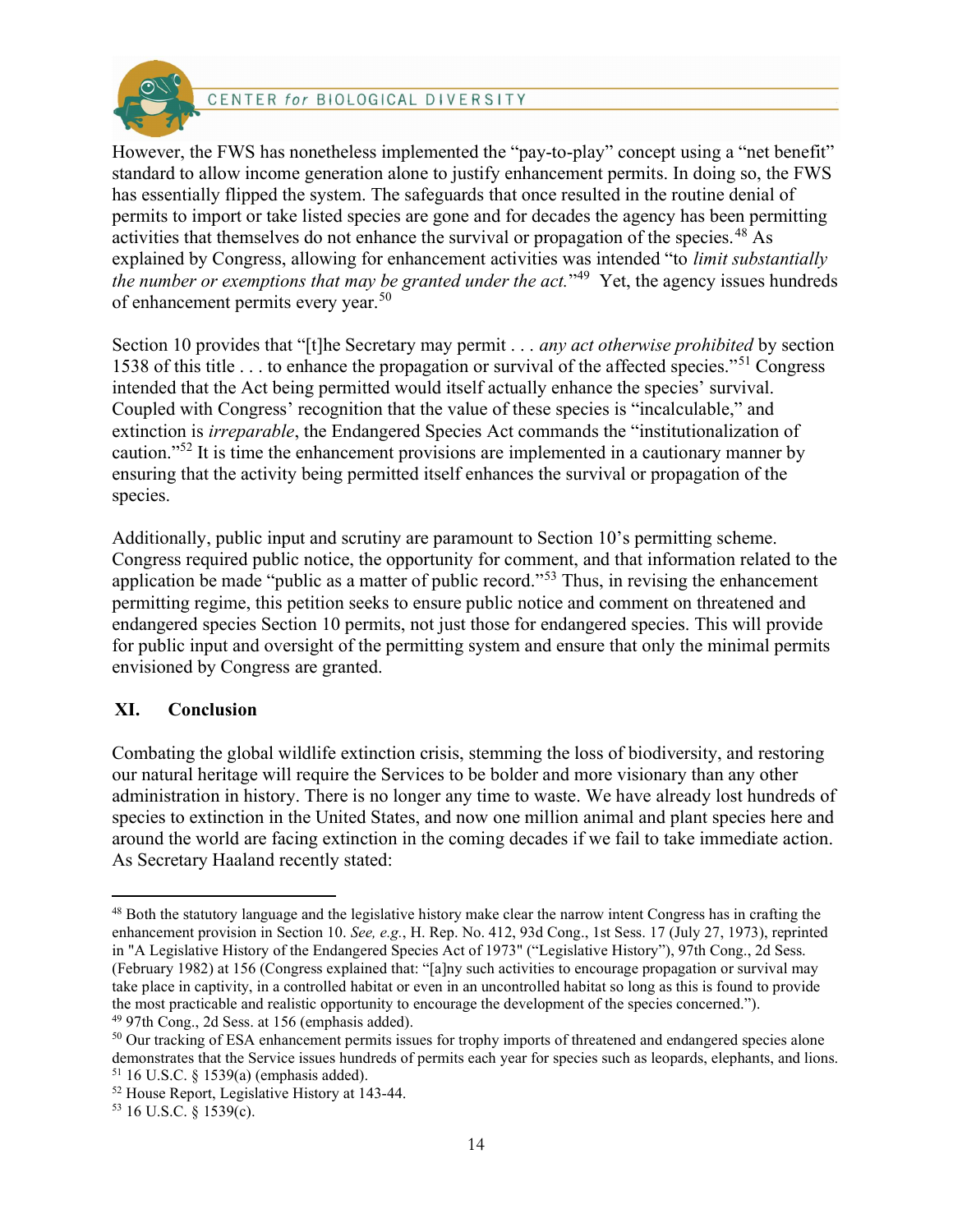However, the FWS has nonetheless implemented the "pay-to-play" concept using a "net benefit" standard to allow income generation alone to justify enhancement permits. In doing so, the FWS has essentially flipped the system. The safeguards that once resulted in the routine denial of permits to import or take listed species are gone and for decades the agency has been permitting activities that themselves do not enhance the survival or propagation of the species.[48] As explained by Congress, allowing for enhancement activities was intended "to *limit substantially the number or exemptions that may be granted under the act.*"[49] Yet, the agency issues hundreds of enhancement permits every year.[50]

Section 10 provides that "[t]he Secretary may permit . . . *any act otherwise prohibited* by section 1538 of this title . . . to enhance the propagation or survival of the affected species."[51] Congress intended that the Act being permitted would itself actually enhance the species' survival. Coupled with Congress' recognition that the value of these species is "incalculable," and extinction is *irreparable*, the Endangered Species Act commands the "institutionalization of caution."[52] It is time the enhancement provisions are implemented in a cautionary manner by ensuring that the activity being permitted itself enhances the survival or propagation of the species.

Additionally, public input and scrutiny are paramount to Section 10's permitting scheme. Congress required public notice, the opportunity for comment, and that information related to the application be made "public as a matter of public record."[53] Thus, in revising the enhancement permitting regime, this petition seeks to ensure public notice and comment on threatened and endangered species Section 10 permits, not just those for endangered species. This will provide for public input and oversight of the permitting system and ensure that only the minimal permits envisioned by Congress are granted.

## XI. Conclusion

Combating the global wildlife extinction crisis, stemming the loss of biodiversity, and restoring our natural heritage will require the Services to be bolder and more visionary than any other administration in history. There is no longer any time to waste. We have already lost hundreds of species to extinction in the United States, and now one million animal and plant species here and around the world are facing extinction in the coming decades if we fail to take immediate action. As Secretary Haaland recently stated:

---

[48] Both the statutory language and the legislative history make clear the narrow intent Congress has in crafting the enhancement provision in Section 10. *See, e.g.*, H. Rep. No. 412, 93d Cong., 1st Sess. 17 (July 27, 1973), reprinted in "A Legislative History of the Endangered Species Act of 1973" ("Legislative History"), 97th Cong., 2d Sess. (February 1982) at 156 (Congress explained that: "[a]ny such activities to encourage propagation or survival may take place in captivity, in a controlled habitat or even in an uncontrolled habitat so long as this is found to provide the most practicable and realistic opportunity to encourage the development of the species concerned.").

[49] 97th Cong., 2d Sess. at 156 (emphasis added).

[50] Our tracking of ESA enhancement permits issues for trophy imports of threatened and endangered species alone demonstrates that the Service issues hundreds of permits each year for species such as leopards, elephants, and lions.

[51] 16 U.S.C. § 1539(a) (emphasis added).

[52] House Report, Legislative History at 143-44.

[53] 16 U.S.C. § 1539(c).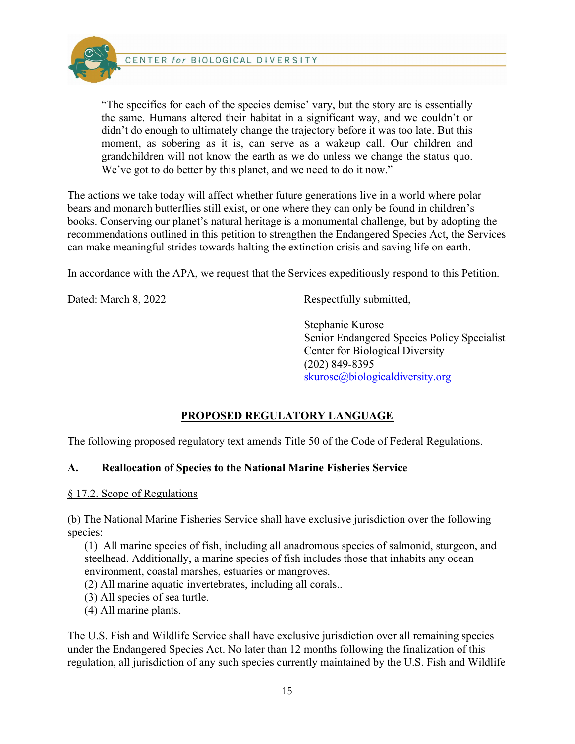> "The specifics for each of the species demise' vary, but the story arc is essentially the same. Humans altered their habitat in a significant way, and we couldn't or didn't do enough to ultimately change the trajectory before it was too late. But this moment, as sobering as it is, can serve as a wakeup call. Our children and grandchildren will not know the earth as we do unless we change the status quo. We've got to do better by this planet, and we need to do it now."

The actions we take today will affect whether future generations live in a world where polar bears and monarch butterflies still exist, or one where they can only be found in children's books. Conserving our planet's natural heritage is a monumental challenge, but by adopting the recommendations outlined in this petition to strengthen the Endangered Species Act, the Services can make meaningful strides towards halting the extinction crisis and saving life on earth.

In accordance with the APA, we request that the Services expeditiously respond to this Petition.

Dated: March 8, 2022

Respectfully submitted,

Stephanie Kurose
Senior Endangered Species Policy Specialist
Center for Biological Diversity
(202) 849-8395
skurose@biologicaldiversity.org

## PROPOSED REGULATORY LANGUAGE

The following proposed regulatory text amends Title 50 of the Code of Federal Regulations.

### A. Reallocation of Species to the National Marine Fisheries Service

§ 17.2. Scope of Regulations

(b) The National Marine Fisheries Service shall have exclusive jurisdiction over the following species:

(1) All marine species of fish, including all anadromous species of salmonid, sturgeon, and steelhead. Additionally, a marine species of fish includes those that inhabits any ocean environment, coastal marshes, estuaries or mangroves.
(2) All marine aquatic invertebrates, including all corals..
(3) All species of sea turtle.
(4) All marine plants.

The U.S. Fish and Wildlife Service shall have exclusive jurisdiction over all remaining species under the Endangered Species Act. No later than 12 months following the finalization of this regulation, all jurisdiction of any such species currently maintained by the U.S. Fish and Wildlife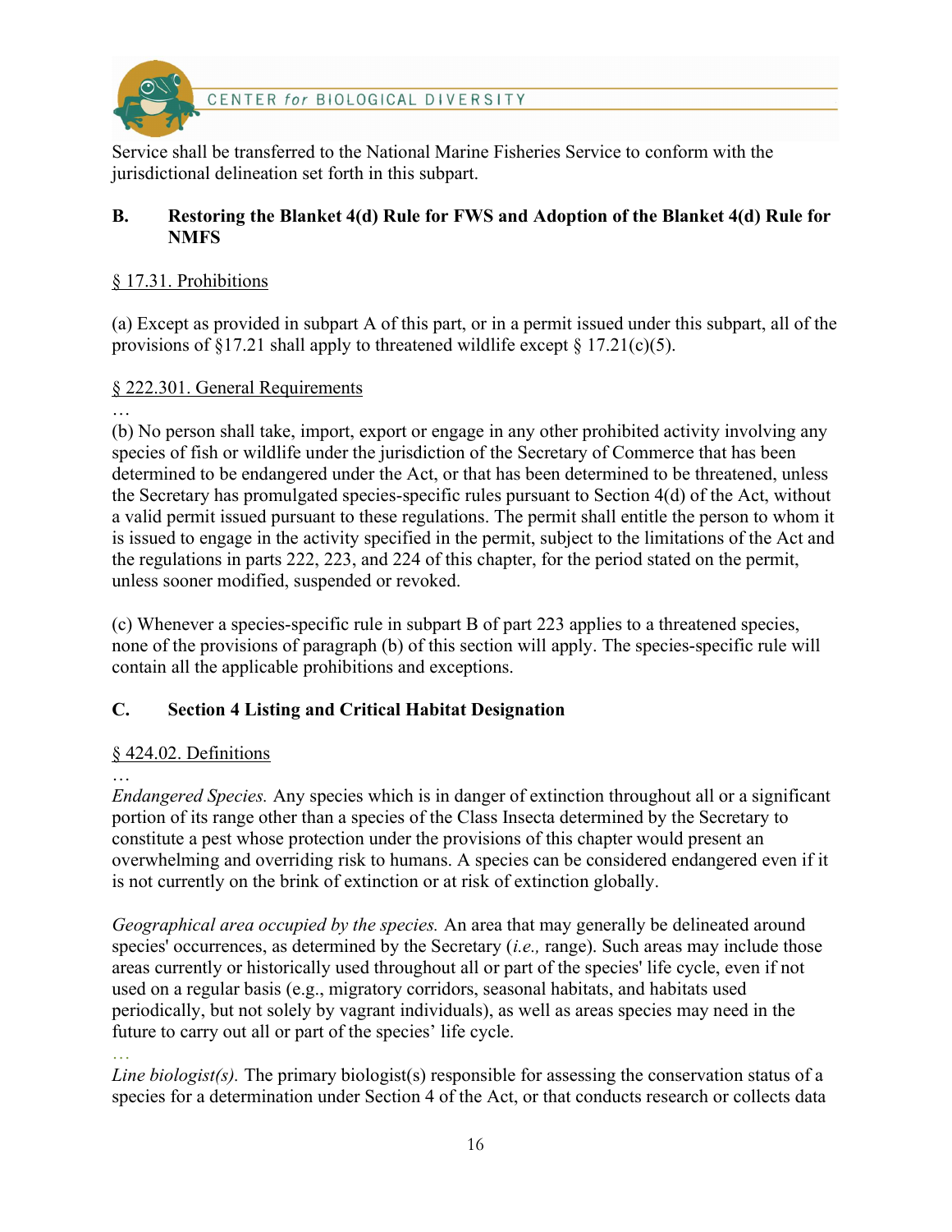Service shall be transferred to the National Marine Fisheries Service to conform with the jurisdictional delineation set forth in this subpart.

## B. Restoring the Blanket 4(d) Rule for FWS and Adoption of the Blanket 4(d) Rule for NMFS

§ 17.31. Prohibitions

(a) Except as provided in subpart A of this part, or in a permit issued under this subpart, all of the provisions of §17.21 shall apply to threatened wildlife except § 17.21(c)(5).

§ 222.301. General Requirements

…

(b) No person shall take, import, export or engage in any other prohibited activity involving any species of fish or wildlife under the jurisdiction of the Secretary of Commerce that has been determined to be endangered under the Act, or that has been determined to be threatened, unless the Secretary has promulgated species-specific rules pursuant to Section 4(d) of the Act, without a valid permit issued pursuant to these regulations. The permit shall entitle the person to whom it is issued to engage in the activity specified in the permit, subject to the limitations of the Act and the regulations in parts 222, 223, and 224 of this chapter, for the period stated on the permit, unless sooner modified, suspended or revoked.

(c) Whenever a species-specific rule in subpart B of part 223 applies to a threatened species, none of the provisions of paragraph (b) of this section will apply. The species-specific rule will contain all the applicable prohibitions and exceptions.

## C. Section 4 Listing and Critical Habitat Designation

§ 424.02. Definitions

…

*Endangered Species.* Any species which is in danger of extinction throughout all or a significant portion of its range other than a species of the Class Insecta determined by the Secretary to constitute a pest whose protection under the provisions of this chapter would present an overwhelming and overriding risk to humans. A species can be considered endangered even if it is not currently on the brink of extinction or at risk of extinction globally.

*Geographical area occupied by the species.* An area that may generally be delineated around species' occurrences, as determined by the Secretary (*i.e.,* range). Such areas may include those areas currently or historically used throughout all or part of the species' life cycle, even if not used on a regular basis (e.g., migratory corridors, seasonal habitats, and habitats used periodically, but not solely by vagrant individuals), as well as areas species may need in the future to carry out all or part of the species' life cycle.

…

*Line biologist(s).* The primary biologist(s) responsible for assessing the conservation status of a species for a determination under Section 4 of the Act, or that conducts research or collects data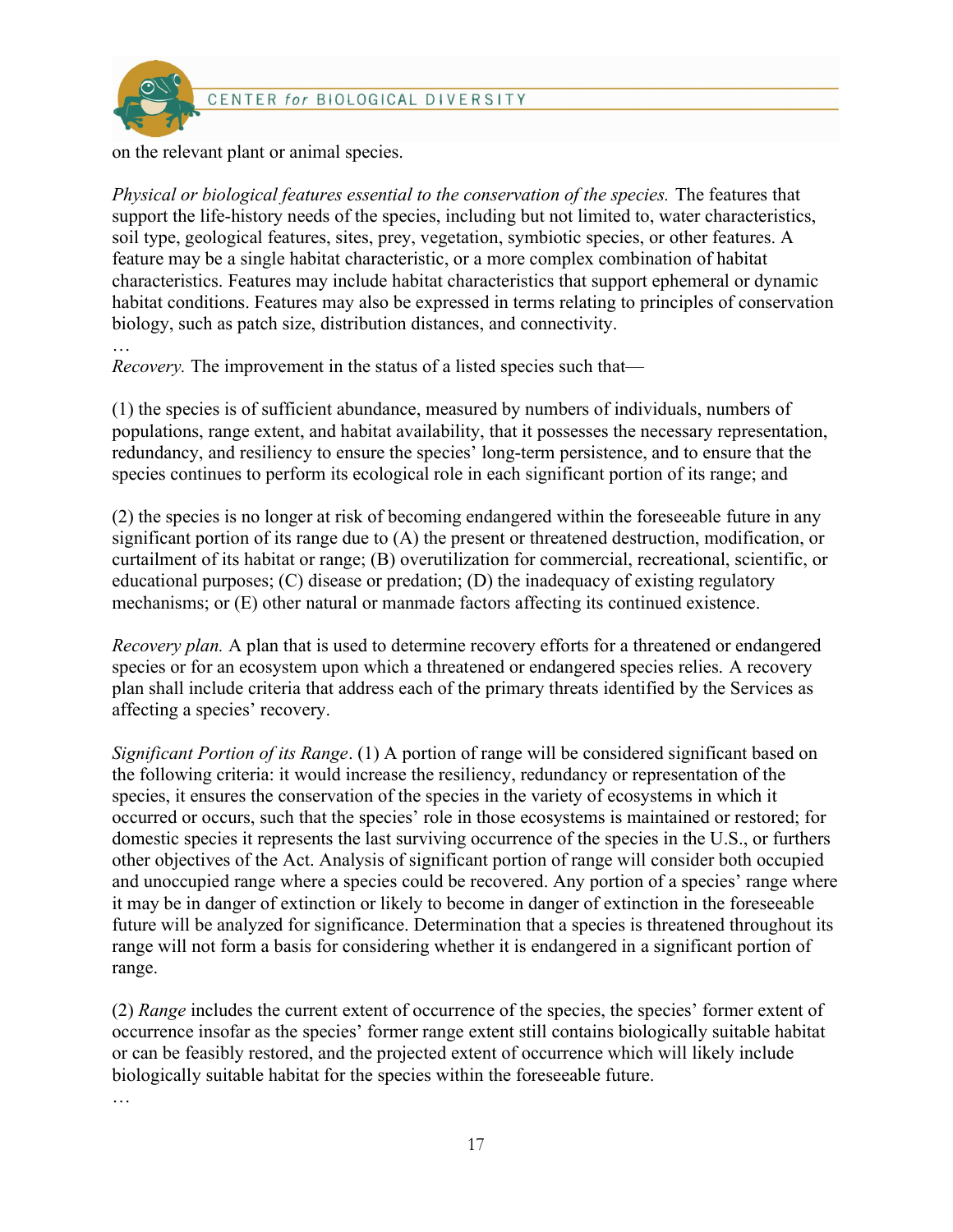on the relevant plant or animal species.

*Physical or biological features essential to the conservation of the species.* The features that support the life-history needs of the species, including but not limited to, water characteristics, soil type, geological features, sites, prey, vegetation, symbiotic species, or other features. A feature may be a single habitat characteristic, or a more complex combination of habitat characteristics. Features may include habitat characteristics that support ephemeral or dynamic habitat conditions. Features may also be expressed in terms relating to principles of conservation biology, such as patch size, distribution distances, and connectivity.

…

*Recovery.* The improvement in the status of a listed species such that—

(1) the species is of sufficient abundance, measured by numbers of individuals, numbers of populations, range extent, and habitat availability, that it possesses the necessary representation, redundancy, and resiliency to ensure the species' long-term persistence, and to ensure that the species continues to perform its ecological role in each significant portion of its range; and

(2) the species is no longer at risk of becoming endangered within the foreseeable future in any significant portion of its range due to (A) the present or threatened destruction, modification, or curtailment of its habitat or range; (B) overutilization for commercial, recreational, scientific, or educational purposes; (C) disease or predation; (D) the inadequacy of existing regulatory mechanisms; or (E) other natural or manmade factors affecting its continued existence.

*Recovery plan.* A plan that is used to determine recovery efforts for a threatened or endangered species or for an ecosystem upon which a threatened or endangered species relies. A recovery plan shall include criteria that address each of the primary threats identified by the Services as affecting a species' recovery.

*Significant Portion of its Range*. (1) A portion of range will be considered significant based on the following criteria: it would increase the resiliency, redundancy or representation of the species, it ensures the conservation of the species in the variety of ecosystems in which it occurred or occurs, such that the species' role in those ecosystems is maintained or restored; for domestic species it represents the last surviving occurrence of the species in the U.S., or furthers other objectives of the Act. Analysis of significant portion of range will consider both occupied and unoccupied range where a species could be recovered. Any portion of a species' range where it may be in danger of extinction or likely to become in danger of extinction in the foreseeable future will be analyzed for significance. Determination that a species is threatened throughout its range will not form a basis for considering whether it is endangered in a significant portion of range.

(2) *Range* includes the current extent of occurrence of the species, the species' former extent of occurrence insofar as the species' former range extent still contains biologically suitable habitat or can be feasibly restored, and the projected extent of occurrence which will likely include biologically suitable habitat for the species within the foreseeable future.

…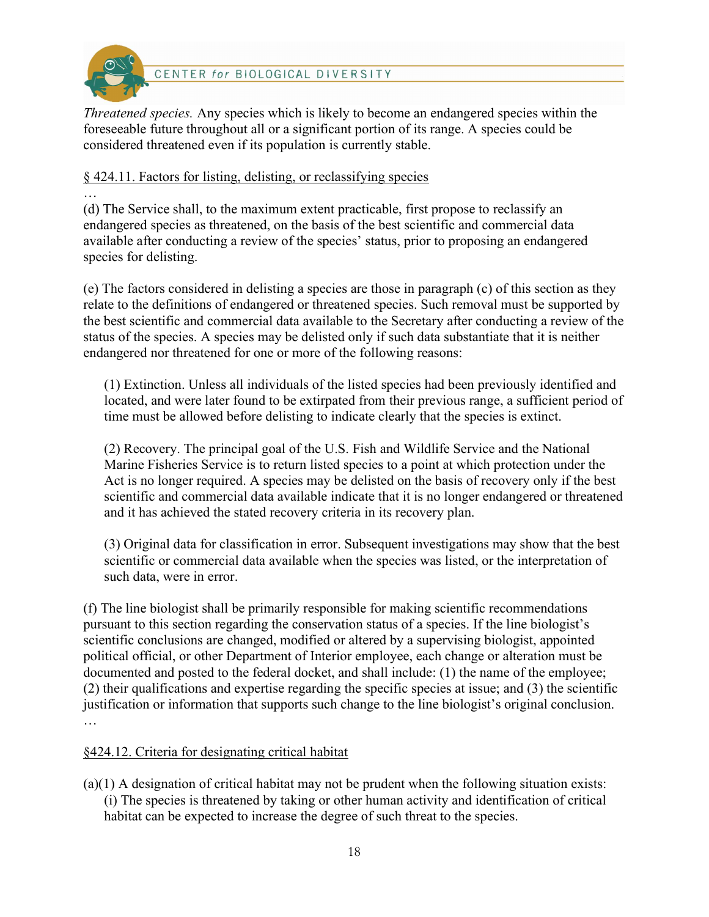*Threatened species.* Any species which is likely to become an endangered species within the foreseeable future throughout all or a significant portion of its range. A species could be considered threatened even if its population is currently stable.

§ 424.11. Factors for listing, delisting, or reclassifying species

…

(d) The Service shall, to the maximum extent practicable, first propose to reclassify an endangered species as threatened, on the basis of the best scientific and commercial data available after conducting a review of the species' status, prior to proposing an endangered species for delisting.

(e) The factors considered in delisting a species are those in paragraph (c) of this section as they relate to the definitions of endangered or threatened species. Such removal must be supported by the best scientific and commercial data available to the Secretary after conducting a review of the status of the species. A species may be delisted only if such data substantiate that it is neither endangered nor threatened for one or more of the following reasons:

> (1) Extinction. Unless all individuals of the listed species had been previously identified and located, and were later found to be extirpated from their previous range, a sufficient period of time must be allowed before delisting to indicate clearly that the species is extinct.
>
> (2) Recovery. The principal goal of the U.S. Fish and Wildlife Service and the National Marine Fisheries Service is to return listed species to a point at which protection under the Act is no longer required. A species may be delisted on the basis of recovery only if the best scientific and commercial data available indicate that it is no longer endangered or threatened and it has achieved the stated recovery criteria in its recovery plan.
>
> (3) Original data for classification in error. Subsequent investigations may show that the best scientific or commercial data available when the species was listed, or the interpretation of such data, were in error.

(f) The line biologist shall be primarily responsible for making scientific recommendations pursuant to this section regarding the conservation status of a species. If the line biologist's scientific conclusions are changed, modified or altered by a supervising biologist, appointed political official, or other Department of Interior employee, each change or alteration must be documented and posted to the federal docket, and shall include: (1) the name of the employee; (2) their qualifications and expertise regarding the specific species at issue; and (3) the scientific justification or information that supports such change to the line biologist's original conclusion.

…

§424.12. Criteria for designating critical habitat

(a)(1) A designation of critical habitat may not be prudent when the following situation exists:

> (i) The species is threatened by taking or other human activity and identification of critical habitat can be expected to increase the degree of such threat to the species.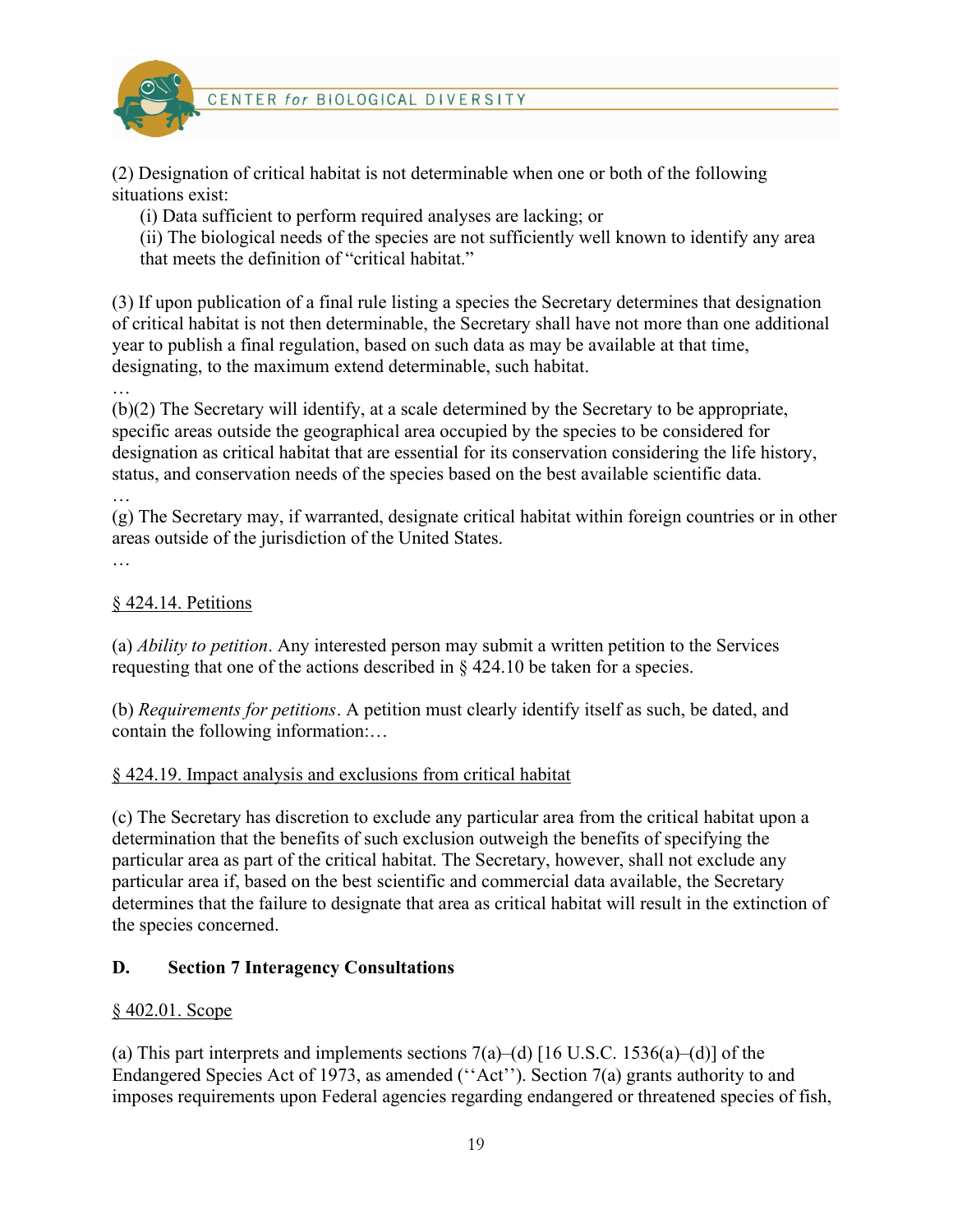(2) Designation of critical habitat is not determinable when one or both of the following situations exist:

(i) Data sufficient to perform required analyses are lacking; or

(ii) The biological needs of the species are not sufficiently well known to identify any area that meets the definition of "critical habitat."

(3) If upon publication of a final rule listing a species the Secretary determines that designation of critical habitat is not then determinable, the Secretary shall have not more than one additional year to publish a final regulation, based on such data as may be available at that time, designating, to the maximum extend determinable, such habitat.

…

(b)(2) The Secretary will identify, at a scale determined by the Secretary to be appropriate, specific areas outside the geographical area occupied by the species to be considered for designation as critical habitat that are essential for its conservation considering the life history, status, and conservation needs of the species based on the best available scientific data.

…

(g) The Secretary may, if warranted, designate critical habitat within foreign countries or in other areas outside of the jurisdiction of the United States.

…

§ 424.14. Petitions

(a) *Ability to petition*. Any interested person may submit a written petition to the Services requesting that one of the actions described in § 424.10 be taken for a species.

(b) *Requirements for petitions*. A petition must clearly identify itself as such, be dated, and contain the following information:…

§ 424.19. Impact analysis and exclusions from critical habitat

(c) The Secretary has discretion to exclude any particular area from the critical habitat upon a determination that the benefits of such exclusion outweigh the benefits of specifying the particular area as part of the critical habitat. The Secretary, however, shall not exclude any particular area if, based on the best scientific and commercial data available, the Secretary determines that the failure to designate that area as critical habitat will result in the extinction of the species concerned.

## D. Section 7 Interagency Consultations

§ 402.01. Scope

(a) This part interprets and implements sections 7(a)–(d) [16 U.S.C. 1536(a)–(d)] of the Endangered Species Act of 1973, as amended (''Act''). Section 7(a) grants authority to and imposes requirements upon Federal agencies regarding endangered or threatened species of fish,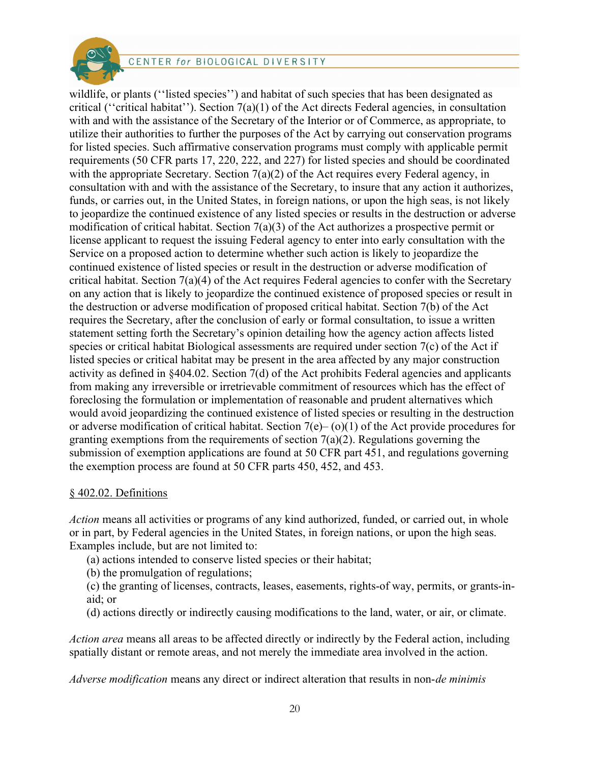wildlife, or plants (''listed species'') and habitat of such species that has been designated as critical (''critical habitat''). Section 7(a)(1) of the Act directs Federal agencies, in consultation with and with the assistance of the Secretary of the Interior or of Commerce, as appropriate, to utilize their authorities to further the purposes of the Act by carrying out conservation programs for listed species. Such affirmative conservation programs must comply with applicable permit requirements (50 CFR parts 17, 220, 222, and 227) for listed species and should be coordinated with the appropriate Secretary. Section 7(a)(2) of the Act requires every Federal agency, in consultation with and with the assistance of the Secretary, to insure that any action it authorizes, funds, or carries out, in the United States, in foreign nations, or upon the high seas, is not likely to jeopardize the continued existence of any listed species or results in the destruction or adverse modification of critical habitat. Section 7(a)(3) of the Act authorizes a prospective permit or license applicant to request the issuing Federal agency to enter into early consultation with the Service on a proposed action to determine whether such action is likely to jeopardize the continued existence of listed species or result in the destruction or adverse modification of critical habitat. Section 7(a)(4) of the Act requires Federal agencies to confer with the Secretary on any action that is likely to jeopardize the continued existence of proposed species or result in the destruction or adverse modification of proposed critical habitat. Section 7(b) of the Act requires the Secretary, after the conclusion of early or formal consultation, to issue a written statement setting forth the Secretary's opinion detailing how the agency action affects listed species or critical habitat Biological assessments are required under section 7(c) of the Act if listed species or critical habitat may be present in the area affected by any major construction activity as defined in §404.02. Section 7(d) of the Act prohibits Federal agencies and applicants from making any irreversible or irretrievable commitment of resources which has the effect of foreclosing the formulation or implementation of reasonable and prudent alternatives which would avoid jeopardizing the continued existence of listed species or resulting in the destruction or adverse modification of critical habitat. Section 7(e)– (o)(1) of the Act provide procedures for granting exemptions from the requirements of section 7(a)(2). Regulations governing the submission of exemption applications are found at 50 CFR part 451, and regulations governing the exemption process are found at 50 CFR parts 450, 452, and 453.

§ 402.02. Definitions

*Action* means all activities or programs of any kind authorized, funded, or carried out, in whole or in part, by Federal agencies in the United States, in foreign nations, or upon the high seas. Examples include, but are not limited to:

(a) actions intended to conserve listed species or their habitat;
(b) the promulgation of regulations;
(c) the granting of licenses, contracts, leases, easements, rights-of way, permits, or grants-in-aid; or
(d) actions directly or indirectly causing modifications to the land, water, or air, or climate.

*Action area* means all areas to be affected directly or indirectly by the Federal action, including spatially distant or remote areas, and not merely the immediate area involved in the action.

*Adverse modification* means any direct or indirect alteration that results in non-*de minimis*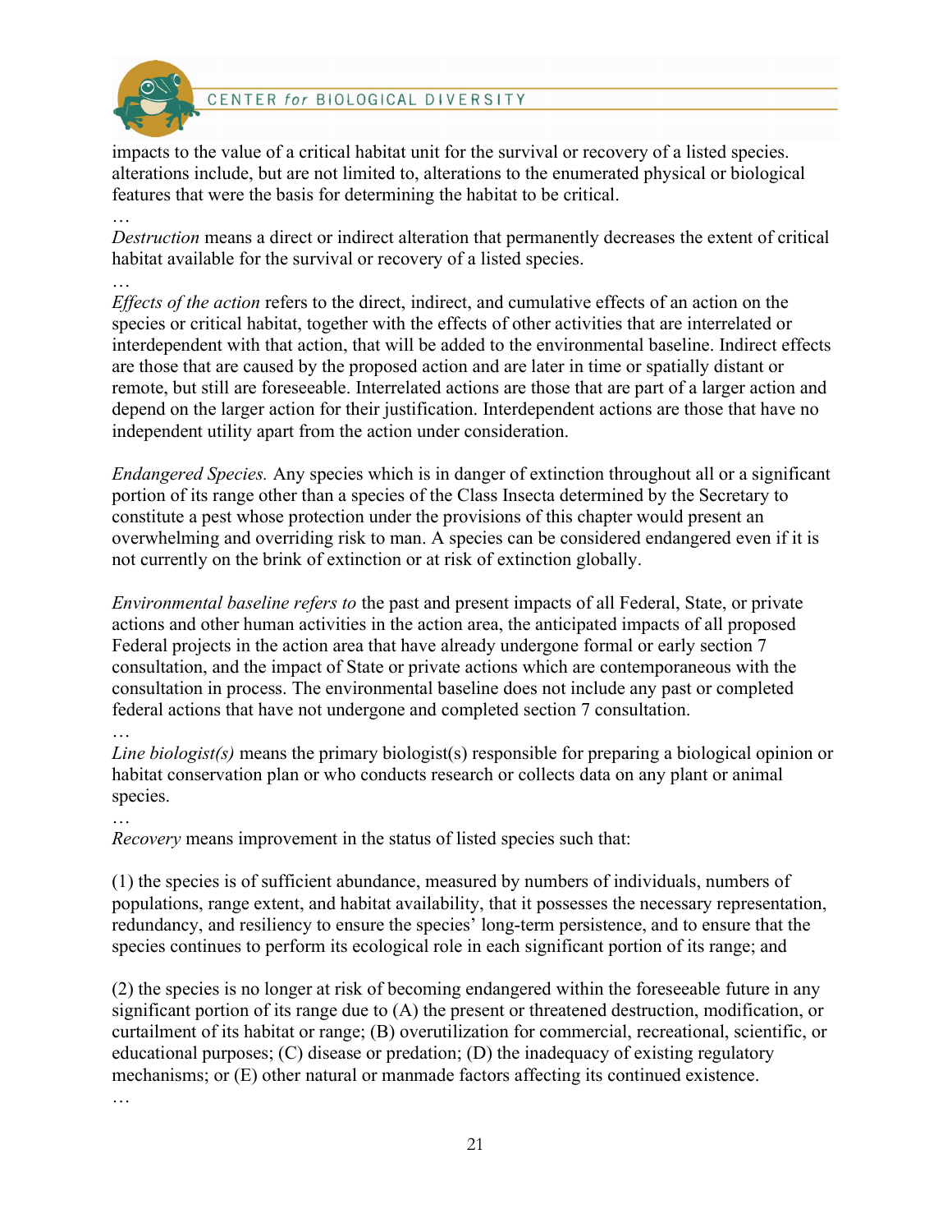impacts to the value of a critical habitat unit for the survival or recovery of a listed species. alterations include, but are not limited to, alterations to the enumerated physical or biological features that were the basis for determining the habitat to be critical.

…

*Destruction* means a direct or indirect alteration that permanently decreases the extent of critical habitat available for the survival or recovery of a listed species.

…

*Effects of the action* refers to the direct, indirect, and cumulative effects of an action on the species or critical habitat, together with the effects of other activities that are interrelated or interdependent with that action, that will be added to the environmental baseline. Indirect effects are those that are caused by the proposed action and are later in time or spatially distant or remote, but still are foreseeable. Interrelated actions are those that are part of a larger action and depend on the larger action for their justification. Interdependent actions are those that have no independent utility apart from the action under consideration.

*Endangered Species.* Any species which is in danger of extinction throughout all or a significant portion of its range other than a species of the Class Insecta determined by the Secretary to constitute a pest whose protection under the provisions of this chapter would present an overwhelming and overriding risk to man. A species can be considered endangered even if it is not currently on the brink of extinction or at risk of extinction globally.

*Environmental baseline refers to* the past and present impacts of all Federal, State, or private actions and other human activities in the action area, the anticipated impacts of all proposed Federal projects in the action area that have already undergone formal or early section 7 consultation, and the impact of State or private actions which are contemporaneous with the consultation in process. The environmental baseline does not include any past or completed federal actions that have not undergone and completed section 7 consultation.

…

*Line biologist(s)* means the primary biologist(s) responsible for preparing a biological opinion or habitat conservation plan or who conducts research or collects data on any plant or animal species.

…

*Recovery* means improvement in the status of listed species such that:

(1) the species is of sufficient abundance, measured by numbers of individuals, numbers of populations, range extent, and habitat availability, that it possesses the necessary representation, redundancy, and resiliency to ensure the species' long-term persistence, and to ensure that the species continues to perform its ecological role in each significant portion of its range; and

(2) the species is no longer at risk of becoming endangered within the foreseeable future in any significant portion of its range due to (A) the present or threatened destruction, modification, or curtailment of its habitat or range; (B) overutilization for commercial, recreational, scientific, or educational purposes; (C) disease or predation; (D) the inadequacy of existing regulatory mechanisms; or (E) other natural or manmade factors affecting its continued existence.

…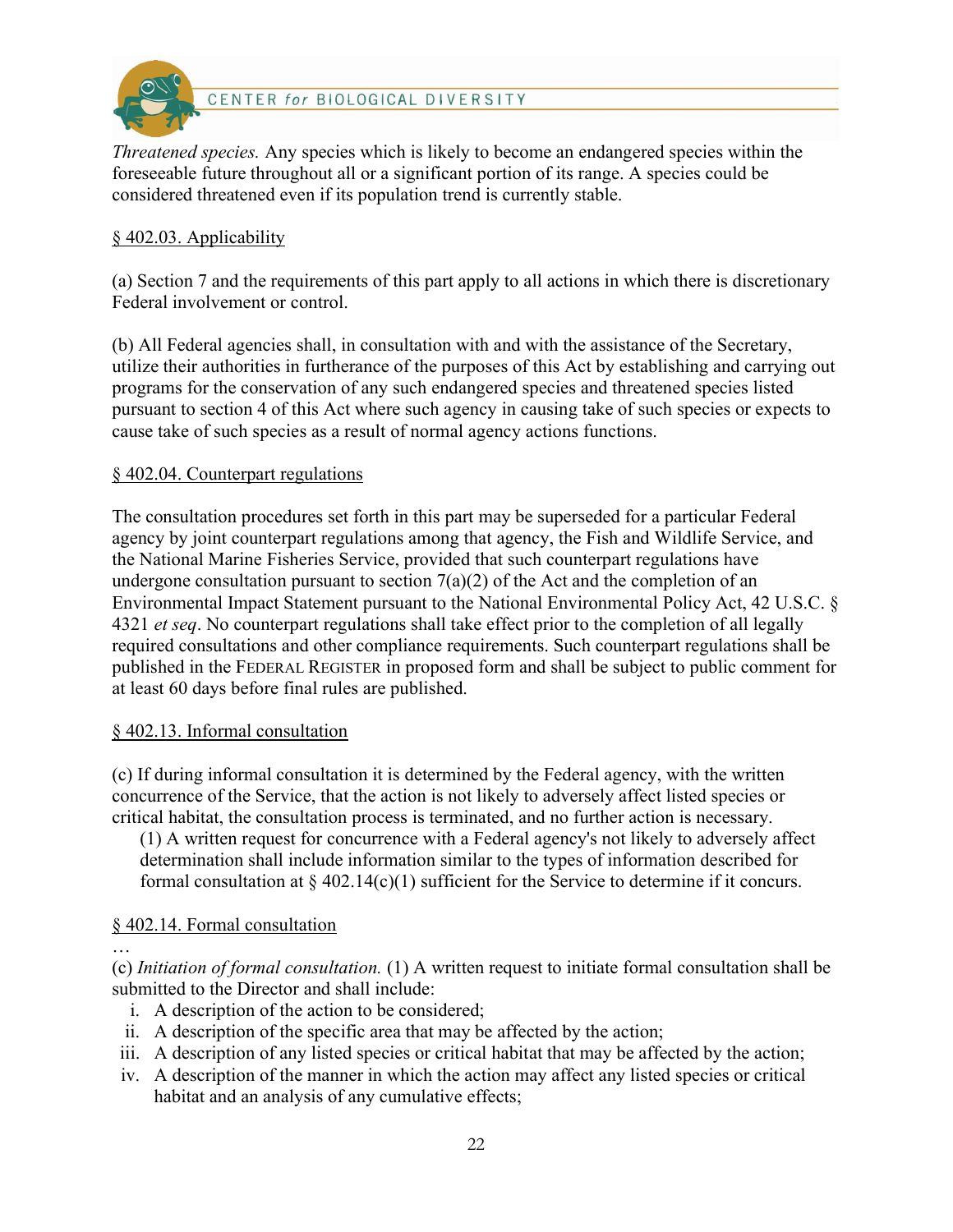*Threatened species.* Any species which is likely to become an endangered species within the foreseeable future throughout all or a significant portion of its range. A species could be considered threatened even if its population trend is currently stable.

§ 402.03. Applicability

(a) Section 7 and the requirements of this part apply to all actions in which there is discretionary Federal involvement or control.

(b) All Federal agencies shall, in consultation with and with the assistance of the Secretary, utilize their authorities in furtherance of the purposes of this Act by establishing and carrying out programs for the conservation of any such endangered species and threatened species listed pursuant to section 4 of this Act where such agency in causing take of such species or expects to cause take of such species as a result of normal agency actions functions.

§ 402.04. Counterpart regulations

The consultation procedures set forth in this part may be superseded for a particular Federal agency by joint counterpart regulations among that agency, the Fish and Wildlife Service, and the National Marine Fisheries Service, provided that such counterpart regulations have undergone consultation pursuant to section 7(a)(2) of the Act and the completion of an Environmental Impact Statement pursuant to the National Environmental Policy Act, 42 U.S.C. § 4321 *et seq*. No counterpart regulations shall take effect prior to the completion of all legally required consultations and other compliance requirements. Such counterpart regulations shall be published in the FEDERAL REGISTER in proposed form and shall be subject to public comment for at least 60 days before final rules are published.

§ 402.13. Informal consultation

(c) If during informal consultation it is determined by the Federal agency, with the written concurrence of the Service, that the action is not likely to adversely affect listed species or critical habitat, the consultation process is terminated, and no further action is necessary.

> (1) A written request for concurrence with a Federal agency's not likely to adversely affect determination shall include information similar to the types of information described for formal consultation at § 402.14(c)(1) sufficient for the Service to determine if it concurs.

§ 402.14. Formal consultation

…

(c) *Initiation of formal consultation.* (1) A written request to initiate formal consultation shall be submitted to the Director and shall include:

i. A description of the action to be considered;
ii. A description of the specific area that may be affected by the action;
iii. A description of any listed species or critical habitat that may be affected by the action;
iv. A description of the manner in which the action may affect any listed species or critical habitat and an analysis of any cumulative effects;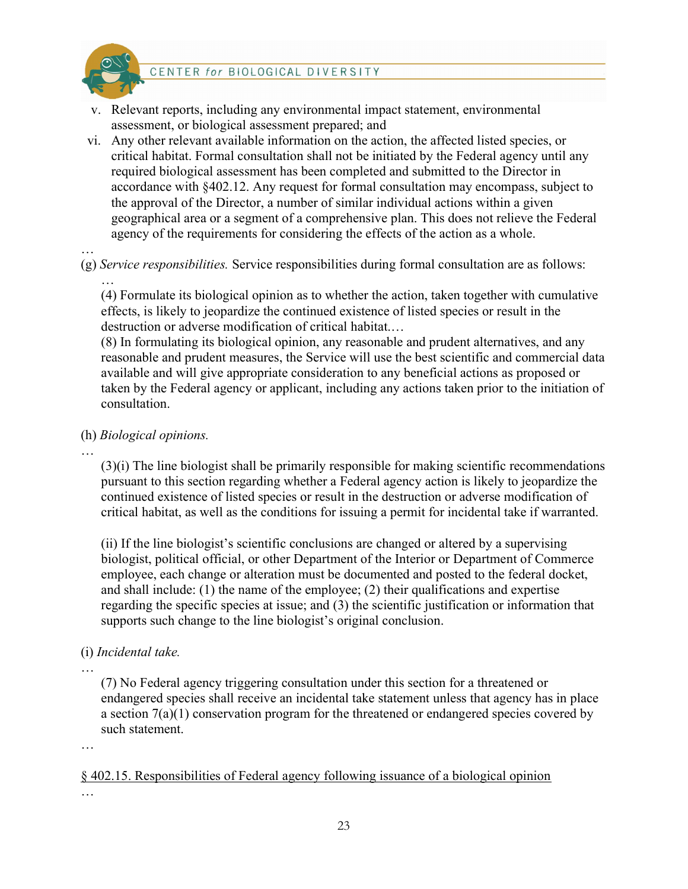v. Relevant reports, including any environmental impact statement, environmental assessment, or biological assessment prepared; and
vi. Any other relevant available information on the action, the affected listed species, or critical habitat. Formal consultation shall not be initiated by the Federal agency until any required biological assessment has been completed and submitted to the Director in accordance with §402.12. Any request for formal consultation may encompass, subject to the approval of the Director, a number of similar individual actions within a given geographical area or a segment of a comprehensive plan. This does not relieve the Federal agency of the requirements for considering the effects of the action as a whole.

…

(g) *Service responsibilities.* Service responsibilities during formal consultation are as follows:

…

(4) Formulate its biological opinion as to whether the action, taken together with cumulative effects, is likely to jeopardize the continued existence of listed species or result in the destruction or adverse modification of critical habitat.…

(8) In formulating its biological opinion, any reasonable and prudent alternatives, and any reasonable and prudent measures, the Service will use the best scientific and commercial data available and will give appropriate consideration to any beneficial actions as proposed or taken by the Federal agency or applicant, including any actions taken prior to the initiation of consultation.

(h) *Biological opinions.*

…

(3)(i) The line biologist shall be primarily responsible for making scientific recommendations pursuant to this section regarding whether a Federal agency action is likely to jeopardize the continued existence of listed species or result in the destruction or adverse modification of critical habitat, as well as the conditions for issuing a permit for incidental take if warranted.

(ii) If the line biologist's scientific conclusions are changed or altered by a supervising biologist, political official, or other Department of the Interior or Department of Commerce employee, each change or alteration must be documented and posted to the federal docket, and shall include: (1) the name of the employee; (2) their qualifications and expertise regarding the specific species at issue; and (3) the scientific justification or information that supports such change to the line biologist's original conclusion.

(i) *Incidental take.*

…

(7) No Federal agency triggering consultation under this section for a threatened or endangered species shall receive an incidental take statement unless that agency has in place a section 7(a)(1) conservation program for the threatened or endangered species covered by such statement.

…

<u>§ 402.15. Responsibilities of Federal agency following issuance of a biological opinion</u>

…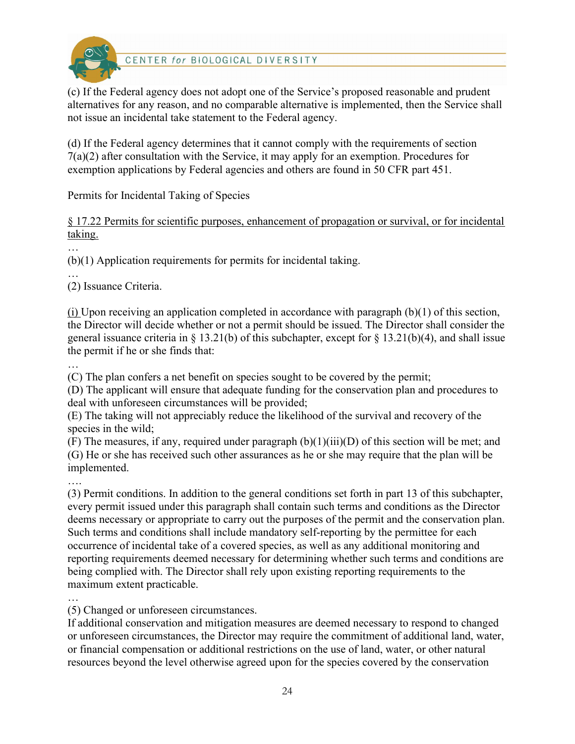(c) If the Federal agency does not adopt one of the Service's proposed reasonable and prudent alternatives for any reason, and no comparable alternative is implemented, then the Service shall not issue an incidental take statement to the Federal agency.

(d) If the Federal agency determines that it cannot comply with the requirements of section 7(a)(2) after consultation with the Service, it may apply for an exemption. Procedures for exemption applications by Federal agencies and others are found in 50 CFR part 451.

Permits for Incidental Taking of Species

§ 17.22 Permits for scientific purposes, enhancement of propagation or survival, or for incidental taking.

…

(b)(1) Application requirements for permits for incidental taking.

…

(2) Issuance Criteria.

(i) Upon receiving an application completed in accordance with paragraph (b)(1) of this section, the Director will decide whether or not a permit should be issued. The Director shall consider the general issuance criteria in § 13.21(b) of this subchapter, except for § 13.21(b)(4), and shall issue the permit if he or she finds that:

…

(C) The plan confers a net benefit on species sought to be covered by the permit;
(D) The applicant will ensure that adequate funding for the conservation plan and procedures to deal with unforeseen circumstances will be provided;
(E) The taking will not appreciably reduce the likelihood of the survival and recovery of the species in the wild;
(F) The measures, if any, required under paragraph (b)(1)(iii)(D) of this section will be met; and
(G) He or she has received such other assurances as he or she may require that the plan will be implemented.

….

(3) Permit conditions. In addition to the general conditions set forth in part 13 of this subchapter, every permit issued under this paragraph shall contain such terms and conditions as the Director deems necessary or appropriate to carry out the purposes of the permit and the conservation plan. Such terms and conditions shall include mandatory self-reporting by the permittee for each occurrence of incidental take of a covered species, as well as any additional monitoring and reporting requirements deemed necessary for determining whether such terms and conditions are being complied with. The Director shall rely upon existing reporting requirements to the maximum extent practicable.

…

(5) Changed or unforeseen circumstances.
If additional conservation and mitigation measures are deemed necessary to respond to changed or unforeseen circumstances, the Director may require the commitment of additional land, water, or financial compensation or additional restrictions on the use of land, water, or other natural resources beyond the level otherwise agreed upon for the species covered by the conservation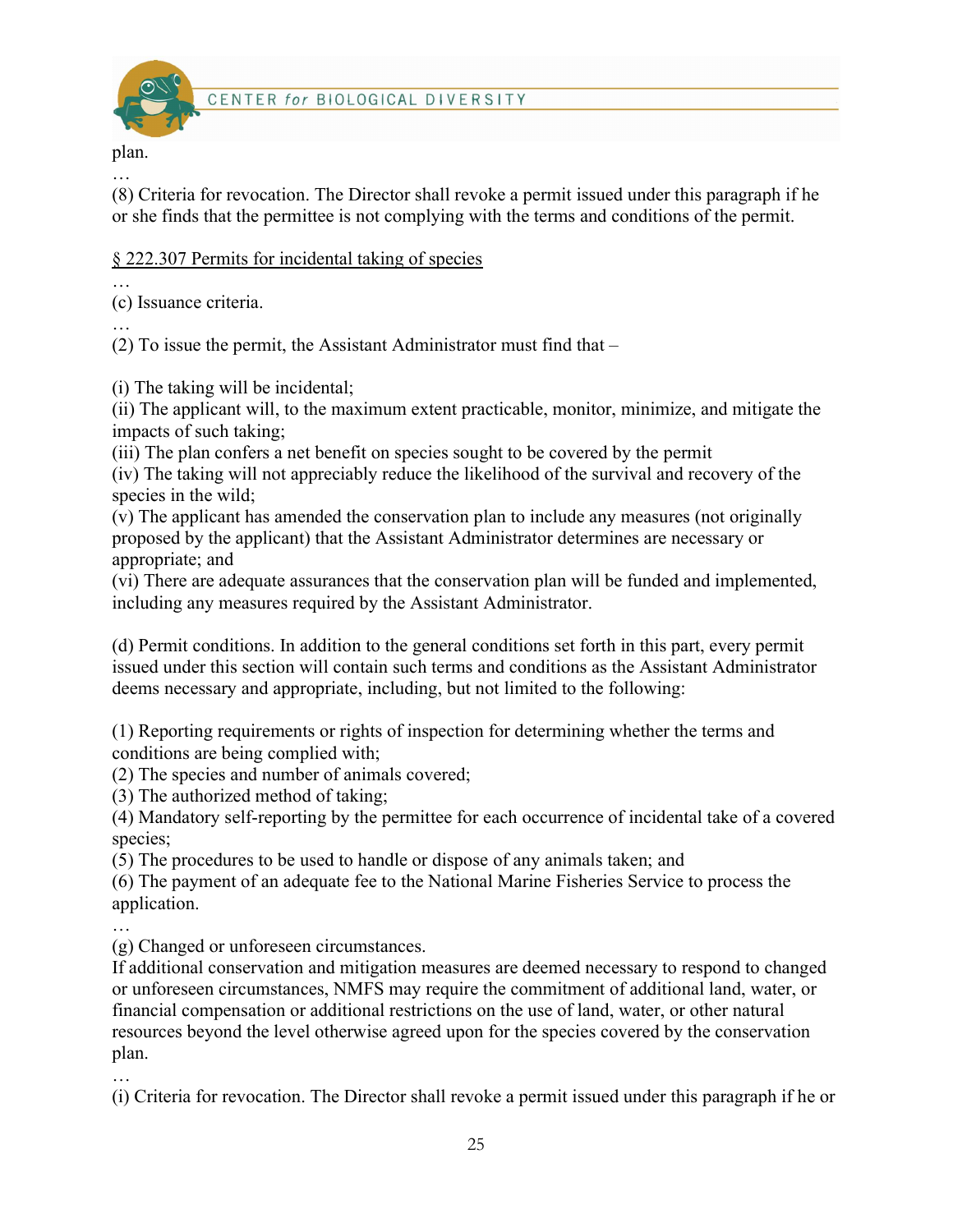plan.

…

(8) Criteria for revocation. The Director shall revoke a permit issued under this paragraph if he or she finds that the permittee is not complying with the terms and conditions of the permit.

<u>§ 222.307 Permits for incidental taking of species</u>

…

(c) Issuance criteria.

…

(2) To issue the permit, the Assistant Administrator must find that –

(i) The taking will be incidental;
(ii) The applicant will, to the maximum extent practicable, monitor, minimize, and mitigate the impacts of such taking;
(iii) The plan confers a net benefit on species sought to be covered by the permit
(iv) The taking will not appreciably reduce the likelihood of the survival and recovery of the species in the wild;
(v) The applicant has amended the conservation plan to include any measures (not originally proposed by the applicant) that the Assistant Administrator determines are necessary or appropriate; and
(vi) There are adequate assurances that the conservation plan will be funded and implemented, including any measures required by the Assistant Administrator.

(d) Permit conditions. In addition to the general conditions set forth in this part, every permit issued under this section will contain such terms and conditions as the Assistant Administrator deems necessary and appropriate, including, but not limited to the following:

(1) Reporting requirements or rights of inspection for determining whether the terms and conditions are being complied with;
(2) The species and number of animals covered;
(3) The authorized method of taking;
(4) Mandatory self-reporting by the permittee for each occurrence of incidental take of a covered species;
(5) The procedures to be used to handle or dispose of any animals taken; and
(6) The payment of an adequate fee to the National Marine Fisheries Service to process the application.

…

(g) Changed or unforeseen circumstances.
If additional conservation and mitigation measures are deemed necessary to respond to changed or unforeseen circumstances, NMFS may require the commitment of additional land, water, or financial compensation or additional restrictions on the use of land, water, or other natural resources beyond the level otherwise agreed upon for the species covered by the conservation plan.

…

(i) Criteria for revocation. The Director shall revoke a permit issued under this paragraph if he or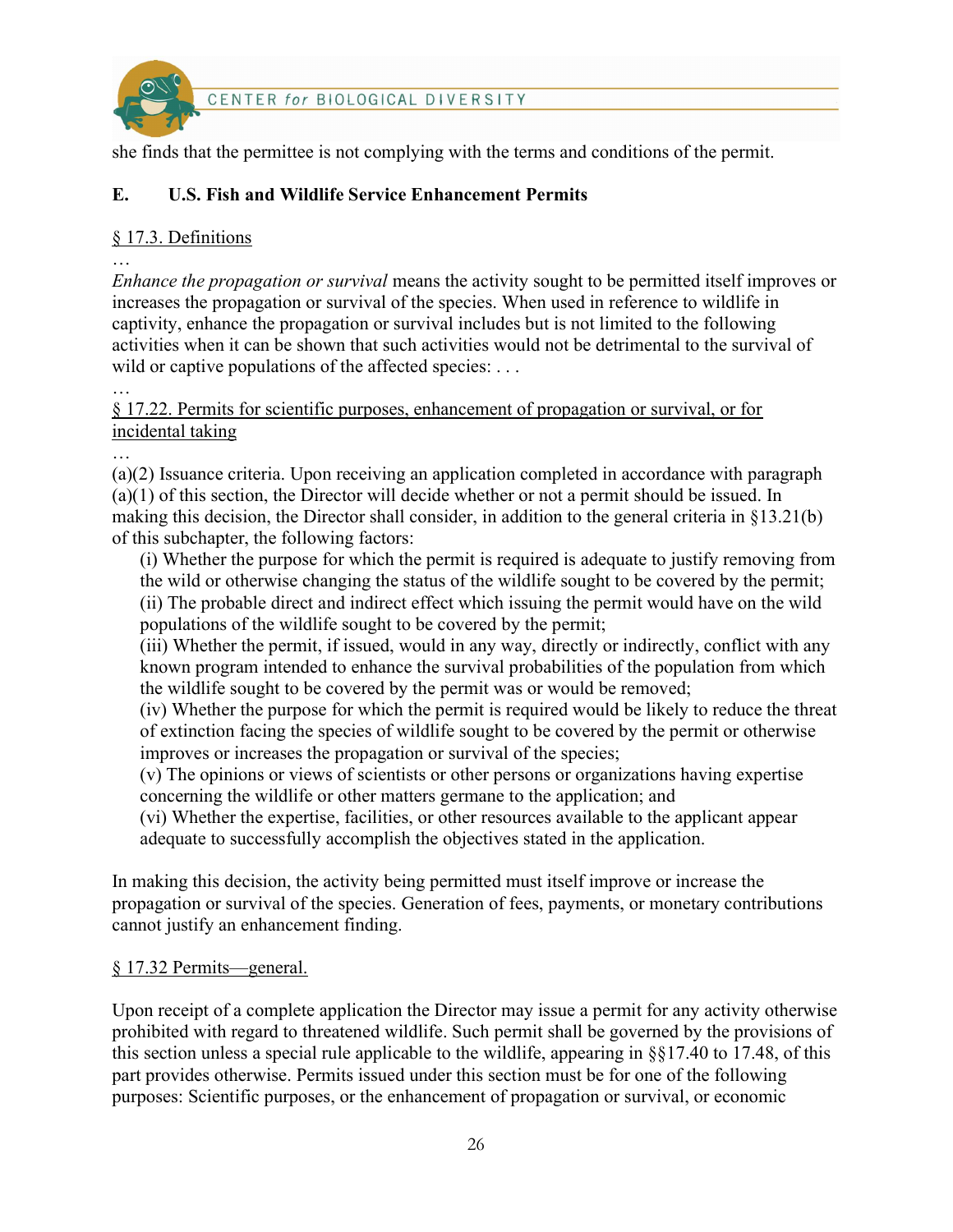she finds that the permittee is not complying with the terms and conditions of the permit.

## E. U.S. Fish and Wildlife Service Enhancement Permits

<u>§ 17.3. Definitions</u>

…

*Enhance the propagation or survival* means the activity sought to be permitted itself improves or increases the propagation or survival of the species. When used in reference to wildlife in captivity, enhance the propagation or survival includes but is not limited to the following activities when it can be shown that such activities would not be detrimental to the survival of wild or captive populations of the affected species: . . .

…

<u>§ 17.22. Permits for scientific purposes, enhancement of propagation or survival, or for incidental taking</u>

…

(a)(2) Issuance criteria. Upon receiving an application completed in accordance with paragraph (a)(1) of this section, the Director will decide whether or not a permit should be issued. In making this decision, the Director shall consider, in addition to the general criteria in §13.21(b) of this subchapter, the following factors:

> (i) Whether the purpose for which the permit is required is adequate to justify removing from the wild or otherwise changing the status of the wildlife sought to be covered by the permit;
> (ii) The probable direct and indirect effect which issuing the permit would have on the wild populations of the wildlife sought to be covered by the permit;
> (iii) Whether the permit, if issued, would in any way, directly or indirectly, conflict with any known program intended to enhance the survival probabilities of the population from which the wildlife sought to be covered by the permit was or would be removed;
> (iv) Whether the purpose for which the permit is required would be likely to reduce the threat of extinction facing the species of wildlife sought to be covered by the permit or otherwise improves or increases the propagation or survival of the species;
> (v) The opinions or views of scientists or other persons or organizations having expertise concerning the wildlife or other matters germane to the application; and
> (vi) Whether the expertise, facilities, or other resources available to the applicant appear adequate to successfully accomplish the objectives stated in the application.

In making this decision, the activity being permitted must itself improve or increase the propagation or survival of the species. Generation of fees, payments, or monetary contributions cannot justify an enhancement finding.

<u>§ 17.32 Permits—general.</u>

Upon receipt of a complete application the Director may issue a permit for any activity otherwise prohibited with regard to threatened wildlife. Such permit shall be governed by the provisions of this section unless a special rule applicable to the wildlife, appearing in §§17.40 to 17.48, of this part provides otherwise. Permits issued under this section must be for one of the following purposes: Scientific purposes, or the enhancement of propagation or survival, or economic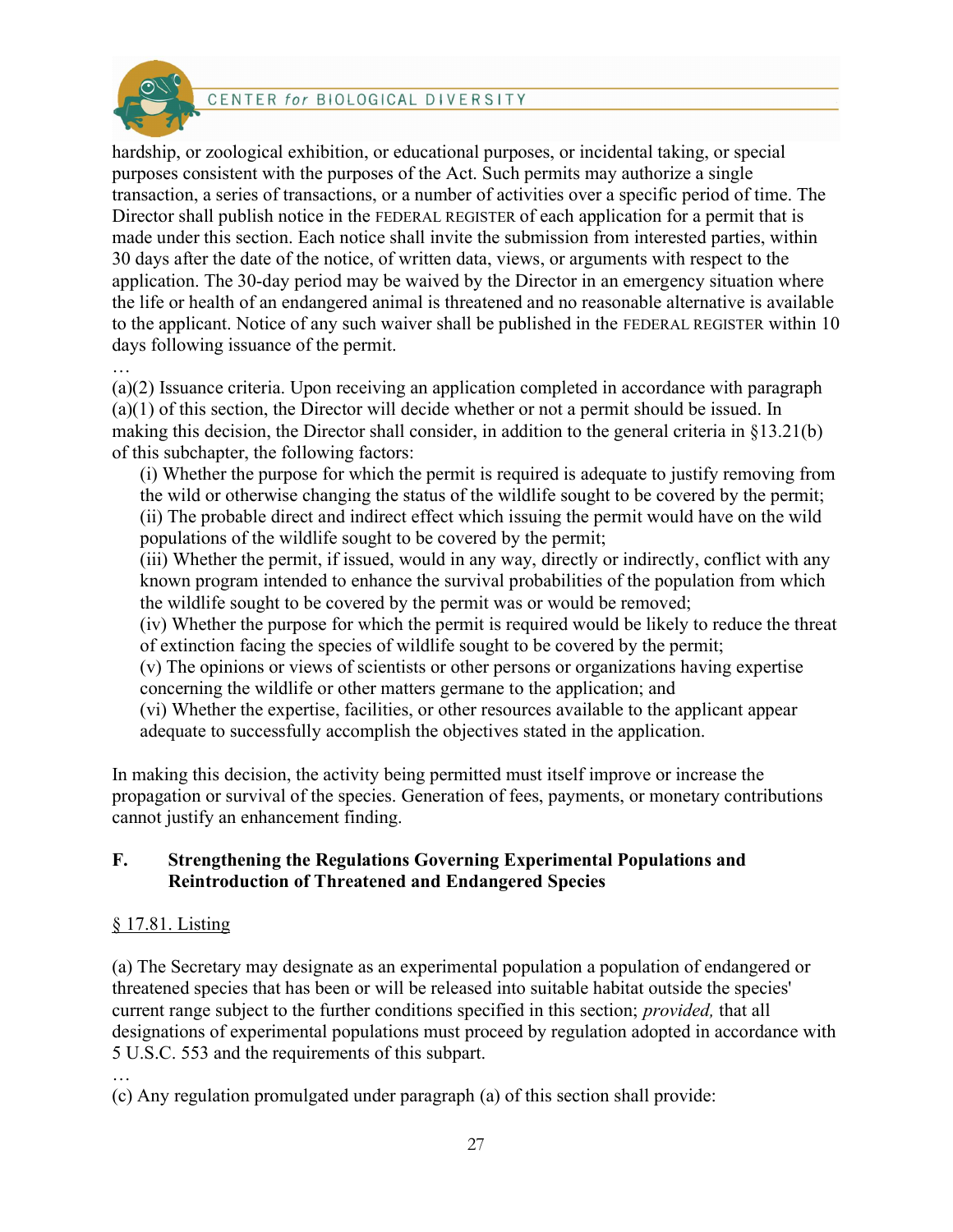hardship, or zoological exhibition, or educational purposes, or incidental taking, or special purposes consistent with the purposes of the Act. Such permits may authorize a single transaction, a series of transactions, or a number of activities over a specific period of time. The Director shall publish notice in the FEDERAL REGISTER of each application for a permit that is made under this section. Each notice shall invite the submission from interested parties, within 30 days after the date of the notice, of written data, views, or arguments with respect to the application. The 30-day period may be waived by the Director in an emergency situation where the life or health of an endangered animal is threatened and no reasonable alternative is available to the applicant. Notice of any such waiver shall be published in the FEDERAL REGISTER within 10 days following issuance of the permit.

…

(a)(2) Issuance criteria. Upon receiving an application completed in accordance with paragraph (a)(1) of this section, the Director will decide whether or not a permit should be issued. In making this decision, the Director shall consider, in addition to the general criteria in §13.21(b) of this subchapter, the following factors:

(i) Whether the purpose for which the permit is required is adequate to justify removing from the wild or otherwise changing the status of the wildlife sought to be covered by the permit;
(ii) The probable direct and indirect effect which issuing the permit would have on the wild populations of the wildlife sought to be covered by the permit;
(iii) Whether the permit, if issued, would in any way, directly or indirectly, conflict with any known program intended to enhance the survival probabilities of the population from which the wildlife sought to be covered by the permit was or would be removed;
(iv) Whether the purpose for which the permit is required would be likely to reduce the threat of extinction facing the species of wildlife sought to be covered by the permit;
(v) The opinions or views of scientists or other persons or organizations having expertise concerning the wildlife or other matters germane to the application; and
(vi) Whether the expertise, facilities, or other resources available to the applicant appear adequate to successfully accomplish the objectives stated in the application.

In making this decision, the activity being permitted must itself improve or increase the propagation or survival of the species. Generation of fees, payments, or monetary contributions cannot justify an enhancement finding.

## F. Strengthening the Regulations Governing Experimental Populations and Reintroduction of Threatened and Endangered Species

§ 17.81. Listing

(a) The Secretary may designate as an experimental population a population of endangered or threatened species that has been or will be released into suitable habitat outside the species' current range subject to the further conditions specified in this section; *provided,* that all designations of experimental populations must proceed by regulation adopted in accordance with 5 U.S.C. 553 and the requirements of this subpart.

…

(c) Any regulation promulgated under paragraph (a) of this section shall provide: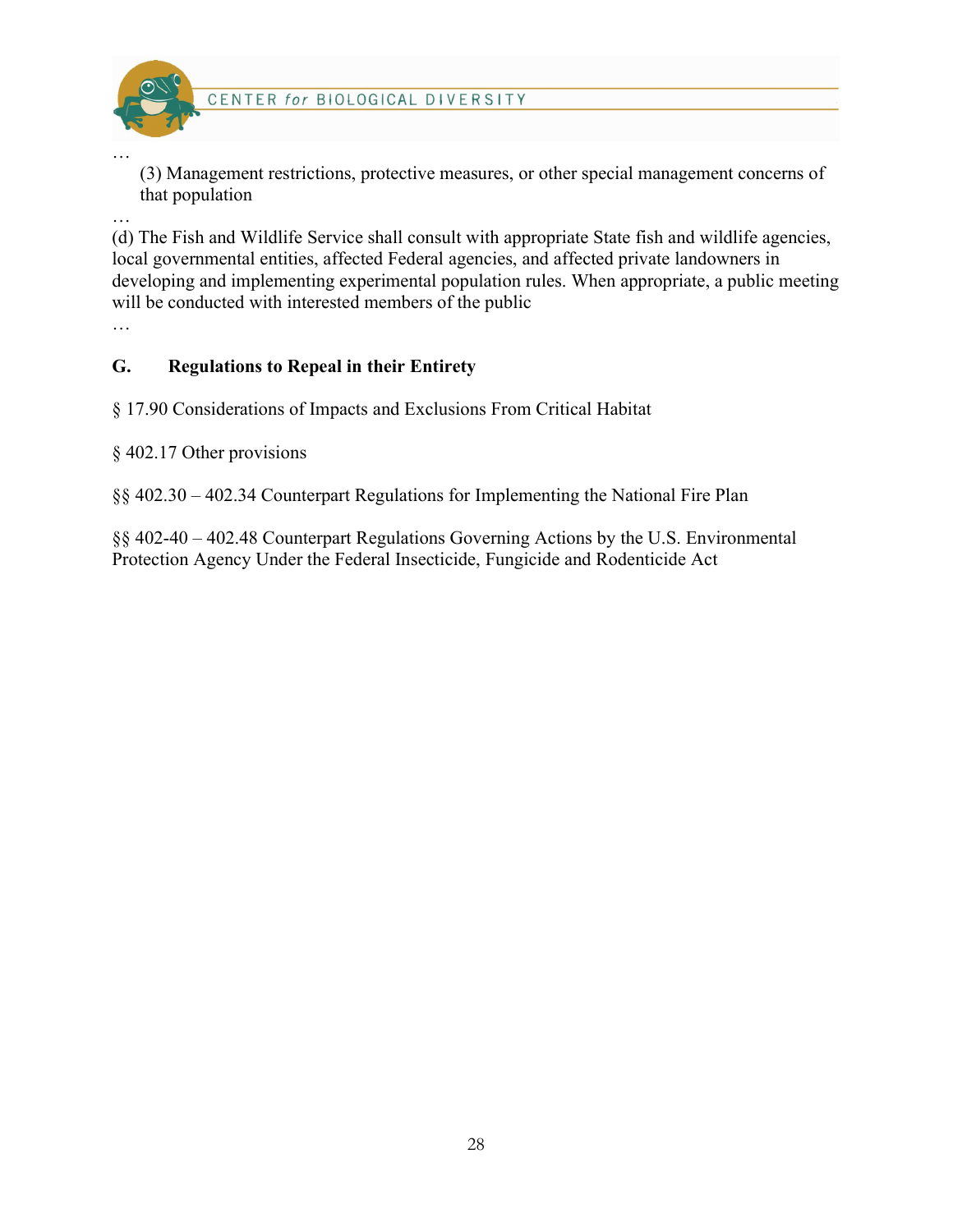…

(3) Management restrictions, protective measures, or other special management concerns of that population

…

(d) The Fish and Wildlife Service shall consult with appropriate State fish and wildlife agencies, local governmental entities, affected Federal agencies, and affected private landowners in developing and implementing experimental population rules. When appropriate, a public meeting will be conducted with interested members of the public

…

## G. Regulations to Repeal in their Entirety

§ 17.90 Considerations of Impacts and Exclusions From Critical Habitat

§ 402.17 Other provisions

§§ 402.30 – 402.34 Counterpart Regulations for Implementing the National Fire Plan

§§ 402-40 – 402.48 Counterpart Regulations Governing Actions by the U.S. Environmental Protection Agency Under the Federal Insecticide, Fungicide and Rodenticide Act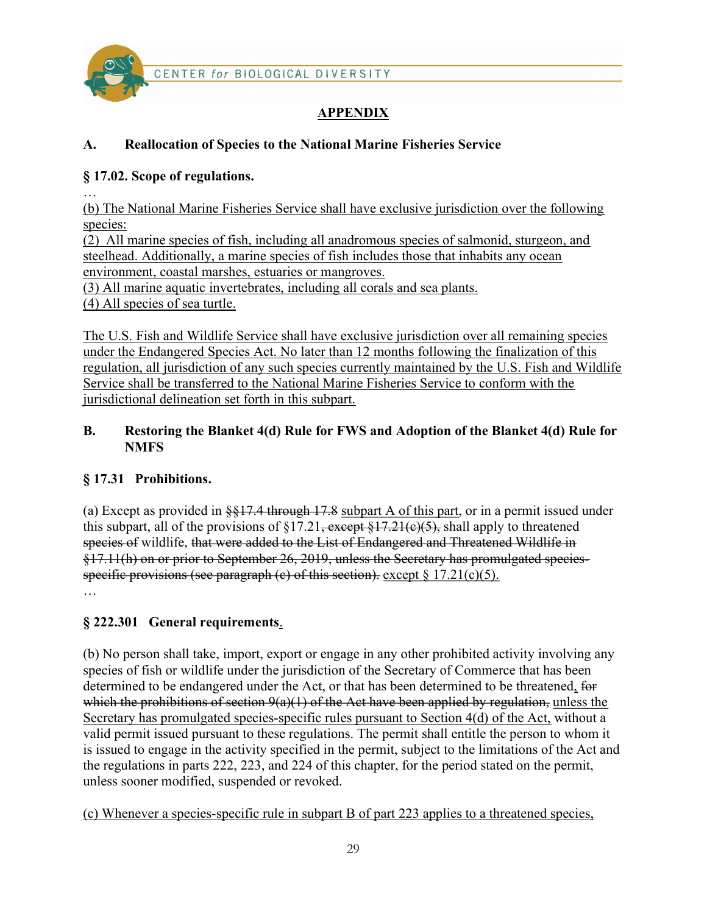# <u>APPENDIX</u>

## A. Reallocation of Species to the National Marine Fisheries Service

### § 17.02. Scope of regulations.

…

<u>(b) The National Marine Fisheries Service shall have exclusive jurisdiction over the following species:</u>
<u>(2) All marine species of fish, including all anadromous species of salmonid, sturgeon, and steelhead. Additionally, a marine species of fish includes those that inhabits any ocean environment, coastal marshes, estuaries or mangroves.</u>
<u>(3) All marine aquatic invertebrates, including all corals and sea plants.</u>
<u>(4) All species of sea turtle.</u>

<u>The U.S. Fish and Wildlife Service shall have exclusive jurisdiction over all remaining species under the Endangered Species Act. No later than 12 months following the finalization of this regulation, all jurisdiction of any such species currently maintained by the U.S. Fish and Wildlife Service shall be transferred to the National Marine Fisheries Service to conform with the jurisdictional delineation set forth in this subpart.</u>

## B. Restoring the Blanket 4(d) Rule for FWS and Adoption of the Blanket 4(d) Rule for NMFS

### § 17.31 Prohibitions.

(a) Except as provided in ~~§§17.4 through 17.8~~ <u>subpart A of this part</u>, or in a permit issued under this subpart, all of the provisions of §17.21~~, except §17.21(c)(5),~~ shall apply to threatened ~~species of~~ wildlife, ~~that were added to the List of Endangered and Threatened Wildlife in §17.11(h) on or prior to September 26, 2019, unless the Secretary has promulgated species-specific provisions (see paragraph (c) of this section).~~ <u>except § 17.21(c)(5).</u>

…

### § 222.301 General requirements<u>.</u>

(b) No person shall take, import, export or engage in any other prohibited activity involving any species of fish or wildlife under the jurisdiction of the Secretary of Commerce that has been determined to be endangered under the Act, or that has been determined to be threatened<u>,</u> ~~for which the prohibitions of section 9(a)(1) of the Act have been applied by regulation,~~ <u>unless the Secretary has promulgated species-specific rules pursuant to Section 4(d) of the Act,</u> without a valid permit issued pursuant to these regulations. The permit shall entitle the person to whom it is issued to engage in the activity specified in the permit, subject to the limitations of the Act and the regulations in parts 222, 223, and 224 of this chapter, for the period stated on the permit, unless sooner modified, suspended or revoked.

<u>(c) Whenever a species-specific rule in subpart B of part 223 applies to a threatened species,</u>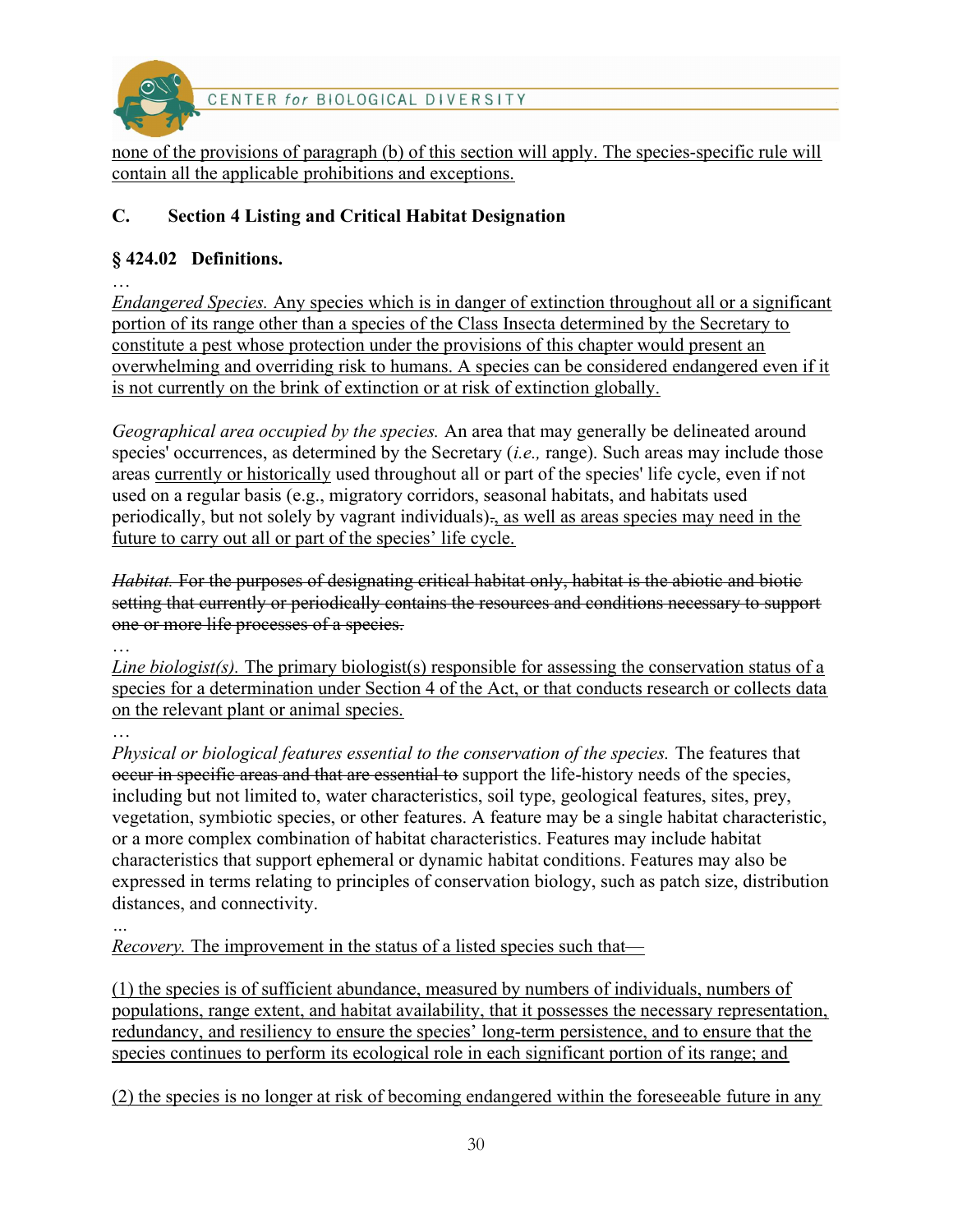none of the provisions of paragraph (b) of this section will apply. The species-specific rule will contain all the applicable prohibitions and exceptions.

### C. Section 4 Listing and Critical Habitat Designation

**§ 424.02 Definitions.**

…

*Endangered Species.* Any species which is in danger of extinction throughout all or a significant portion of its range other than a species of the Class Insecta determined by the Secretary to constitute a pest whose protection under the provisions of this chapter would present an overwhelming and overriding risk to humans. A species can be considered endangered even if it is not currently on the brink of extinction or at risk of extinction globally.

*Geographical area occupied by the species.* An area that may generally be delineated around species' occurrences, as determined by the Secretary (*i.e.,* range). Such areas may include those areas currently or historically used throughout all or part of the species' life cycle, even if not used on a regular basis (e.g., migratory corridors, seasonal habitats, and habitats used periodically, but not solely by vagrant individuals)~~.~~, as well as areas species may need in the future to carry out all or part of the species' life cycle.

~~*Habitat.* For the purposes of designating critical habitat only, habitat is the abiotic and biotic setting that currently or periodically contains the resources and conditions necessary to support one or more life processes of a species.~~

…

*Line biologist(s).* The primary biologist(s) responsible for assessing the conservation status of a species for a determination under Section 4 of the Act, or that conducts research or collects data on the relevant plant or animal species.

…

*Physical or biological features essential to the conservation of the species.* The features that ~~occur in specific areas and that are essential to~~ support the life-history needs of the species, including but not limited to, water characteristics, soil type, geological features, sites, prey, vegetation, symbiotic species, or other features. A feature may be a single habitat characteristic, or a more complex combination of habitat characteristics. Features may include habitat characteristics that support ephemeral or dynamic habitat conditions. Features may also be expressed in terms relating to principles of conservation biology, such as patch size, distribution distances, and connectivity.

…

*Recovery.* The improvement in the status of a listed species such that—

(1) the species is of sufficient abundance, measured by numbers of individuals, numbers of populations, range extent, and habitat availability, that it possesses the necessary representation, redundancy, and resiliency to ensure the species' long-term persistence, and to ensure that the species continues to perform its ecological role in each significant portion of its range; and

(2) the species is no longer at risk of becoming endangered within the foreseeable future in any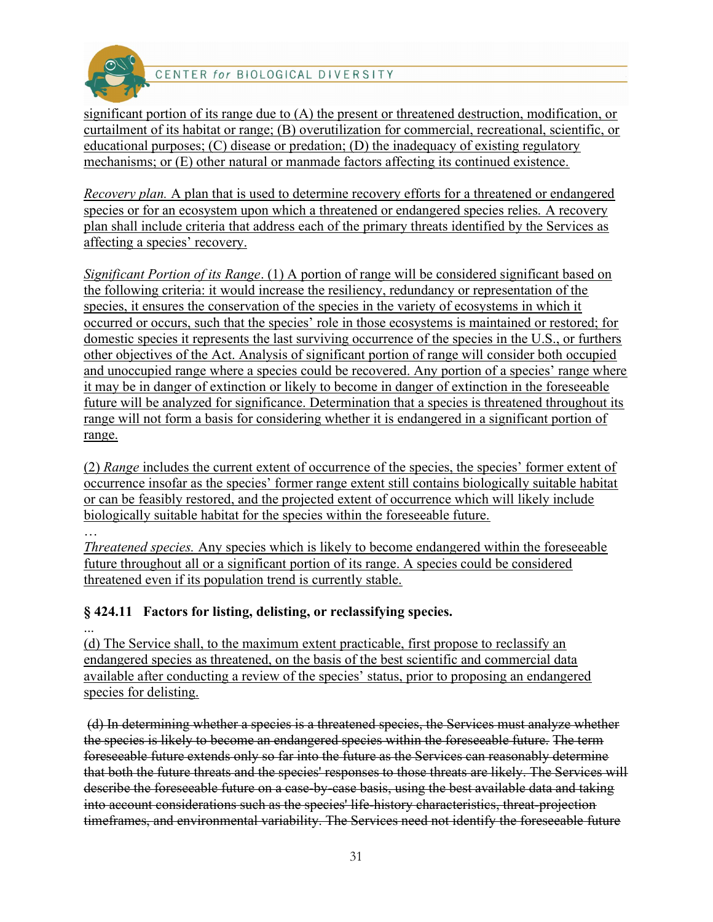<u>significant portion of its range due to (A) the present or threatened destruction, modification, or curtailment of its habitat or range; (B) overutilization for commercial, recreational, scientific, or educational purposes; (C) disease or predation; (D) the inadequacy of existing regulatory mechanisms; or (E) other natural or manmade factors affecting its continued existence.</u>

<u>*Recovery plan.* A plan that is used to determine recovery efforts for a threatened or endangered species or for an ecosystem upon which a threatened or endangered species relies. A recovery plan shall include criteria that address each of the primary threats identified by the Services as affecting a species' recovery.</u>

<u>*Significant Portion of its Range*. (1) A portion of range will be considered significant based on the following criteria: it would increase the resiliency, redundancy or representation of the species, it ensures the conservation of the species in the variety of ecosystems in which it occurred or occurs, such that the species' role in those ecosystems is maintained or restored; for domestic species it represents the last surviving occurrence of the species in the U.S., or furthers other objectives of the Act. Analysis of significant portion of range will consider both occupied and unoccupied range where a species could be recovered. Any portion of a species' range where it may be in danger of extinction or likely to become in danger of extinction in the foreseeable future will be analyzed for significance. Determination that a species is threatened throughout its range will not form a basis for considering whether it is endangered in a significant portion of range.</u>

<u>(2) *Range* includes the current extent of occurrence of the species, the species' former extent of occurrence insofar as the species' former range extent still contains biologically suitable habitat or can be feasibly restored, and the projected extent of occurrence which will likely include biologically suitable habitat for the species within the foreseeable future.</u>

…

<u>*Threatened species.* Any species which is likely to become endangered within the foreseeable future throughout all or a significant portion of its range. A species could be considered threatened even if its population trend is currently stable.</u>

**§ 424.11 Factors for listing, delisting, or reclassifying species.**

...

<u>(d) The Service shall, to the maximum extent practicable, first propose to reclassify an endangered species as threatened, on the basis of the best scientific and commercial data available after conducting a review of the species' status, prior to proposing an endangered species for delisting.</u>

~~(d) In determining whether a species is a threatened species, the Services must analyze whether the species is likely to become an endangered species within the foreseeable future. The term foreseeable future extends only so far into the future as the Services can reasonably determine that both the future threats and the species' responses to those threats are likely. The Services will describe the foreseeable future on a case-by-case basis, using the best available data and taking into account considerations such as the species' life-history characteristics, threat-projection timeframes, and environmental variability. The Services need not identify the foreseeable future~~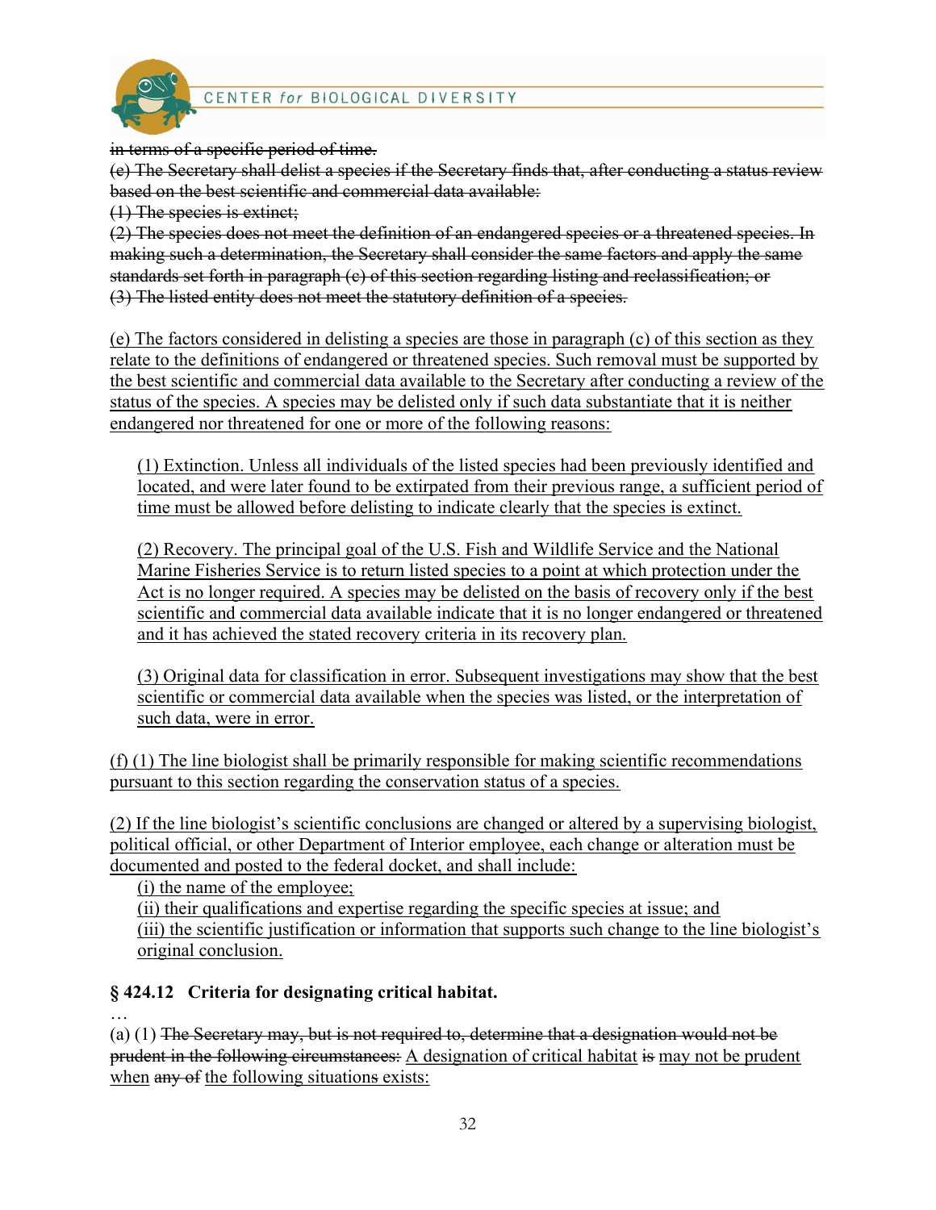~~in terms of a specific period of time.~~
~~(e) The Secretary shall delist a species if the Secretary finds that, after conducting a status review based on the best scientific and commercial data available:~~
~~(1) The species is extinct;~~
~~(2) The species does not meet the definition of an endangered species or a threatened species. In making such a determination, the Secretary shall consider the same factors and apply the same standards set forth in paragraph (c) of this section regarding listing and reclassification; or~~
~~(3) The listed entity does not meet the statutory definition of a species.~~

<u>(e) The factors considered in delisting a species are those in paragraph (c) of this section as they relate to the definitions of endangered or threatened species. Such removal must be supported by the best scientific and commercial data available to the Secretary after conducting a review of the status of the species. A species may be delisted only if such data substantiate that it is neither endangered nor threatened for one or more of the following reasons:</u>

> <u>(1) Extinction. Unless all individuals of the listed species had been previously identified and located, and were later found to be extirpated from their previous range, a sufficient period of time must be allowed before delisting to indicate clearly that the species is extinct.</u>
>
> <u>(2) Recovery. The principal goal of the U.S. Fish and Wildlife Service and the National Marine Fisheries Service is to return listed species to a point at which protection under the Act is no longer required. A species may be delisted on the basis of recovery only if the best scientific and commercial data available indicate that it is no longer endangered or threatened and it has achieved the stated recovery criteria in its recovery plan.</u>
>
> <u>(3) Original data for classification in error. Subsequent investigations may show that the best scientific or commercial data available when the species was listed, or the interpretation of such data, were in error.</u>

<u>(f) (1) The line biologist shall be primarily responsible for making scientific recommendations pursuant to this section regarding the conservation status of a species.</u>

<u>(2) If the line biologist's scientific conclusions are changed or altered by a supervising biologist, political official, or other Department of Interior employee, each change or alteration must be documented and posted to the federal docket, and shall include:</u>
> <u>(i) the name of the employee;</u>
> <u>(ii) their qualifications and expertise regarding the specific species at issue; and</u>
> <u>(iii) the scientific justification or information that supports such change to the line biologist's original conclusion.</u>

### § 424.12 Criteria for designating critical habitat.

…

(a) (1) ~~The Secretary may, but is not required to, determine that a designation would not be prudent in the following circumstances:~~ <u>A designation of critical habitat</u> ~~is~~ <u>may not be prudent when</u> ~~any of~~ <u>the following situations exists:</u>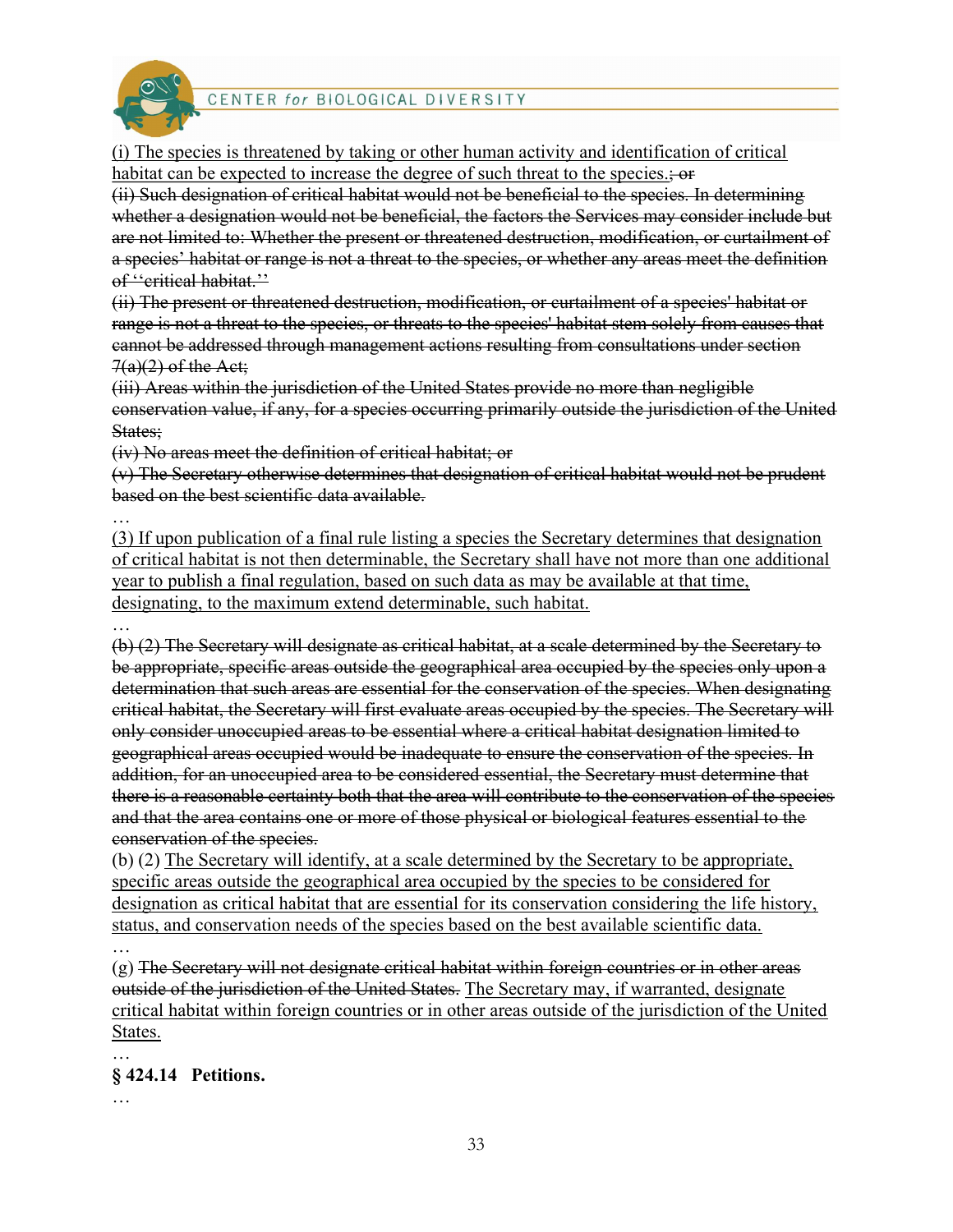<u>(i) The species is threatened by taking or other human activity and identification of critical habitat can be expected to increase the degree of such threat to the species.</u>~~; or~~

~~(ii) Such designation of critical habitat would not be beneficial to the species. In determining whether a designation would not be beneficial, the factors the Services may consider include but are not limited to: Whether the present or threatened destruction, modification, or curtailment of a species' habitat or range is not a threat to the species, or whether any areas meet the definition of ''critical habitat.''~~

~~(ii) The present or threatened destruction, modification, or curtailment of a species' habitat or range is not a threat to the species, or threats to the species' habitat stem solely from causes that cannot be addressed through management actions resulting from consultations under section 7(a)(2) of the Act;~~

~~(iii) Areas within the jurisdiction of the United States provide no more than negligible conservation value, if any, for a species occurring primarily outside the jurisdiction of the United States;~~

~~(iv) No areas meet the definition of critical habitat; or~~

~~(v) The Secretary otherwise determines that designation of critical habitat would not be prudent based on the best scientific data available.~~

…

<u>(3) If upon publication of a final rule listing a species the Secretary determines that designation of critical habitat is not then determinable, the Secretary shall have not more than one additional year to publish a final regulation, based on such data as may be available at that time, designating, to the maximum extend determinable, such habitat.</u>

…

~~(b) (2) The Secretary will designate as critical habitat, at a scale determined by the Secretary to be appropriate, specific areas outside the geographical area occupied by the species only upon a determination that such areas are essential for the conservation of the species. When designating critical habitat, the Secretary will first evaluate areas occupied by the species. The Secretary will only consider unoccupied areas to be essential where a critical habitat designation limited to geographical areas occupied would be inadequate to ensure the conservation of the species. In addition, for an unoccupied area to be considered essential, the Secretary must determine that there is a reasonable certainty both that the area will contribute to the conservation of the species and that the area contains one or more of those physical or biological features essential to the conservation of the species.~~

(b) (2) <u>The Secretary will identify, at a scale determined by the Secretary to be appropriate, specific areas outside the geographical area occupied by the species to be considered for designation as critical habitat that are essential for its conservation considering the life history, status, and conservation needs of the species based on the best available scientific data.</u>

…

(g) ~~The Secretary will not designate critical habitat within foreign countries or in other areas outside of the jurisdiction of the United States.~~ <u>The Secretary may, if warranted, designate critical habitat within foreign countries or in other areas outside of the jurisdiction of the United States.</u>

…

**§ 424.14 Petitions.**

…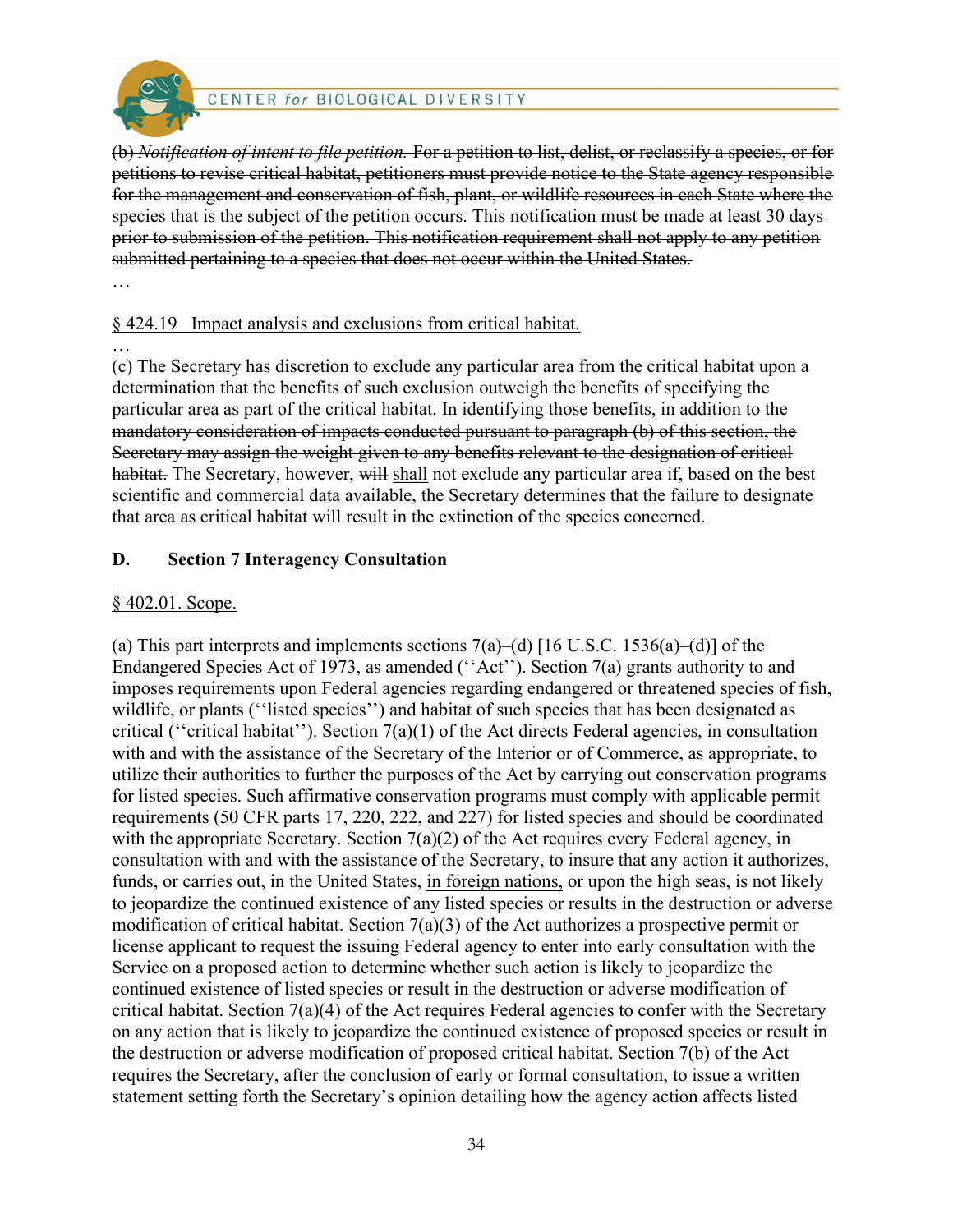~~(b) *Notification of intent to file petition.* For a petition to list, delist, or reclassify a species, or for petitions to revise critical habitat, petitioners must provide notice to the State agency responsible for the management and conservation of fish, plant, or wildlife resources in each State where the species that is the subject of the petition occurs. This notification must be made at least 30 days prior to submission of the petition. This notification requirement shall not apply to any petition submitted pertaining to a species that does not occur within the United States.~~

…

<u>§ 424.19 Impact analysis and exclusions from critical habitat.</u>

…

(c) The Secretary has discretion to exclude any particular area from the critical habitat upon a determination that the benefits of such exclusion outweigh the benefits of specifying the particular area as part of the critical habitat. ~~In identifying those benefits, in addition to the mandatory consideration of impacts conducted pursuant to paragraph (b) of this section, the Secretary may assign the weight given to any benefits relevant to the designation of critical habitat.~~ The Secretary, however, ~~will~~ <u>shall</u> not exclude any particular area if, based on the best scientific and commercial data available, the Secretary determines that the failure to designate that area as critical habitat will result in the extinction of the species concerned.

## D. Section 7 Interagency Consultation

<u>§ 402.01. Scope.</u>

(a) This part interprets and implements sections 7(a)–(d) [16 U.S.C. 1536(a)–(d)] of the Endangered Species Act of 1973, as amended (''Act''). Section 7(a) grants authority to and imposes requirements upon Federal agencies regarding endangered or threatened species of fish, wildlife, or plants (''listed species'') and habitat of such species that has been designated as critical (''critical habitat''). Section 7(a)(1) of the Act directs Federal agencies, in consultation with and with the assistance of the Secretary of the Interior or of Commerce, as appropriate, to utilize their authorities to further the purposes of the Act by carrying out conservation programs for listed species. Such affirmative conservation programs must comply with applicable permit requirements (50 CFR parts 17, 220, 222, and 227) for listed species and should be coordinated with the appropriate Secretary. Section 7(a)(2) of the Act requires every Federal agency, in consultation with and with the assistance of the Secretary, to insure that any action it authorizes, funds, or carries out, in the United States, <u>in foreign nations,</u> or upon the high seas, is not likely to jeopardize the continued existence of any listed species or results in the destruction or adverse modification of critical habitat. Section 7(a)(3) of the Act authorizes a prospective permit or license applicant to request the issuing Federal agency to enter into early consultation with the Service on a proposed action to determine whether such action is likely to jeopardize the continued existence of listed species or result in the destruction or adverse modification of critical habitat. Section 7(a)(4) of the Act requires Federal agencies to confer with the Secretary on any action that is likely to jeopardize the continued existence of proposed species or result in the destruction or adverse modification of proposed critical habitat. Section 7(b) of the Act requires the Secretary, after the conclusion of early or formal consultation, to issue a written statement setting forth the Secretary's opinion detailing how the agency action affects listed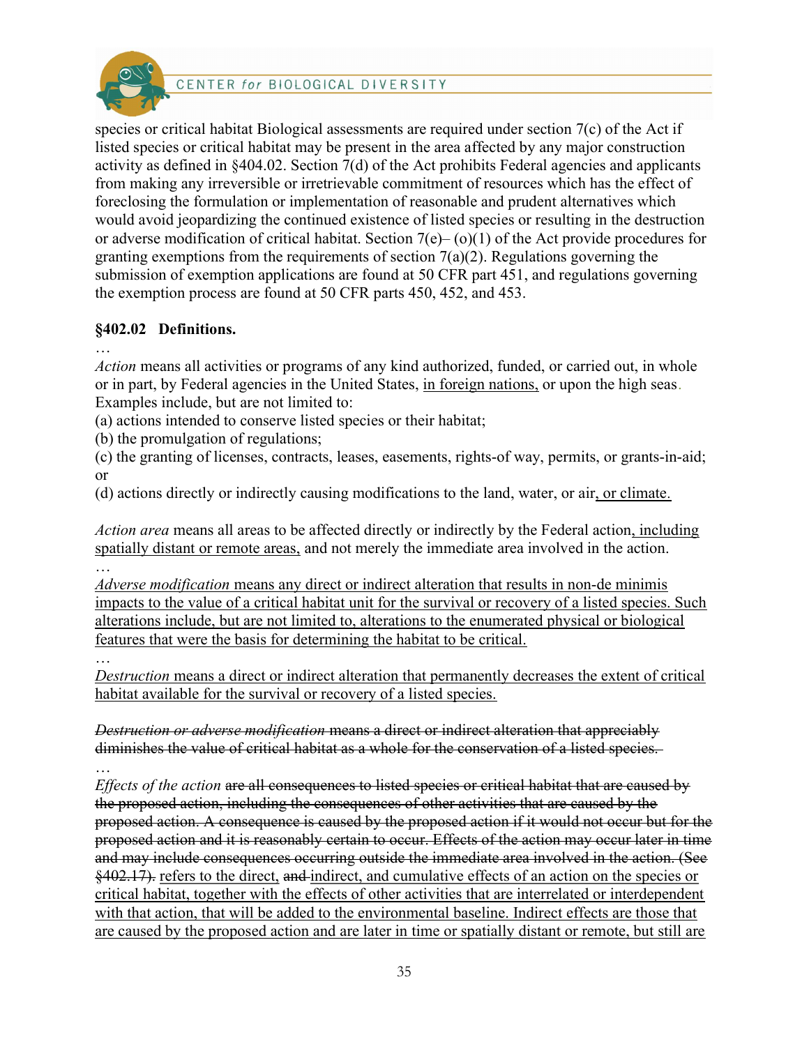species or critical habitat Biological assessments are required under section 7(c) of the Act if listed species or critical habitat may be present in the area affected by any major construction activity as defined in §404.02. Section 7(d) of the Act prohibits Federal agencies and applicants from making any irreversible or irretrievable commitment of resources which has the effect of foreclosing the formulation or implementation of reasonable and prudent alternatives which would avoid jeopardizing the continued existence of listed species or resulting in the destruction or adverse modification of critical habitat. Section 7(e)– (o)(1) of the Act provide procedures for granting exemptions from the requirements of section 7(a)(2). Regulations governing the submission of exemption applications are found at 50 CFR part 451, and regulations governing the exemption process are found at 50 CFR parts 450, 452, and 453.

### §402.02 Definitions.

…

*Action* means all activities or programs of any kind authorized, funded, or carried out, in whole or in part, by Federal agencies in the United States, <u>in foreign nations,</u> or upon the high seas. Examples include, but are not limited to:

(a) actions intended to conserve listed species or their habitat;

(b) the promulgation of regulations;

(c) the granting of licenses, contracts, leases, easements, rights-of way, permits, or grants-in-aid; or

(d) actions directly or indirectly causing modifications to the land, water, or air<u>, or climate.</u>

*Action area* means all areas to be affected directly or indirectly by the Federal action<u>, including spatially distant or remote areas,</u> and not merely the immediate area involved in the action.

…

<u>*Adverse modification* means any direct or indirect alteration that results in non-de minimis impacts to the value of a critical habitat unit for the survival or recovery of a listed species. Such alterations include, but are not limited to, alterations to the enumerated physical or biological features that were the basis for determining the habitat to be critical.</u>

…

*Destruction* <u>means a direct or indirect alteration that permanently decreases the extent of critical habitat available for the survival or recovery of a listed species.</u>

~~*Destruction or adverse modification* means a direct or indirect alteration that appreciably diminishes the value of critical habitat as a whole for the conservation of a listed species.~~

…

*Effects of the action* ~~are all consequences to listed species or critical habitat that are caused by the proposed action, including the consequences of other activities that are caused by the proposed action. A consequence is caused by the proposed action if it would not occur but for the proposed action and it is reasonably certain to occur. Effects of the action may occur later in time and may include consequences occurring outside the immediate area involved in the action. (See §402.17).~~ <u>refers to the direct,</u> ~~and~~ <u>indirect, and cumulative effects of an action on the species or critical habitat, together with the effects of other activities that are interrelated or interdependent with that action, that will be added to the environmental baseline. Indirect effects are those that are caused by the proposed action and are later in time or spatially distant or remote, but still are</u>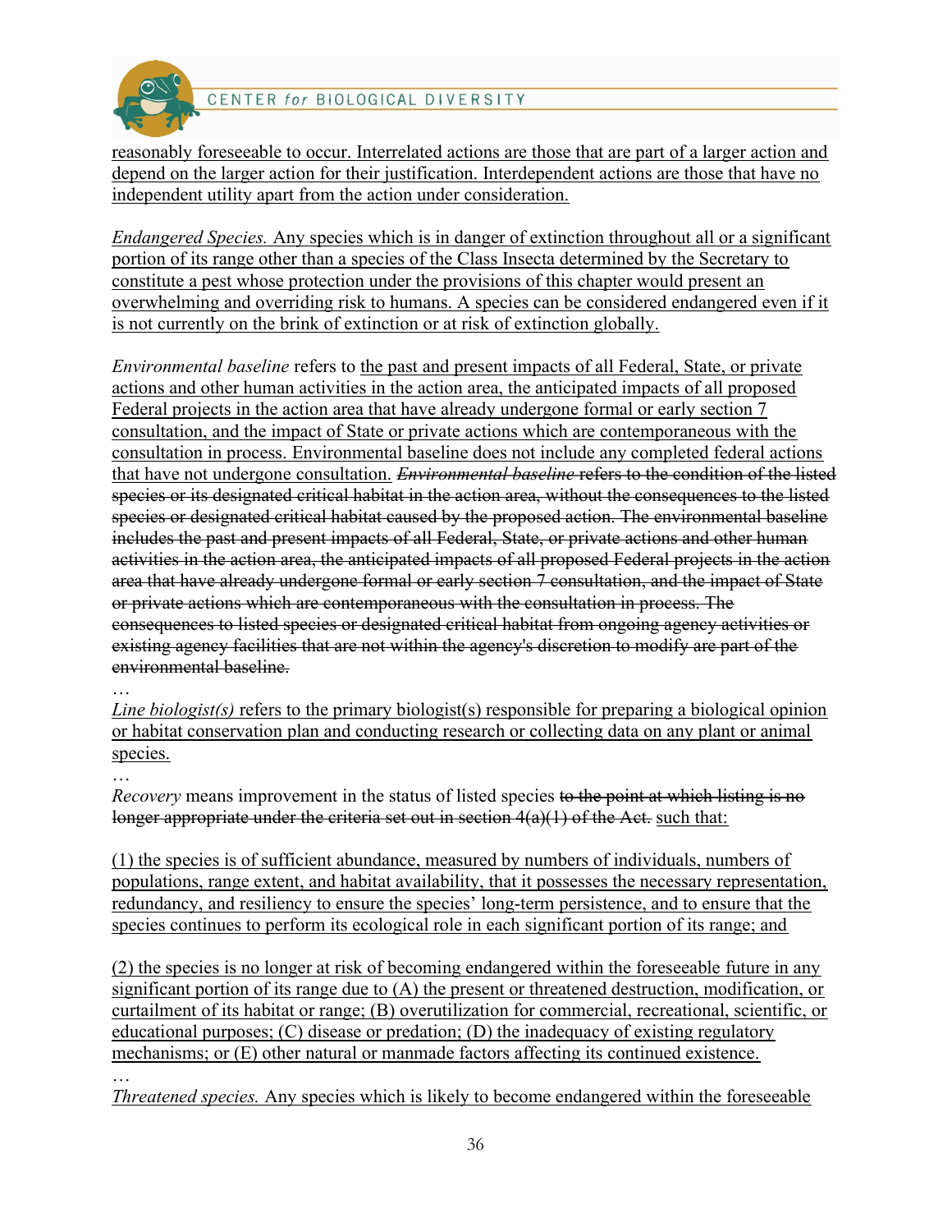<u>reasonably foreseeable to occur. Interrelated actions are those that are part of a larger action and depend on the larger action for their justification. Interdependent actions are those that have no independent utility apart from the action under consideration.</u>

*Endangered Species.* <u>Any species which is in danger of extinction throughout all or a significant portion of its range other than a species of the Class Insecta determined by the Secretary to constitute a pest whose protection under the provisions of this chapter would present an overwhelming and overriding risk to humans. A species can be considered endangered even if it is not currently on the brink of extinction or at risk of extinction globally.</u>

*Environmental baseline* refers to <u>the past and present impacts of all Federal, State, or private actions and other human activities in the action area, the anticipated impacts of all proposed Federal projects in the action area that have already undergone formal or early section 7 consultation, and the impact of State or private actions which are contemporaneous with the consultation in process. Environmental baseline does not include any completed federal actions that have not undergone consultation.</u> ~~*Environmental baseline* refers to the condition of the listed species or its designated critical habitat in the action area, without the consequences to the listed species or designated critical habitat caused by the proposed action. The environmental baseline includes the past and present impacts of all Federal, State, or private actions and other human activities in the action area, the anticipated impacts of all proposed Federal projects in the action area that have already undergone formal or early section 7 consultation, and the impact of State or private actions which are contemporaneous with the consultation in process. The consequences to listed species or designated critical habitat from ongoing agency activities or existing agency facilities that are not within the agency's discretion to modify are part of the environmental baseline.~~

…

*<u>Line biologist(s)</u>* <u>refers to the primary biologist(s) responsible for preparing a biological opinion or habitat conservation plan and conducting research or collecting data on any plant or animal species.</u>

…

*Recovery* means improvement in the status of listed species ~~to the point at which listing is no longer appropriate under the criteria set out in section 4(a)(1) of the Act.~~ <u>such that:</u>

<u>(1) the species is of sufficient abundance, measured by numbers of individuals, numbers of populations, range extent, and habitat availability, that it possesses the necessary representation, redundancy, and resiliency to ensure the species' long-term persistence, and to ensure that the species continues to perform its ecological role in each significant portion of its range; and</u>

<u>(2) the species is no longer at risk of becoming endangered within the foreseeable future in any significant portion of its range due to (A) the present or threatened destruction, modification, or curtailment of its habitat or range; (B) overutilization for commercial, recreational, scientific, or educational purposes; (C) disease or predation; (D) the inadequacy of existing regulatory mechanisms; or (E) other natural or manmade factors affecting its continued existence.</u>

…

*<u>Threatened species.</u>* <u>Any species which is likely to become endangered within the foreseeable</u>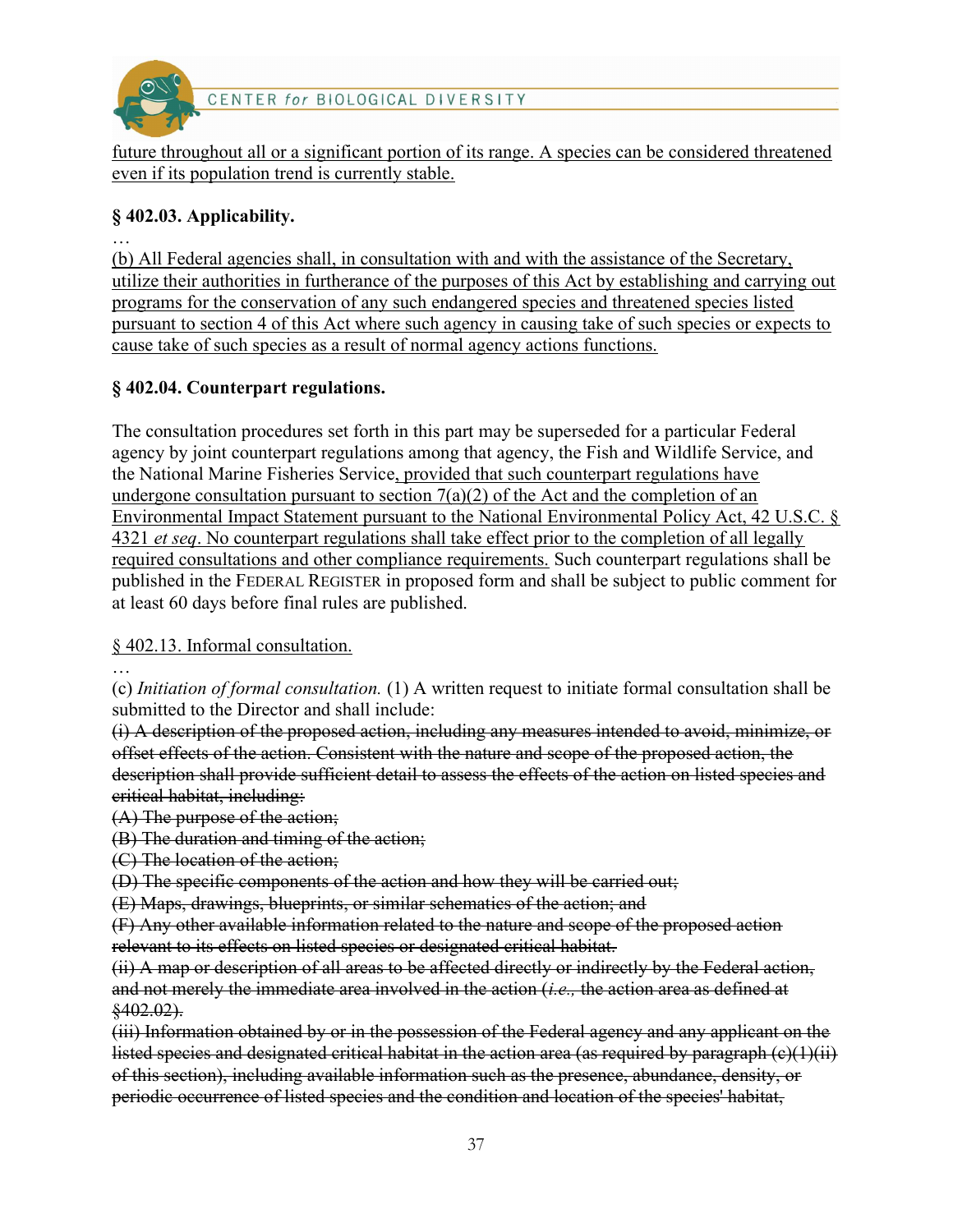<u>future throughout all or a significant portion of its range. A species can be considered threatened even if its population trend is currently stable.</u>

**§ 402.03. Applicability.**

…

<u>(b) All Federal agencies shall, in consultation with and with the assistance of the Secretary, utilize their authorities in furtherance of the purposes of this Act by establishing and carrying out programs for the conservation of any such endangered species and threatened species listed pursuant to section 4 of this Act where such agency in causing take of such species or expects to cause take of such species as a result of normal agency actions functions.</u>

**§ 402.04. Counterpart regulations.**

The consultation procedures set forth in this part may be superseded for a particular Federal agency by joint counterpart regulations among that agency, the Fish and Wildlife Service, and the National Marine Fisheries Service<u>, provided that such counterpart regulations have undergone consultation pursuant to section 7(a)(2) of the Act and the completion of an Environmental Impact Statement pursuant to the National Environmental Policy Act, 42 U.S.C. § 4321 *et seq*. No counterpart regulations shall take effect prior to the completion of all legally required consultations and other compliance requirements.</u> Such counterpart regulations shall be published in the FEDERAL REGISTER in proposed form and shall be subject to public comment for at least 60 days before final rules are published.

<u>§ 402.13. Informal consultation.</u>

…

(c) *Initiation of formal consultation.* (1) A written request to initiate formal consultation shall be submitted to the Director and shall include:

~~(i) A description of the proposed action, including any measures intended to avoid, minimize, or offset effects of the action. Consistent with the nature and scope of the proposed action, the description shall provide sufficient detail to assess the effects of the action on listed species and critical habitat, including:~~

~~(A) The purpose of the action;~~

~~(B) The duration and timing of the action;~~

~~(C) The location of the action;~~

~~(D) The specific components of the action and how they will be carried out;~~

~~(E) Maps, drawings, blueprints, or similar schematics of the action; and~~

~~(F) Any other available information related to the nature and scope of the proposed action relevant to its effects on listed species or designated critical habitat.~~

~~(ii) A map or description of all areas to be affected directly or indirectly by the Federal action, and not merely the immediate area involved in the action (*i.e.,* the action area as defined at §402.02).~~

~~(iii) Information obtained by or in the possession of the Federal agency and any applicant on the listed species and designated critical habitat in the action area (as required by paragraph (c)(1)(ii) of this section), including available information such as the presence, abundance, density, or periodic occurrence of listed species and the condition and location of the species' habitat,~~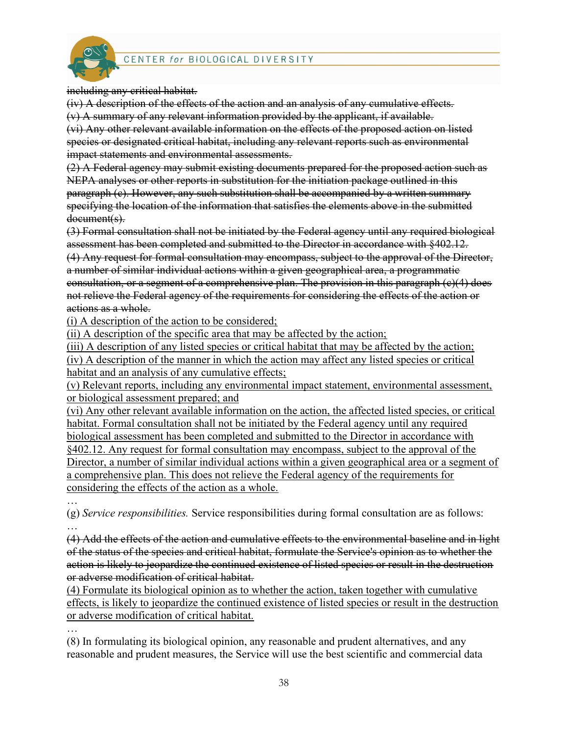~~including any critical habitat.~~

~~(iv) A description of the effects of the action and an analysis of any cumulative effects.~~

~~(v) A summary of any relevant information provided by the applicant, if available.~~

~~(vi) Any other relevant available information on the effects of the proposed action on listed species or designated critical habitat, including any relevant reports such as environmental impact statements and environmental assessments.~~

~~(2) A Federal agency may submit existing documents prepared for the proposed action such as NEPA analyses or other reports in substitution for the initiation package outlined in this paragraph (c). However, any such substitution shall be accompanied by a written summary specifying the location of the information that satisfies the elements above in the submitted document(s).~~

~~(3) Formal consultation shall not be initiated by the Federal agency until any required biological assessment has been completed and submitted to the Director in accordance with §402.12.~~

~~(4) Any request for formal consultation may encompass, subject to the approval of the Director, a number of similar individual actions within a given geographical area, a programmatic consultation, or a segment of a comprehensive plan. The provision in this paragraph (c)(4) does not relieve the Federal agency of the requirements for considering the effects of the action or actions as a whole.~~

<u>(i) A description of the action to be considered;</u>

<u>(ii) A description of the specific area that may be affected by the action;</u>

<u>(iii) A description of any listed species or critical habitat that may be affected by the action;</u>

<u>(iv) A description of the manner in which the action may affect any listed species or critical habitat and an analysis of any cumulative effects;</u>

<u>(v) Relevant reports, including any environmental impact statement, environmental assessment, or biological assessment prepared; and</u>

<u>(vi) Any other relevant available information on the action, the affected listed species, or critical habitat. Formal consultation shall not be initiated by the Federal agency until any required biological assessment has been completed and submitted to the Director in accordance with §402.12. Any request for formal consultation may encompass, subject to the approval of the Director, a number of similar individual actions within a given geographical area or a segment of a comprehensive plan. This does not relieve the Federal agency of the requirements for considering the effects of the action as a whole.</u>

…

(g) *Service responsibilities.* Service responsibilities during formal consultation are as follows:

…

~~(4) Add the effects of the action and cumulative effects to the environmental baseline and in light of the status of the species and critical habitat, formulate the Service's opinion as to whether the action is likely to jeopardize the continued existence of listed species or result in the destruction or adverse modification of critical habitat.~~

<u>(4) Formulate its biological opinion as to whether the action, taken together with cumulative effects, is likely to jeopardize the continued existence of listed species or result in the destruction or adverse modification of critical habitat.</u>

…

(8) In formulating its biological opinion, any reasonable and prudent alternatives, and any reasonable and prudent measures, the Service will use the best scientific and commercial data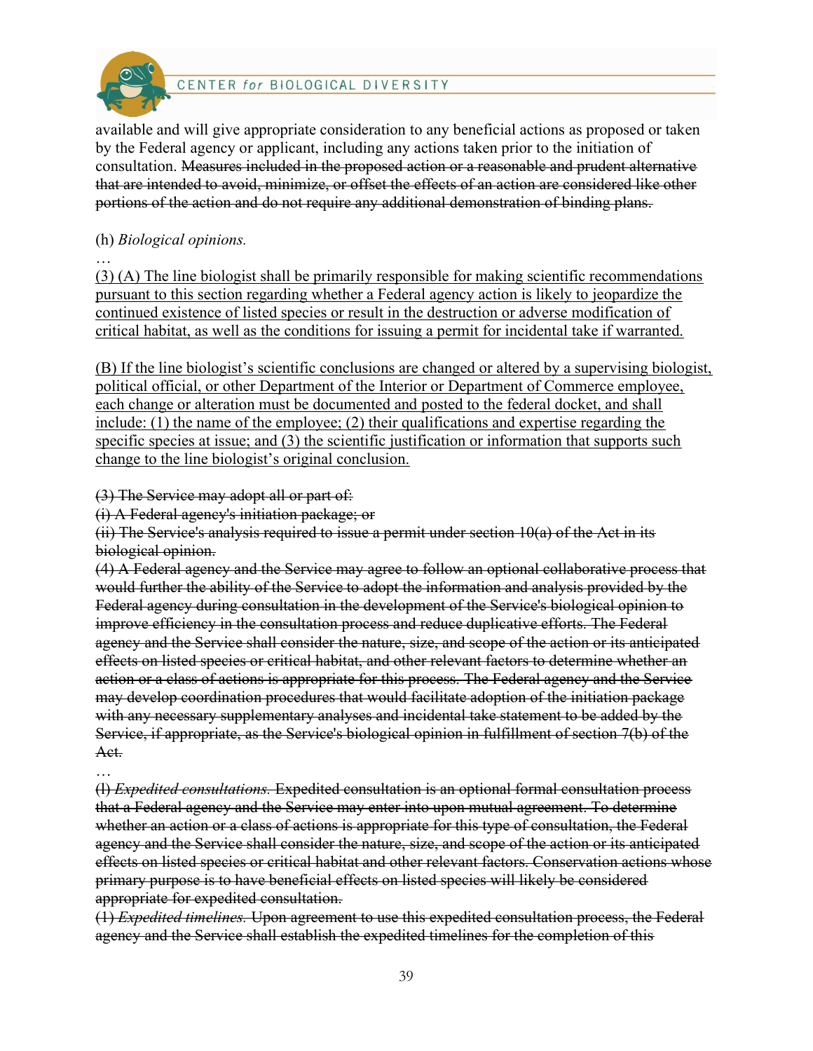available and will give appropriate consideration to any beneficial actions as proposed or taken by the Federal agency or applicant, including any actions taken prior to the initiation of consultation. ~~Measures included in the proposed action or a reasonable and prudent alternative that are intended to avoid, minimize, or offset the effects of an action are considered like other portions of the action and do not require any additional demonstration of binding plans.~~

(h) *Biological opinions.*

…

<u>(3) (A) The line biologist shall be primarily responsible for making scientific recommendations pursuant to this section regarding whether a Federal agency action is likely to jeopardize the continued existence of listed species or result in the destruction or adverse modification of critical habitat, as well as the conditions for issuing a permit for incidental take if warranted.</u>

<u>(B) If the line biologist's scientific conclusions are changed or altered by a supervising biologist, political official, or other Department of the Interior or Department of Commerce employee, each change or alteration must be documented and posted to the federal docket, and shall include: (1) the name of the employee; (2) their qualifications and expertise regarding the specific species at issue; and (3) the scientific justification or information that supports such change to the line biologist's original conclusion.</u>

~~(3) The Service may adopt all or part of:~~

~~(i) A Federal agency's initiation package; or~~

~~(ii) The Service's analysis required to issue a permit under section 10(a) of the Act in its biological opinion.~~

~~(4) A Federal agency and the Service may agree to follow an optional collaborative process that would further the ability of the Service to adopt the information and analysis provided by the Federal agency during consultation in the development of the Service's biological opinion to improve efficiency in the consultation process and reduce duplicative efforts. The Federal agency and the Service shall consider the nature, size, and scope of the action or its anticipated effects on listed species or critical habitat, and other relevant factors to determine whether an action or a class of actions is appropriate for this process. The Federal agency and the Service may develop coordination procedures that would facilitate adoption of the initiation package with any necessary supplementary analyses and incidental take statement to be added by the Service, if appropriate, as the Service's biological opinion in fulfillment of section 7(b) of the Act.~~

…

~~(l) *Expedited consultations.* Expedited consultation is an optional formal consultation process that a Federal agency and the Service may enter into upon mutual agreement. To determine whether an action or a class of actions is appropriate for this type of consultation, the Federal agency and the Service shall consider the nature, size, and scope of the action or its anticipated effects on listed species or critical habitat and other relevant factors. Conservation actions whose primary purpose is to have beneficial effects on listed species will likely be considered appropriate for expedited consultation.~~

~~(1) *Expedited timelines.* Upon agreement to use this expedited consultation process, the Federal agency and the Service shall establish the expedited timelines for the completion of this~~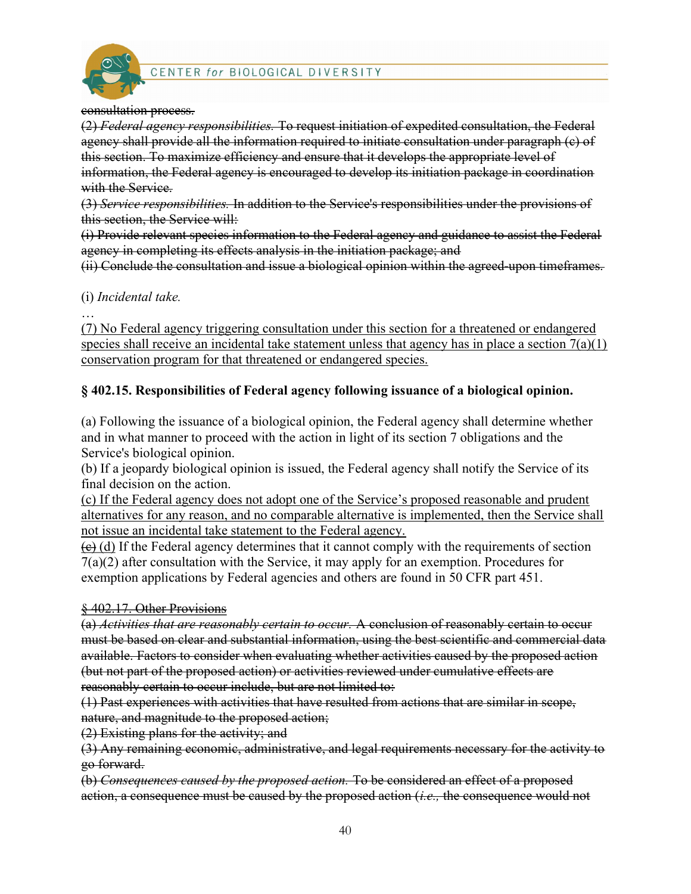~~consultation process.~~

~~(2) *Federal agency responsibilities.* To request initiation of expedited consultation, the Federal agency shall provide all the information required to initiate consultation under paragraph (c) of this section. To maximize efficiency and ensure that it develops the appropriate level of information, the Federal agency is encouraged to develop its initiation package in coordination with the Service.~~

~~(3) *Service responsibilities.* In addition to the Service's responsibilities under the provisions of this section, the Service will:~~

~~(i) Provide relevant species information to the Federal agency and guidance to assist the Federal agency in completing its effects analysis in the initiation package; and~~

~~(ii) Conclude the consultation and issue a biological opinion within the agreed-upon timeframes.~~

(i) *Incidental take.*

…

<u>(7) No Federal agency triggering consultation under this section for a threatened or endangered species shall receive an incidental take statement unless that agency has in place a section 7(a)(1) conservation program for that threatened or endangered species.</u>

### § 402.15. Responsibilities of Federal agency following issuance of a biological opinion.

(a) Following the issuance of a biological opinion, the Federal agency shall determine whether and in what manner to proceed with the action in light of its section 7 obligations and the Service's biological opinion.

(b) If a jeopardy biological opinion is issued, the Federal agency shall notify the Service of its final decision on the action.

<u>(c) If the Federal agency does not adopt one of the Service's proposed reasonable and prudent alternatives for any reason, and no comparable alternative is implemented, then the Service shall not issue an incidental take statement to the Federal agency.</u>

~~(c)~~ <u>(d)</u> If the Federal agency determines that it cannot comply with the requirements of section 7(a)(2) after consultation with the Service, it may apply for an exemption. Procedures for exemption applications by Federal agencies and others are found in 50 CFR part 451.

~~§ 402.17. Other Provisions~~

~~(a) *Activities that are reasonably certain to occur.* A conclusion of reasonably certain to occur must be based on clear and substantial information, using the best scientific and commercial data available. Factors to consider when evaluating whether activities caused by the proposed action (but not part of the proposed action) or activities reviewed under cumulative effects are reasonably certain to occur include, but are not limited to:~~

~~(1) Past experiences with activities that have resulted from actions that are similar in scope, nature, and magnitude to the proposed action;~~

~~(2) Existing plans for the activity; and~~

~~(3) Any remaining economic, administrative, and legal requirements necessary for the activity to go forward.~~

~~(b) *Consequences caused by the proposed action.* To be considered an effect of a proposed action, a consequence must be caused by the proposed action (*i.e.,* the consequence would not~~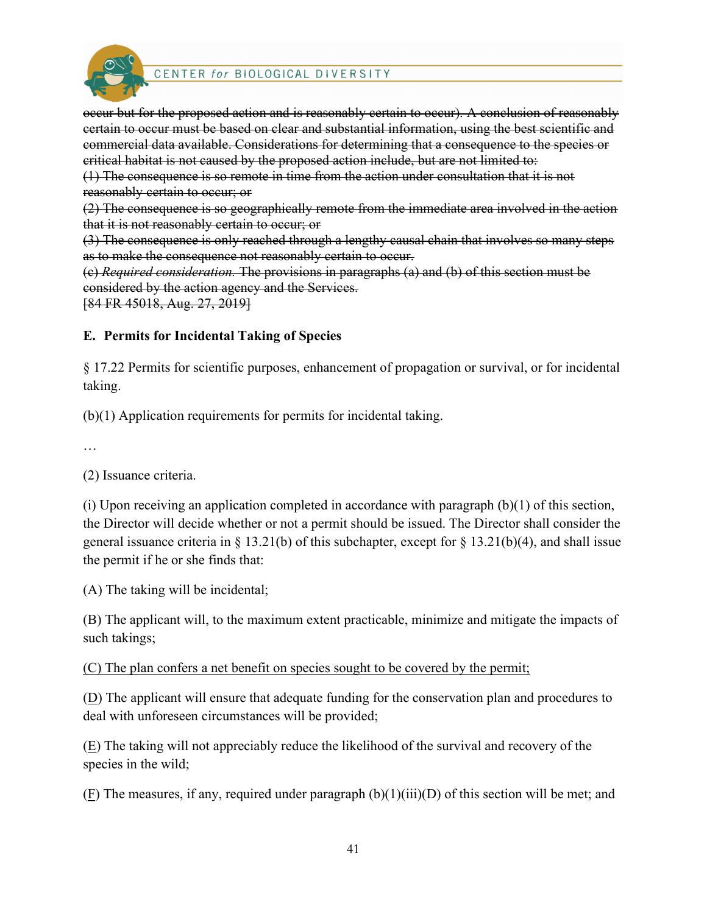~~occur but for the proposed action and is reasonably certain to occur). A conclusion of reasonably certain to occur must be based on clear and substantial information, using the best scientific and commercial data available. Considerations for determining that a consequence to the species or critical habitat is not caused by the proposed action include, but are not limited to:~~

~~(1) The consequence is so remote in time from the action under consultation that it is not reasonably certain to occur; or~~

~~(2) The consequence is so geographically remote from the immediate area involved in the action that it is not reasonably certain to occur; or~~

~~(3) The consequence is only reached through a lengthy causal chain that involves so many steps as to make the consequence not reasonably certain to occur.~~

~~(c) *Required consideration.* The provisions in paragraphs (a) and (b) of this section must be considered by the action agency and the Services.~~

~~[84 FR 45018, Aug. 27, 2019]~~

**E. Permits for Incidental Taking of Species**

§ 17.22 Permits for scientific purposes, enhancement of propagation or survival, or for incidental taking.

(b)(1) Application requirements for permits for incidental taking.

…

(2) Issuance criteria.

(i) Upon receiving an application completed in accordance with paragraph (b)(1) of this section, the Director will decide whether or not a permit should be issued. The Director shall consider the general issuance criteria in § 13.21(b) of this subchapter, except for § 13.21(b)(4), and shall issue the permit if he or she finds that:

(A) The taking will be incidental;

(B) The applicant will, to the maximum extent practicable, minimize and mitigate the impacts of such takings;

<u>(C) The plan confers a net benefit on species sought to be covered by the permit;</u>

(<u>D</u>) The applicant will ensure that adequate funding for the conservation plan and procedures to deal with unforeseen circumstances will be provided;

(<u>E</u>) The taking will not appreciably reduce the likelihood of the survival and recovery of the species in the wild;

(<u>F</u>) The measures, if any, required under paragraph (b)(1)(iii)(D) of this section will be met; and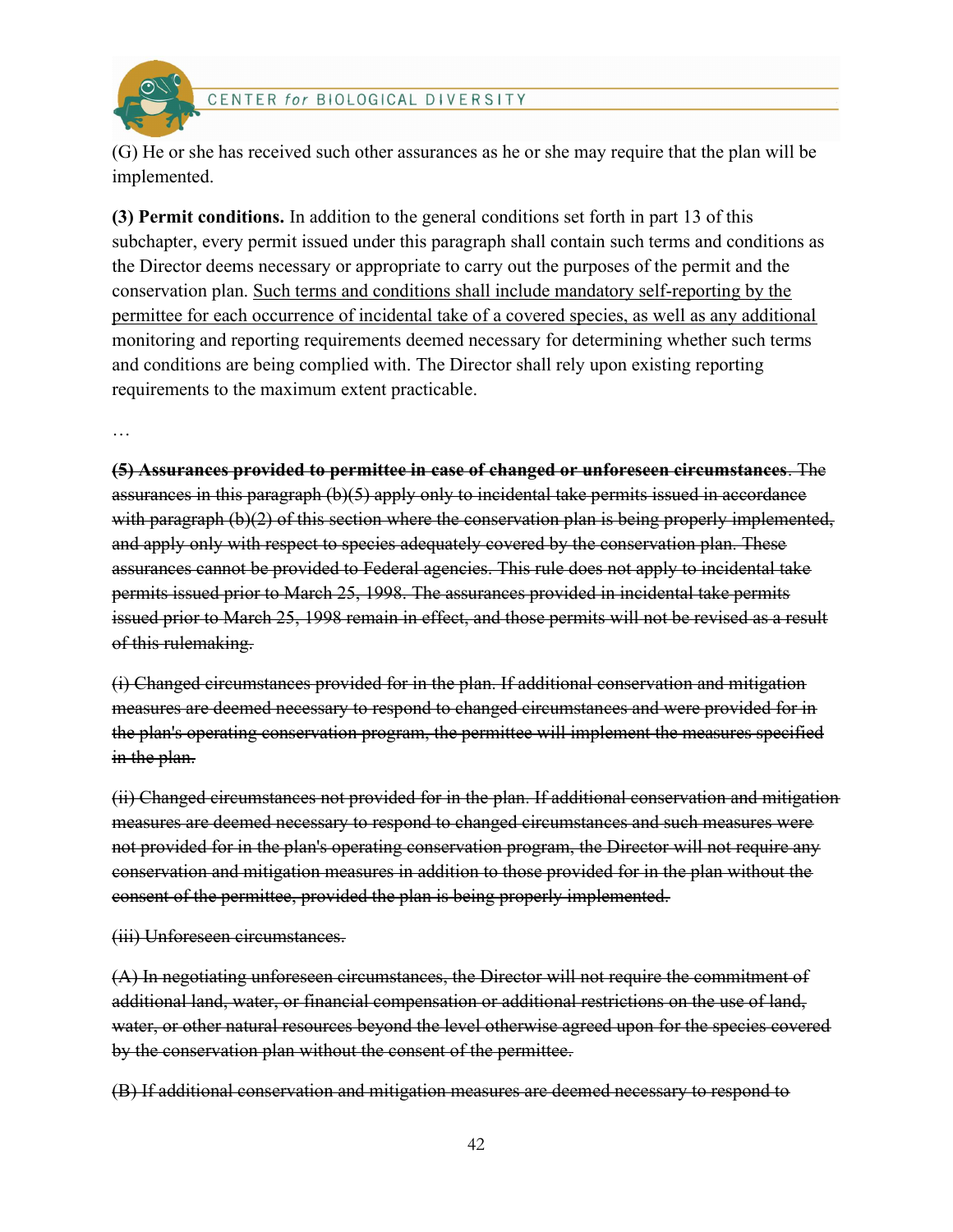(G) He or she has received such other assurances as he or she may require that the plan will be implemented.

**(3) Permit conditions.** In addition to the general conditions set forth in part 13 of this subchapter, every permit issued under this paragraph shall contain such terms and conditions as the Director deems necessary or appropriate to carry out the purposes of the permit and the conservation plan. <u>Such terms and conditions shall include mandatory self-reporting by the permittee for each occurrence of incidental take of a covered species, as well as any additional</u> monitoring and reporting requirements deemed necessary for determining whether such terms and conditions are being complied with. The Director shall rely upon existing reporting requirements to the maximum extent practicable.

…

~~**(5) Assurances provided to permittee in case of changed or unforeseen circumstances**~~. ~~The assurances in this paragraph (b)(5) apply only to incidental take permits issued in accordance with paragraph (b)(2) of this section where the conservation plan is being properly implemented, and apply only with respect to species adequately covered by the conservation plan. These assurances cannot be provided to Federal agencies. This rule does not apply to incidental take permits issued prior to March 25, 1998. The assurances provided in incidental take permits issued prior to March 25, 1998 remain in effect, and those permits will not be revised as a result of this rulemaking.~~

~~(i) Changed circumstances provided for in the plan. If additional conservation and mitigation measures are deemed necessary to respond to changed circumstances and were provided for in the plan's operating conservation program, the permittee will implement the measures specified in the plan.~~

~~(ii) Changed circumstances not provided for in the plan. If additional conservation and mitigation measures are deemed necessary to respond to changed circumstances and such measures were not provided for in the plan's operating conservation program, the Director will not require any conservation and mitigation measures in addition to those provided for in the plan without the consent of the permittee, provided the plan is being properly implemented.~~

~~(iii) Unforeseen circumstances.~~

~~(A) In negotiating unforeseen circumstances, the Director will not require the commitment of additional land, water, or financial compensation or additional restrictions on the use of land, water, or other natural resources beyond the level otherwise agreed upon for the species covered by the conservation plan without the consent of the permittee.~~

~~(B) If additional conservation and mitigation measures are deemed necessary to respond to~~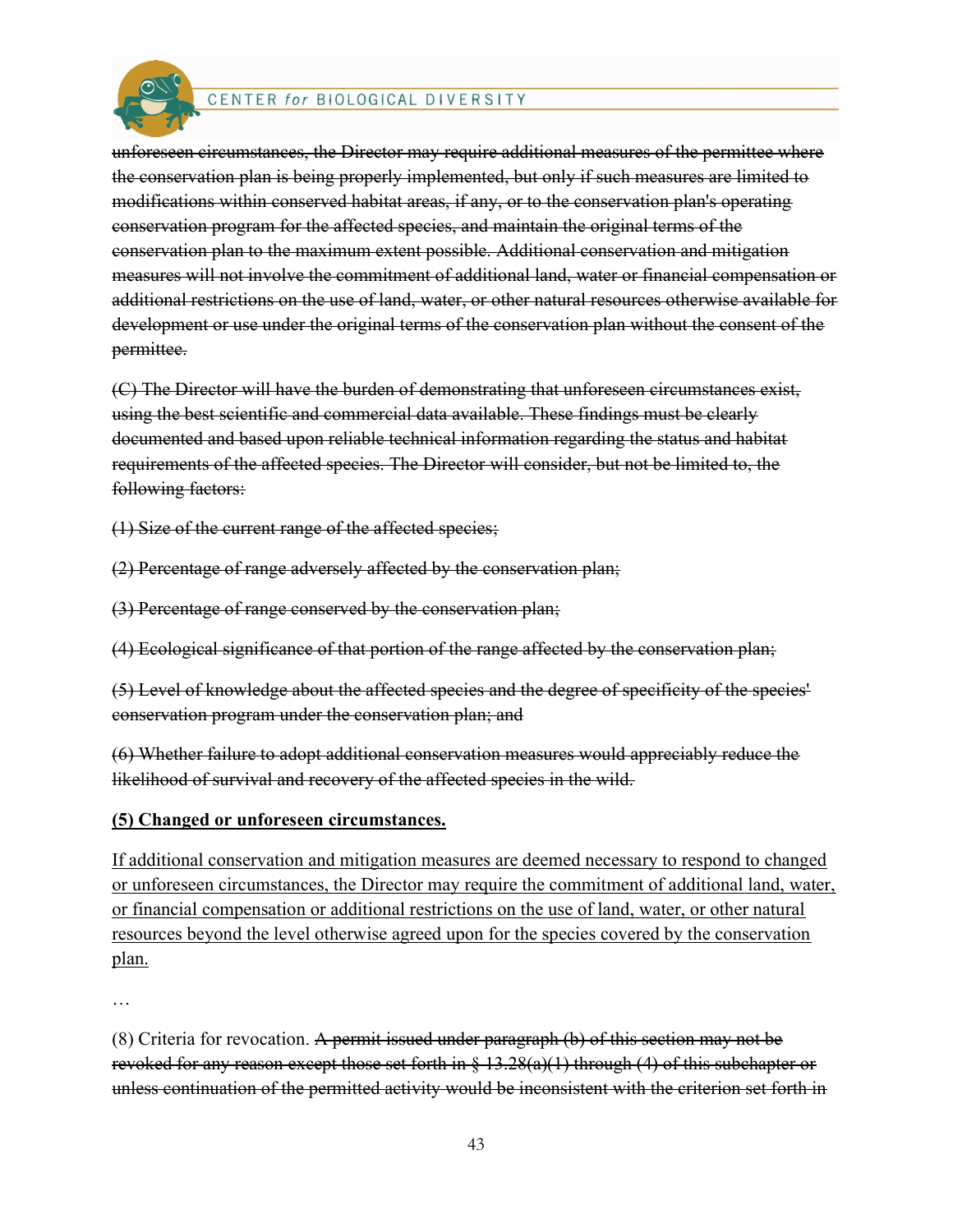~~unforeseen circumstances, the Director may require additional measures of the permittee where the conservation plan is being properly implemented, but only if such measures are limited to modifications within conserved habitat areas, if any, or to the conservation plan's operating conservation program for the affected species, and maintain the original terms of the conservation plan to the maximum extent possible. Additional conservation and mitigation measures will not involve the commitment of additional land, water or financial compensation or additional restrictions on the use of land, water, or other natural resources otherwise available for development or use under the original terms of the conservation plan without the consent of the permittee.~~

~~(C) The Director will have the burden of demonstrating that unforeseen circumstances exist, using the best scientific and commercial data available. These findings must be clearly documented and based upon reliable technical information regarding the status and habitat requirements of the affected species. The Director will consider, but not be limited to, the following factors:~~

~~(1) Size of the current range of the affected species;~~

~~(2) Percentage of range adversely affected by the conservation plan;~~

~~(3) Percentage of range conserved by the conservation plan;~~

~~(4) Ecological significance of that portion of the range affected by the conservation plan;~~

~~(5) Level of knowledge about the affected species and the degree of specificity of the species' conservation program under the conservation plan; and~~

~~(6) Whether failure to adopt additional conservation measures would appreciably reduce the likelihood of survival and recovery of the affected species in the wild.~~

<u>**(5) Changed or unforeseen circumstances.**</u>

<u>If additional conservation and mitigation measures are deemed necessary to respond to changed or unforeseen circumstances, the Director may require the commitment of additional land, water, or financial compensation or additional restrictions on the use of land, water, or other natural resources beyond the level otherwise agreed upon for the species covered by the conservation plan.</u>

…

(8) Criteria for revocation. ~~A permit issued under paragraph (b) of this section may not be revoked for any reason except those set forth in § 13.28(a)(1) through (4) of this subchapter or unless continuation of the permitted activity would be inconsistent with the criterion set forth in~~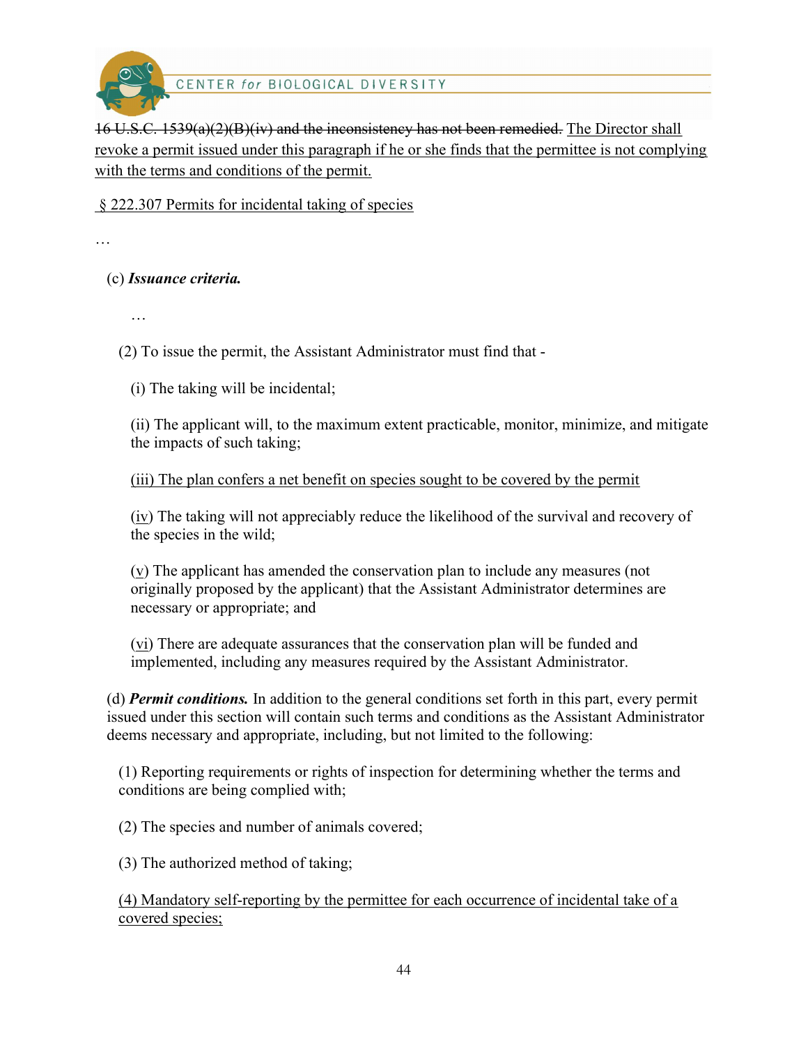~~16 U.S.C. 1539(a)(2)(B)(iv) and the inconsistency has not been remedied.~~ <u>The Director shall revoke a permit issued under this paragraph if he or she finds that the permittee is not complying with the terms and conditions of the permit.</u>

<u>§ 222.307 Permits for incidental taking of species</u>

…

(c) ***Issuance criteria.***

…

(2) To issue the permit, the Assistant Administrator must find that -

(i) The taking will be incidental;

(ii) The applicant will, to the maximum extent practicable, monitor, minimize, and mitigate the impacts of such taking;

<u>(iii) The plan confers a net benefit on species sought to be covered by the permit</u>

(<u>iv</u>) The taking will not appreciably reduce the likelihood of the survival and recovery of the species in the wild;

(<u>v</u>) The applicant has amended the conservation plan to include any measures (not originally proposed by the applicant) that the Assistant Administrator determines are necessary or appropriate; and

(<u>vi</u>) There are adequate assurances that the conservation plan will be funded and implemented, including any measures required by the Assistant Administrator.

(d) ***Permit conditions.*** In addition to the general conditions set forth in this part, every permit issued under this section will contain such terms and conditions as the Assistant Administrator deems necessary and appropriate, including, but not limited to the following:

(1) Reporting requirements or rights of inspection for determining whether the terms and conditions are being complied with;

(2) The species and number of animals covered;

(3) The authorized method of taking;

<u>(4) Mandatory self-reporting by the permittee for each occurrence of incidental take of a covered species;</u>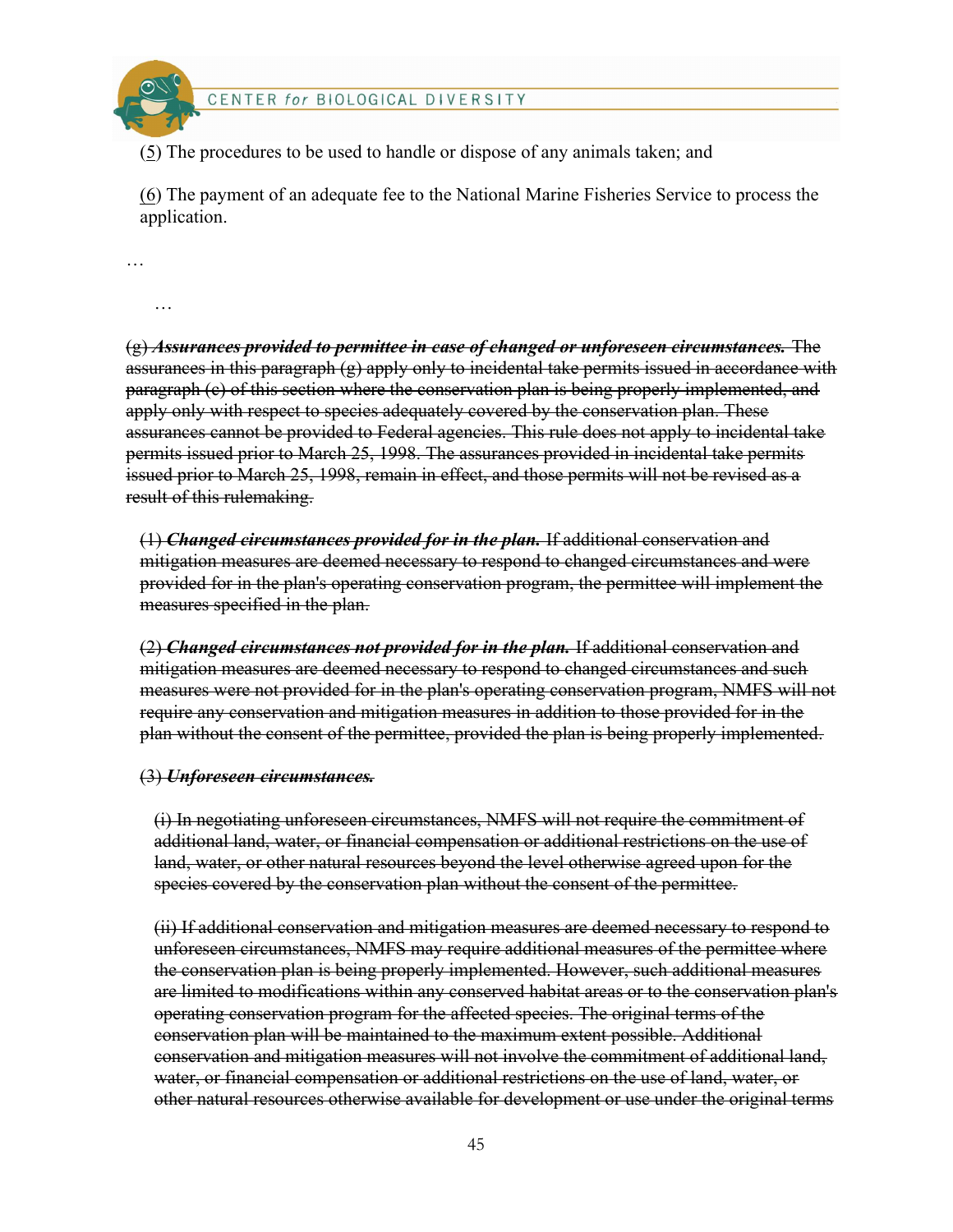(5) The procedures to be used to handle or dispose of any animals taken; and

(6) The payment of an adequate fee to the National Marine Fisheries Service to process the application.

…

…

~~(g) ***Assurances provided to permittee in case of changed or unforeseen circumstances.*** The assurances in this paragraph (g) apply only to incidental take permits issued in accordance with paragraph (c) of this section where the conservation plan is being properly implemented, and apply only with respect to species adequately covered by the conservation plan. These assurances cannot be provided to Federal agencies. This rule does not apply to incidental take permits issued prior to March 25, 1998. The assurances provided in incidental take permits issued prior to March 25, 1998, remain in effect, and those permits will not be revised as a result of this rulemaking.~~

~~(1) ***Changed circumstances provided for in the plan.*** If additional conservation and mitigation measures are deemed necessary to respond to changed circumstances and were provided for in the plan's operating conservation program, the permittee will implement the measures specified in the plan.~~

~~(2) ***Changed circumstances not provided for in the plan.*** If additional conservation and mitigation measures are deemed necessary to respond to changed circumstances and such measures were not provided for in the plan's operating conservation program, NMFS will not require any conservation and mitigation measures in addition to those provided for in the plan without the consent of the permittee, provided the plan is being properly implemented.~~

~~(3) ***Unforeseen circumstances.***~~

~~(i) In negotiating unforeseen circumstances, NMFS will not require the commitment of additional land, water, or financial compensation or additional restrictions on the use of land, water, or other natural resources beyond the level otherwise agreed upon for the species covered by the conservation plan without the consent of the permittee.~~

~~(ii) If additional conservation and mitigation measures are deemed necessary to respond to unforeseen circumstances, NMFS may require additional measures of the permittee where the conservation plan is being properly implemented. However, such additional measures are limited to modifications within any conserved habitat areas or to the conservation plan's operating conservation program for the affected species. The original terms of the conservation plan will be maintained to the maximum extent possible. Additional conservation and mitigation measures will not involve the commitment of additional land, water, or financial compensation or additional restrictions on the use of land, water, or other natural resources otherwise available for development or use under the original terms~~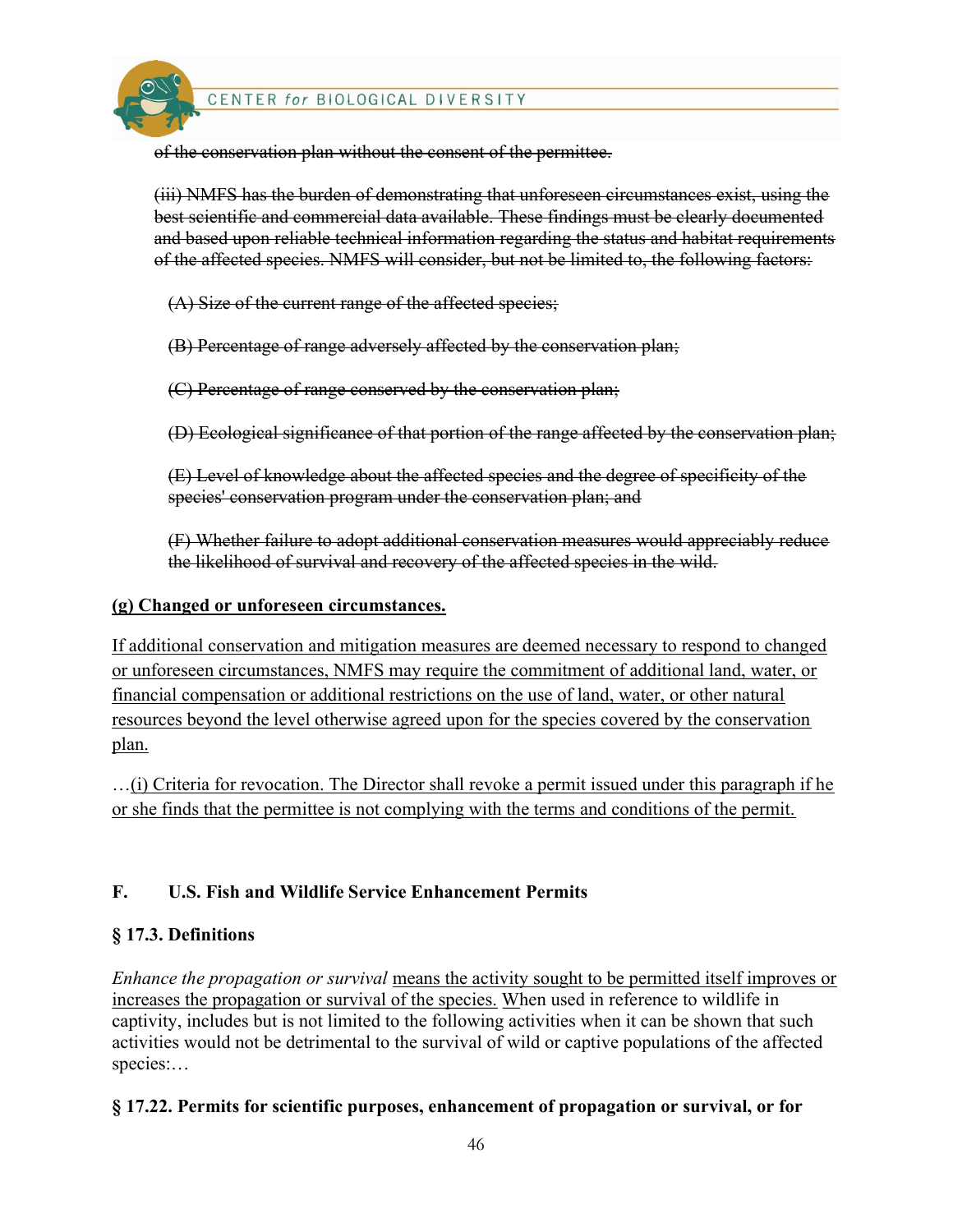~~of the conservation plan without the consent of the permittee.~~

~~(iii) NMFS has the burden of demonstrating that unforeseen circumstances exist, using the best scientific and commercial data available. These findings must be clearly documented and based upon reliable technical information regarding the status and habitat requirements of the affected species. NMFS will consider, but not be limited to, the following factors:~~

~~(A) Size of the current range of the affected species;~~

~~(B) Percentage of range adversely affected by the conservation plan;~~

~~(C) Percentage of range conserved by the conservation plan;~~

~~(D) Ecological significance of that portion of the range affected by the conservation plan;~~

~~(E) Level of knowledge about the affected species and the degree of specificity of the species' conservation program under the conservation plan; and~~

~~(F) Whether failure to adopt additional conservation measures would appreciably reduce the likelihood of survival and recovery of the affected species in the wild.~~

<u>**(g) Changed or unforeseen circumstances.**</u>

<u>If additional conservation and mitigation measures are deemed necessary to respond to changed or unforeseen circumstances, NMFS may require the commitment of additional land, water, or financial compensation or additional restrictions on the use of land, water, or other natural resources beyond the level otherwise agreed upon for the species covered by the conservation plan.</u>

…<u>(i) Criteria for revocation. The Director shall revoke a permit issued under this paragraph if he or she finds that the permittee is not complying with the terms and conditions of the permit.</u>

## F. U.S. Fish and Wildlife Service Enhancement Permits

### § 17.3. Definitions

*Enhance the propagation or survival* <u>means the activity sought to be permitted itself improves or increases the propagation or survival of the species. W</u>hen used in reference to wildlife in captivity, includes but is not limited to the following activities when it can be shown that such activities would not be detrimental to the survival of wild or captive populations of the affected species:…

### § 17.22. Permits for scientific purposes, enhancement of propagation or survival, or for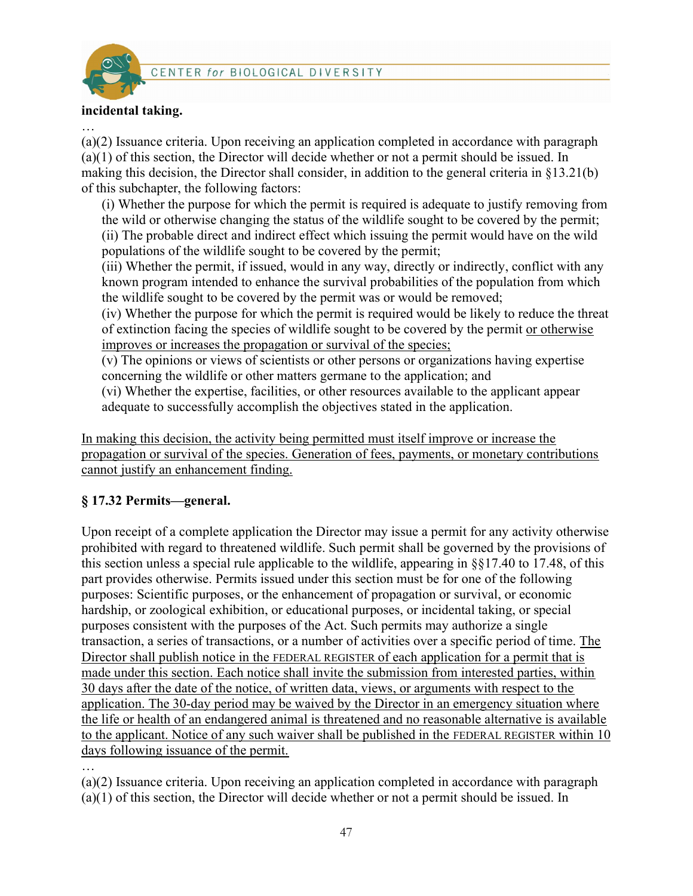**incidental taking.**

…

(a)(2) Issuance criteria. Upon receiving an application completed in accordance with paragraph (a)(1) of this section, the Director will decide whether or not a permit should be issued. In making this decision, the Director shall consider, in addition to the general criteria in §13.21(b) of this subchapter, the following factors:

(i) Whether the purpose for which the permit is required is adequate to justify removing from the wild or otherwise changing the status of the wildlife sought to be covered by the permit;
(ii) The probable direct and indirect effect which issuing the permit would have on the wild populations of the wildlife sought to be covered by the permit;
(iii) Whether the permit, if issued, would in any way, directly or indirectly, conflict with any known program intended to enhance the survival probabilities of the population from which the wildlife sought to be covered by the permit was or would be removed;
(iv) Whether the purpose for which the permit is required would be likely to reduce the threat of extinction facing the species of wildlife sought to be covered by the permit <u>or otherwise improves or increases the propagation or survival of the species;</u>
(v) The opinions or views of scientists or other persons or organizations having expertise concerning the wildlife or other matters germane to the application; and
(vi) Whether the expertise, facilities, or other resources available to the applicant appear adequate to successfully accomplish the objectives stated in the application.

<u>In making this decision, the activity being permitted must itself improve or increase the propagation or survival of the species. Generation of fees, payments, or monetary contributions cannot justify an enhancement finding.</u>

**§ 17.32 Permits—general.**

Upon receipt of a complete application the Director may issue a permit for any activity otherwise prohibited with regard to threatened wildlife. Such permit shall be governed by the provisions of this section unless a special rule applicable to the wildlife, appearing in §§17.40 to 17.48, of this part provides otherwise. Permits issued under this section must be for one of the following purposes: Scientific purposes, or the enhancement of propagation or survival, or economic hardship, or zoological exhibition, or educational purposes, or incidental taking, or special purposes consistent with the purposes of the Act. Such permits may authorize a single transaction, a series of transactions, or a number of activities over a specific period of time. <u>The Director shall publish notice in the FEDERAL REGISTER of each application for a permit that is made under this section. Each notice shall invite the submission from interested parties, within 30 days after the date of the notice, of written data, views, or arguments with respect to the application. The 30-day period may be waived by the Director in an emergency situation where the life or health of an endangered animal is threatened and no reasonable alternative is available to the applicant. Notice of any such waiver shall be published in the FEDERAL REGISTER within 10 days following issuance of the permit.</u>

…

(a)(2) Issuance criteria. Upon receiving an application completed in accordance with paragraph (a)(1) of this section, the Director will decide whether or not a permit should be issued. In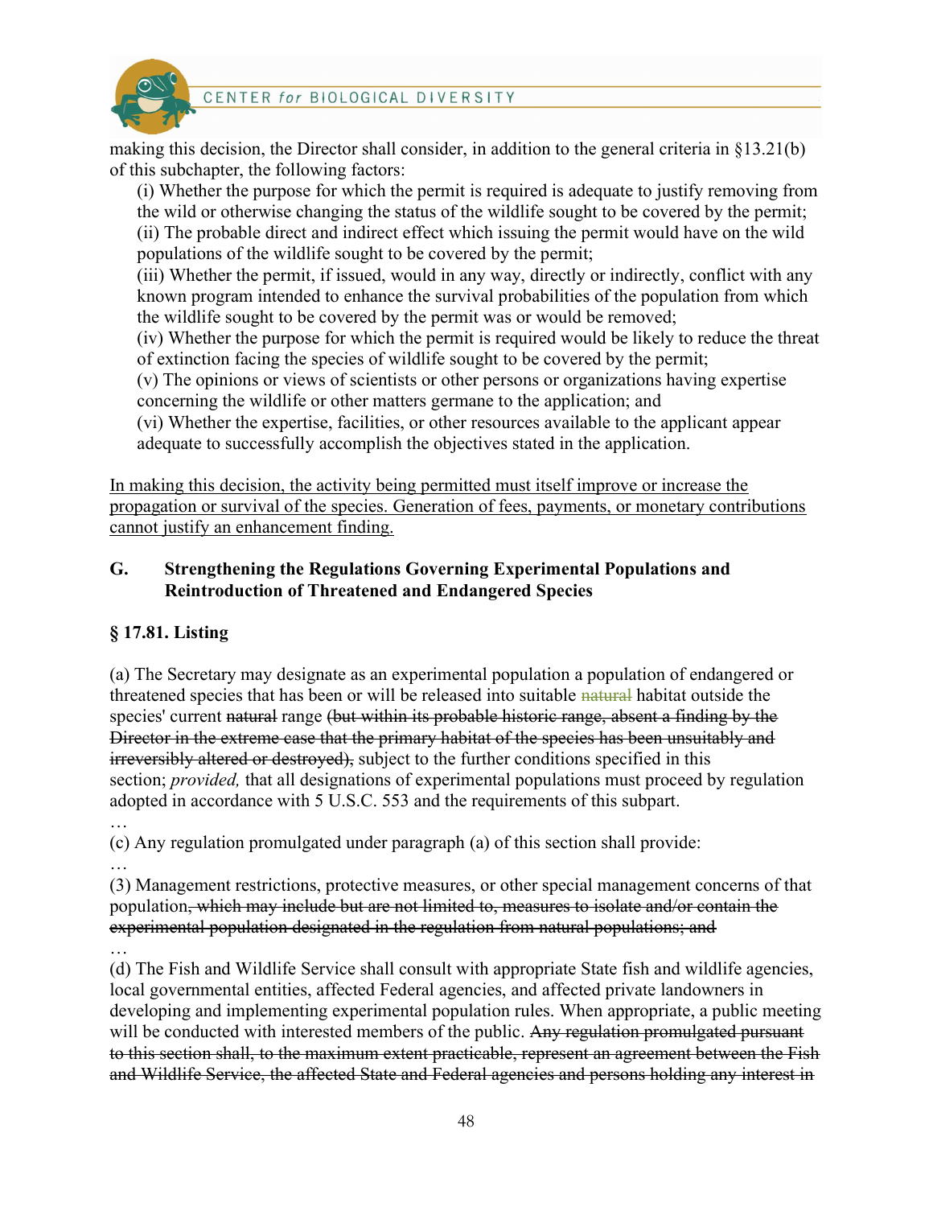making this decision, the Director shall consider, in addition to the general criteria in §13.21(b) of this subchapter, the following factors:

(i) Whether the purpose for which the permit is required is adequate to justify removing from the wild or otherwise changing the status of the wildlife sought to be covered by the permit;
(ii) The probable direct and indirect effect which issuing the permit would have on the wild populations of the wildlife sought to be covered by the permit;
(iii) Whether the permit, if issued, would in any way, directly or indirectly, conflict with any known program intended to enhance the survival probabilities of the population from which the wildlife sought to be covered by the permit was or would be removed;
(iv) Whether the purpose for which the permit is required would be likely to reduce the threat of extinction facing the species of wildlife sought to be covered by the permit;
(v) The opinions or views of scientists or other persons or organizations having expertise concerning the wildlife or other matters germane to the application; and
(vi) Whether the expertise, facilities, or other resources available to the applicant appear adequate to successfully accomplish the objectives stated in the application.

<u>In making this decision, the activity being permitted must itself improve or increase the propagation or survival of the species. Generation of fees, payments, or monetary contributions cannot justify an enhancement finding.</u>

## G. Strengthening the Regulations Governing Experimental Populations and Reintroduction of Threatened and Endangered Species

### § 17.81. Listing

(a) The Secretary may designate as an experimental population a population of endangered or threatened species that has been or will be released into suitable ~~natural~~ habitat outside the species' current ~~natural~~ range ~~(but within its probable historic range, absent a finding by the Director in the extreme case that the primary habitat of the species has been unsuitably and irreversibly altered or destroyed),~~ subject to the further conditions specified in this section; *provided,* that all designations of experimental populations must proceed by regulation adopted in accordance with 5 U.S.C. 553 and the requirements of this subpart.

…

(c) Any regulation promulgated under paragraph (a) of this section shall provide:

…

(3) Management restrictions, protective measures, or other special management concerns of that population~~, which may include but are not limited to, measures to isolate and/or contain the experimental population designated in the regulation from natural populations; and~~

…

(d) The Fish and Wildlife Service shall consult with appropriate State fish and wildlife agencies, local governmental entities, affected Federal agencies, and affected private landowners in developing and implementing experimental population rules. When appropriate, a public meeting will be conducted with interested members of the public. ~~Any regulation promulgated pursuant to this section shall, to the maximum extent practicable, represent an agreement between the Fish and Wildlife Service, the affected State and Federal agencies and persons holding any interest in~~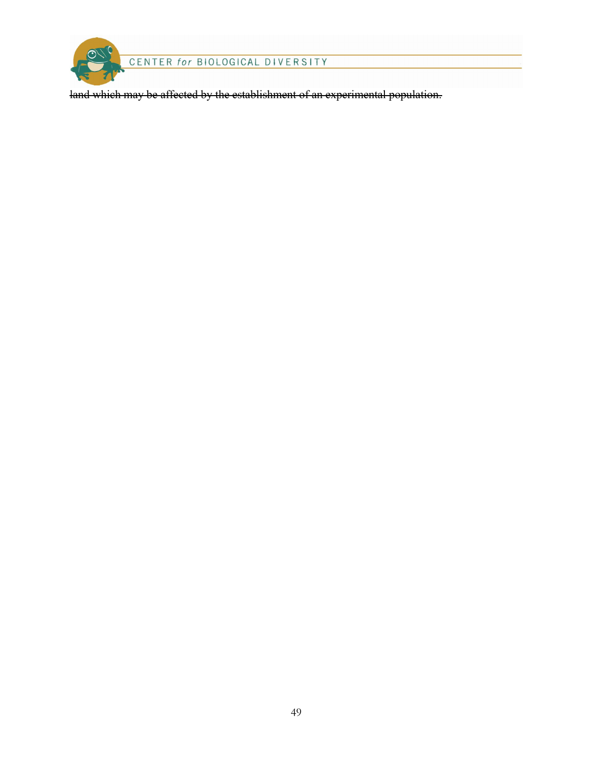~~land which may be affected by the establishment of an experimental population.~~